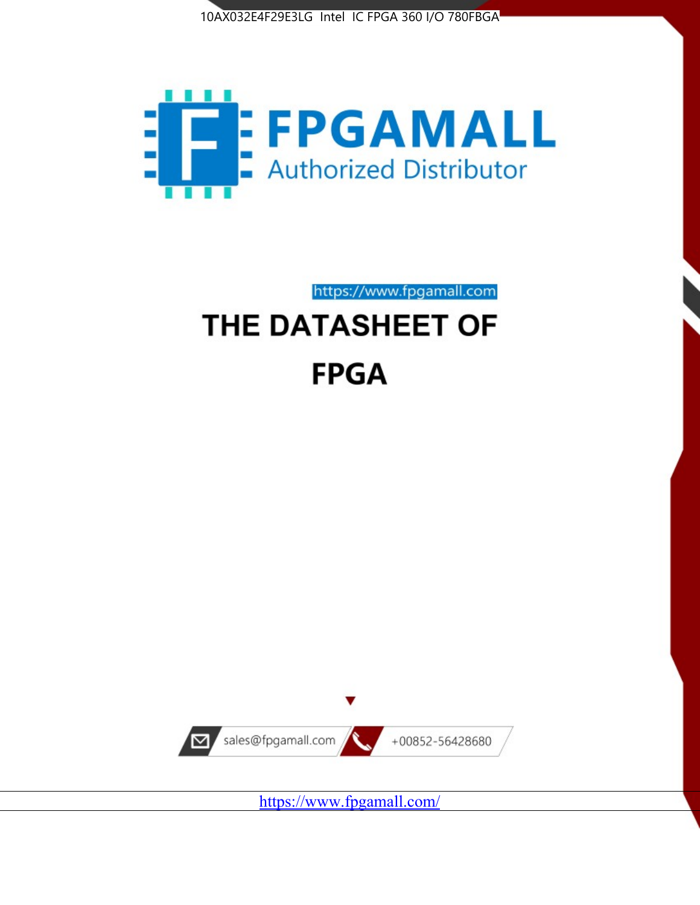10AX032E4F29E3LG Intel IC FPGA 360 I/O 780FBGA

FPGAMALL

Authorized Distributor

https://www.fpgamall.com

# THE DATASHEET OF

# FPGA

sales@fpgamall.com

+00852-56428680

https://www.fpgamall.com/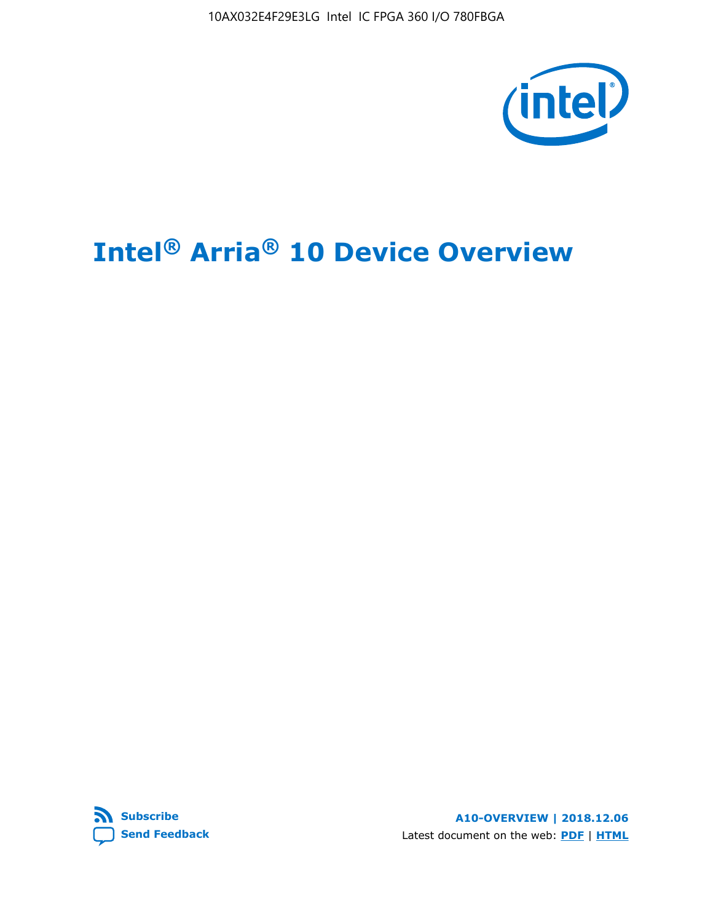# Intel® Arria® 10 Device Overview

**Subscribe**

**Send Feedback**

**A10-OVERVIEW | 2018.12.06**

Latest document on the web: **PDF** | **HTML**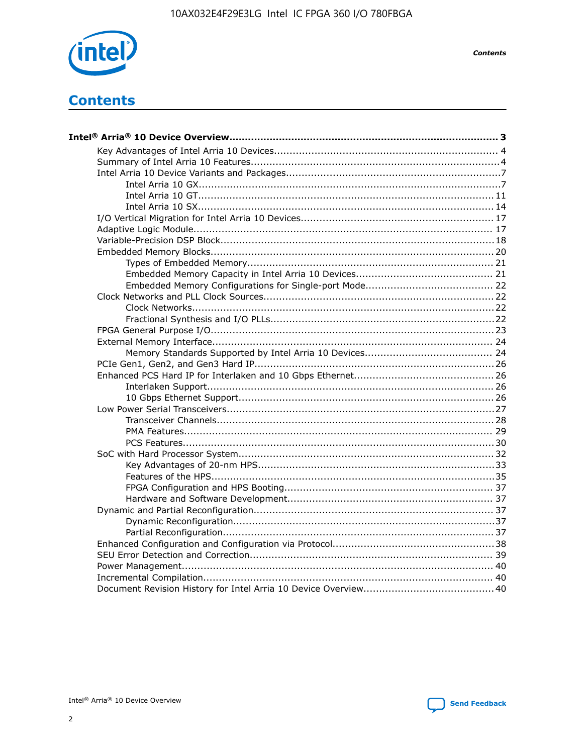# Contents

**Intel® Arria® 10 Device Overview....................................................................................... 3**

- Key Advantages of Intel Arria 10 Devices........................................................................ 4
- Summary of Intel Arria 10 Features................................................................................4
- Intel Arria 10 Device Variants and Packages.....................................................................7
  - Intel Arria 10 GX.................................................................................................7
  - Intel Arria 10 GT............................................................................................... 11
  - Intel Arria 10 SX............................................................................................... 14
- I/O Vertical Migration for Intel Arria 10 Devices.............................................................. 17
- Adaptive Logic Module................................................................................................ 17
- Variable-Precision DSP Block........................................................................................18
- Embedded Memory Blocks........................................................................................... 20
  - Types of Embedded Memory............................................................................... 21
  - Embedded Memory Capacity in Intel Arria 10 Devices............................................ 21
  - Embedded Memory Configurations for Single-port Mode......................................... 22
- Clock Networks and PLL Clock Sources..........................................................................22
  - Clock Networks.................................................................................................22
  - Fractional Synthesis and I/O PLLs........................................................................22
- FPGA General Purpose I/O...........................................................................................23
- External Memory Interface.......................................................................................... 24
  - Memory Standards Supported by Intel Arria 10 Devices......................................... 24
- PCIe Gen1, Gen2, and Gen3 Hard IP.............................................................................26
- Enhanced PCS Hard IP for Interlaken and 10 Gbps Ethernet.............................................26
  - Interlaken Support............................................................................................ 26
  - 10 Gbps Ethernet Support.................................................................................. 26
- Low Power Serial Transceivers......................................................................................27
  - Transceiver Channels.........................................................................................28
  - PMA Features................................................................................................... 29
  - PCS Features....................................................................................................30
- SoC with Hard Processor System..................................................................................32
  - Key Advantages of 20-nm HPS............................................................................33
  - Features of the HPS...........................................................................................35
  - FPGA Configuration and HPS Booting................................................................... 37
  - Hardware and Software Development.................................................................. 37
- Dynamic and Partial Reconfiguration.............................................................................37
  - Dynamic Reconfiguration....................................................................................37
  - Partial Reconfiguration.......................................................................................37
- Enhanced Configuration and Configuration via Protocol....................................................38
- SEU Error Detection and Correction.............................................................................. 39
- Power Management.................................................................................................... 40
- Incremental Compilation............................................................................................. 40
- Document Revision History for Intel Arria 10 Device Overview..........................................40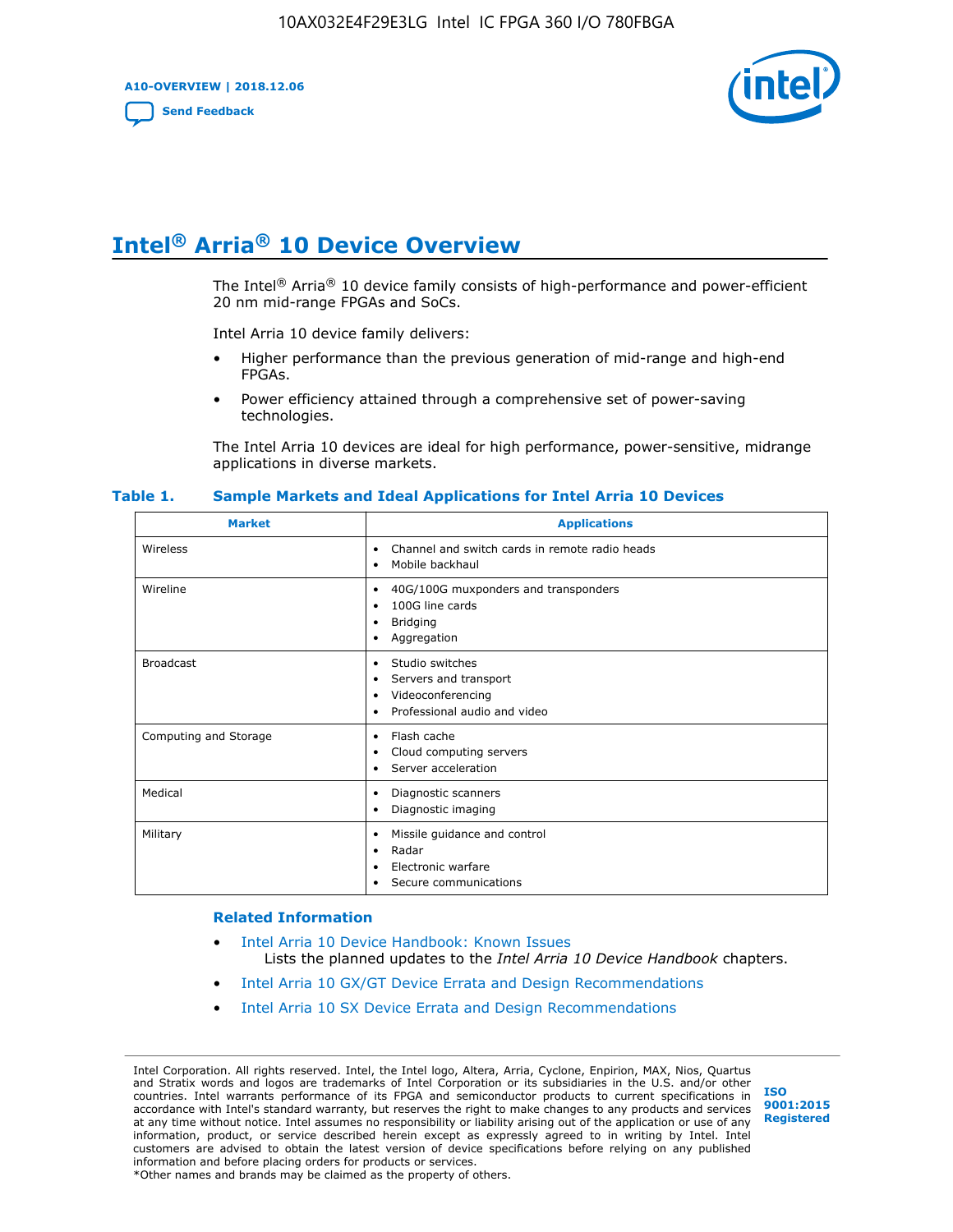# Intel® Arria® 10 Device Overview

The Intel® Arria® 10 device family consists of high-performance and power-efficient 20 nm mid-range FPGAs and SoCs.

Intel Arria 10 device family delivers:

- Higher performance than the previous generation of mid-range and high-end FPGAs.
- Power efficiency attained through a comprehensive set of power-saving technologies.

The Intel Arria 10 devices are ideal for high performance, power-sensitive, midrange applications in diverse markets.

**Table 1. Sample Markets and Ideal Applications for Intel Arria 10 Devices**

| Market | Applications |
|---|---|
| Wireless | • Channel and switch cards in remote radio heads<br>• Mobile backhaul |
| Wireline | • 40G/100G muxponders and transponders<br>• 100G line cards<br>• Bridging<br>• Aggregation |
| Broadcast | • Studio switches<br>• Servers and transport<br>• Videoconferencing<br>• Professional audio and video |
| Computing and Storage | • Flash cache<br>• Cloud computing servers<br>• Server acceleration |
| Medical | • Diagnostic scanners<br>• Diagnostic imaging |
| Military | • Missile guidance and control<br>• Radar<br>• Electronic warfare<br>• Secure communications |

## Related Information

- Intel Arria 10 Device Handbook: Known Issues
  Lists the planned updates to the *Intel Arria 10 Device Handbook* chapters.
- Intel Arria 10 GX/GT Device Errata and Design Recommendations
- Intel Arria 10 SX Device Errata and Design Recommendations

Intel Corporation. All rights reserved. Intel, the Intel logo, Altera, Arria, Cyclone, Enpirion, MAX, Nios, Quartus and Stratix words and logos are trademarks of Intel Corporation or its subsidiaries in the U.S. and/or other countries. Intel warrants performance of its FPGA and semiconductor products to current specifications in accordance with Intel's standard warranty, but reserves the right to make changes to any products and services at any time without notice. Intel assumes no responsibility or liability arising out of the application or use of any information, product, or service described herein except as expressly agreed to in writing by Intel. Intel customers are advised to obtain the latest version of device specifications before relying on any published information and before placing orders for products or services.
*Other names and brands may be claimed as the property of others.

ISO 9001:2015 Registered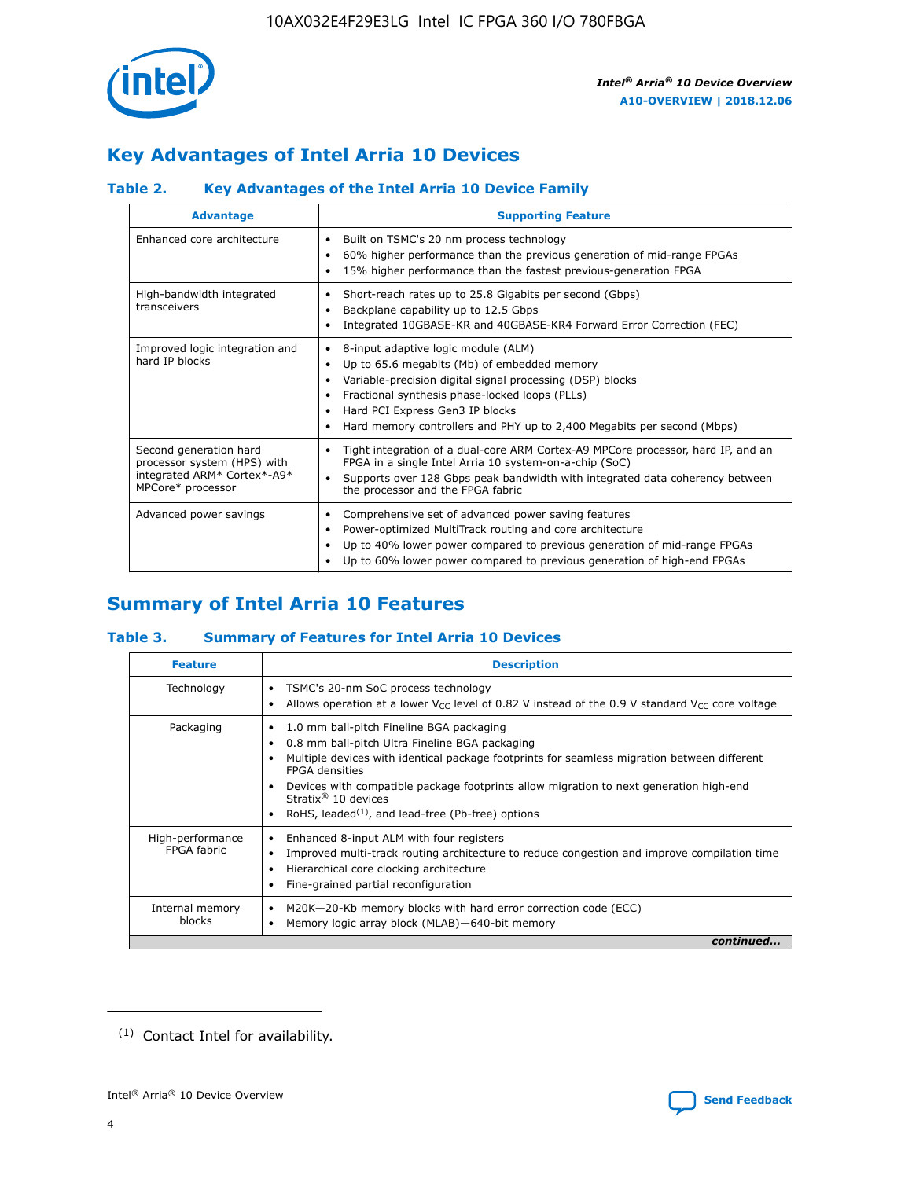## Key Advantages of Intel Arria 10 Devices

### Table 2. Key Advantages of the Intel Arria 10 Device Family

| Advantage | Supporting Feature |
|---|---|
| Enhanced core architecture | • Built on TSMC's 20 nm process technology<br>• 60% higher performance than the previous generation of mid-range FPGAs<br>• 15% higher performance than the fastest previous-generation FPGA |
| High-bandwidth integrated transceivers | • Short-reach rates up to 25.8 Gigabits per second (Gbps)<br>• Backplane capability up to 12.5 Gbps<br>• Integrated 10GBASE-KR and 40GBASE-KR4 Forward Error Correction (FEC) |
| Improved logic integration and hard IP blocks | • 8-input adaptive logic module (ALM)<br>• Up to 65.6 megabits (Mb) of embedded memory<br>• Variable-precision digital signal processing (DSP) blocks<br>• Fractional synthesis phase-locked loops (PLLs)<br>• Hard PCI Express Gen3 IP blocks<br>• Hard memory controllers and PHY up to 2,400 Megabits per second (Mbps) |
| Second generation hard processor system (HPS) with integrated ARM* Cortex*-A9* MPCore* processor | • Tight integration of a dual-core ARM Cortex-A9 MPCore processor, hard IP, and an FPGA in a single Intel Arria 10 system-on-a-chip (SoC)<br>• Supports over 128 Gbps peak bandwidth with integrated data coherency between the processor and the FPGA fabric |
| Advanced power savings | • Comprehensive set of advanced power saving features<br>• Power-optimized MultiTrack routing and core architecture<br>• Up to 40% lower power compared to previous generation of mid-range FPGAs<br>• Up to 60% lower power compared to previous generation of high-end FPGAs |

## Summary of Intel Arria 10 Features

### Table 3. Summary of Features for Intel Arria 10 Devices

| Feature | Description |
|---|---|
| Technology | • TSMC's 20-nm SoC process technology<br>• Allows operation at a lower $V_{CC}$ level of 0.82 V instead of the 0.9 V standard $V_{CC}$ core voltage |
| Packaging | • 1.0 mm ball-pitch Fineline BGA packaging<br>• 0.8 mm ball-pitch Ultra Fineline BGA packaging<br>• Multiple devices with identical package footprints for seamless migration between different FPGA densities<br>• Devices with compatible package footprints allow migration to next generation high-end Stratix® 10 devices<br>• RoHS, leaded[(1)], and lead-free (Pb-free) options |
| High-performance FPGA fabric | • Enhanced 8-input ALM with four registers<br>• Improved multi-track routing architecture to reduce congestion and improve compilation time<br>• Hierarchical core clocking architecture<br>• Fine-grained partial reconfiguration |
| Internal memory blocks | • M20K—20-Kb memory blocks with hard error correction code (ECC)<br>• Memory logic array block (MLAB)—640-bit memory |

*continued...*

(1) Contact Intel for availability.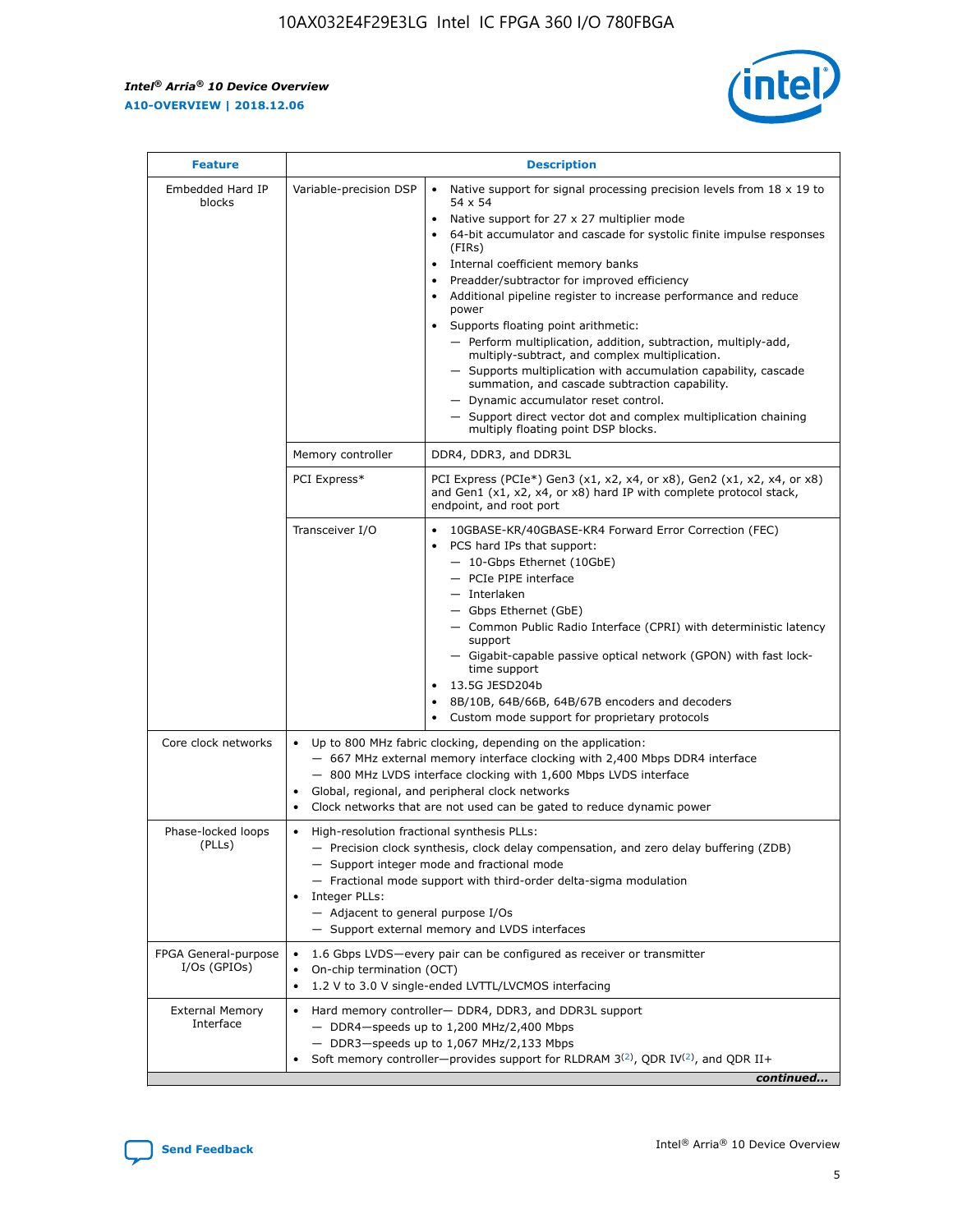| Feature | Description | |
|---|---|---|
| Embedded Hard IP blocks | Variable-precision DSP | • Native support for signal processing precision levels from 18 x 19 to 54 x 54<br>• Native support for 27 x 27 multiplier mode<br>• 64-bit accumulator and cascade for systolic finite impulse responses (FIRs)<br>• Internal coefficient memory banks<br>• Preadder/subtractor for improved efficiency<br>• Additional pipeline register to increase performance and reduce power<br>• Supports floating point arithmetic:<br>— Perform multiplication, addition, subtraction, multiply-add, multiply-subtract, and complex multiplication.<br>— Supports multiplication with accumulation capability, cascade summation, and cascade subtraction capability.<br>— Dynamic accumulator reset control.<br>— Support direct vector dot and complex multiplication chaining multiply floating point DSP blocks. |
| | Memory controller | DDR4, DDR3, and DDR3L |
| | PCI Express* | PCI Express (PCIe*) Gen3 (x1, x2, x4, or x8), Gen2 (x1, x2, x4, or x8) and Gen1 (x1, x2, x4, or x8) hard IP with complete protocol stack, endpoint, and root port |
| | Transceiver I/O | • 10GBASE-KR/40GBASE-KR4 Forward Error Correction (FEC)<br>• PCS hard IPs that support:<br>— 10-Gbps Ethernet (10GbE)<br>— PCIe PIPE interface<br>— Interlaken<br>— Gbps Ethernet (GbE)<br>— Common Public Radio Interface (CPRI) with deterministic latency support<br>— Gigabit-capable passive optical network (GPON) with fast lock-time support<br>• 13.5G JESD204b<br>• 8B/10B, 64B/66B, 64B/67B encoders and decoders<br>• Custom mode support for proprietary protocols |
| Core clock networks | • Up to 800 MHz fabric clocking, depending on the application:<br>— 667 MHz external memory interface clocking with 2,400 Mbps DDR4 interface<br>— 800 MHz LVDS interface clocking with 1,600 Mbps LVDS interface<br>• Global, regional, and peripheral clock networks<br>• Clock networks that are not used can be gated to reduce dynamic power | |
| Phase-locked loops (PLLs) | • High-resolution fractional synthesis PLLs:<br>— Precision clock synthesis, clock delay compensation, and zero delay buffering (ZDB)<br>— Support integer mode and fractional mode<br>— Fractional mode support with third-order delta-sigma modulation<br>• Integer PLLs:<br>— Adjacent to general purpose I/Os<br>— Support external memory and LVDS interfaces | |
| FPGA General-purpose I/Os (GPIOs) | • 1.6 Gbps LVDS—every pair can be configured as receiver or transmitter<br>• On-chip termination (OCT)<br>• 1.2 V to 3.0 V single-ended LVTTL/LVCMOS interfacing | |
| External Memory Interface | • Hard memory controller— DDR4, DDR3, and DDR3L support<br>— DDR4—speeds up to 1,200 MHz/2,400 Mbps<br>— DDR3—speeds up to 1,067 MHz/2,133 Mbps<br>• Soft memory controller—provides support for RLDRAM 3[(2)], QDR IV[(2)], and QDR II+ | |

*continued...*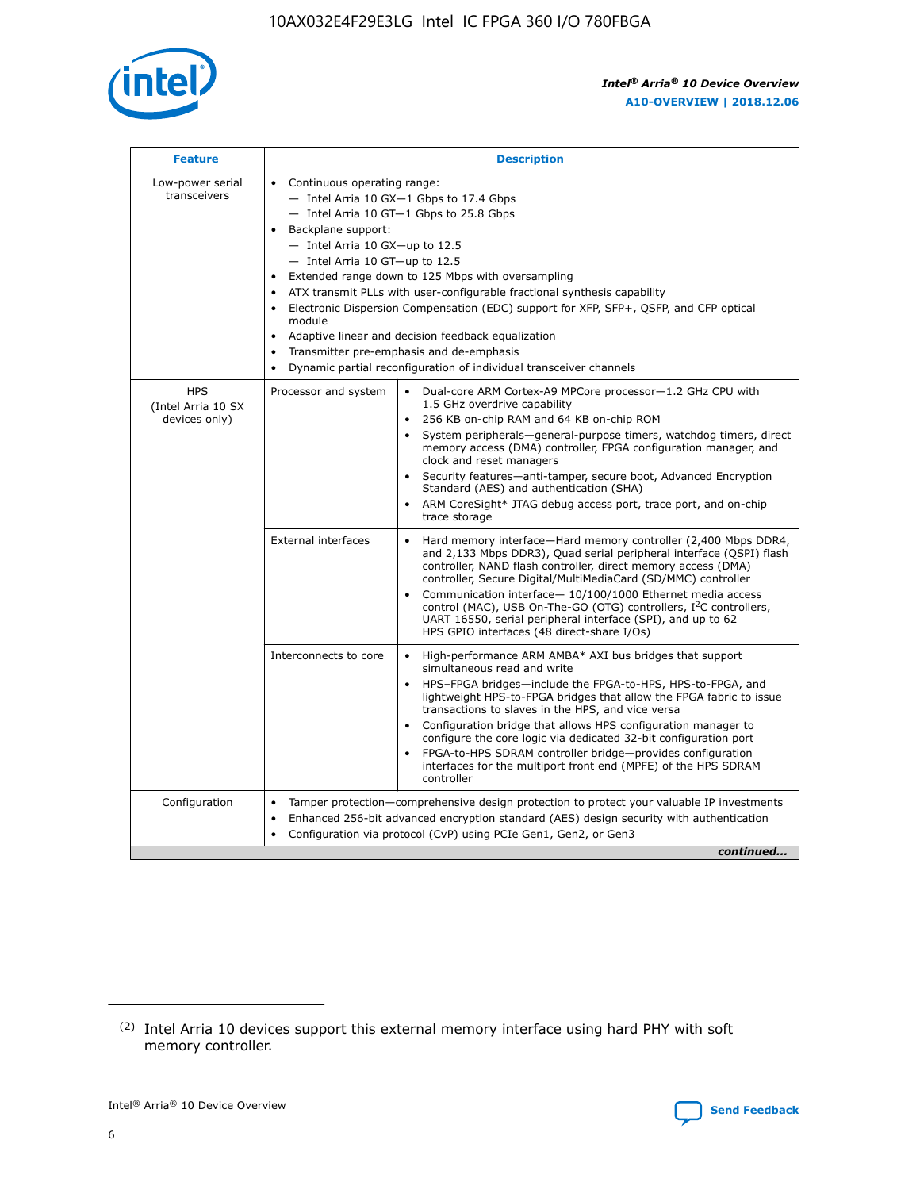| Feature | Description | |
|---|---|---|
| Low-power serial transceivers | • Continuous operating range:<br>— Intel Arria 10 GX—1 Gbps to 17.4 Gbps<br>— Intel Arria 10 GT—1 Gbps to 25.8 Gbps<br>• Backplane support:<br>— Intel Arria 10 GX—up to 12.5<br>— Intel Arria 10 GT—up to 12.5<br>• Extended range down to 125 Mbps with oversampling<br>• ATX transmit PLLs with user-configurable fractional synthesis capability<br>• Electronic Dispersion Compensation (EDC) support for XFP, SFP+, QSFP, and CFP optical module<br>• Adaptive linear and decision feedback equalization<br>• Transmitter pre-emphasis and de-emphasis<br>• Dynamic partial reconfiguration of individual transceiver channels | |
| HPS (Intel Arria 10 SX devices only) | Processor and system | • Dual-core ARM Cortex-A9 MPCore processor—1.2 GHz CPU with 1.5 GHz overdrive capability<br>• 256 KB on-chip RAM and 64 KB on-chip ROM<br>• System peripherals—general-purpose timers, watchdog timers, direct memory access (DMA) controller, FPGA configuration manager, and clock and reset managers<br>• Security features—anti-tamper, secure boot, Advanced Encryption Standard (AES) and authentication (SHA)<br>• ARM CoreSight* JTAG debug access port, trace port, and on-chip trace storage |
| | External interfaces | • Hard memory interface—Hard memory controller (2,400 Mbps DDR4, and 2,133 Mbps DDR3), Quad serial peripheral interface (QSPI) flash controller, NAND flash controller, direct memory access (DMA) controller, Secure Digital/MultiMediaCard (SD/MMC) controller<br>• Communication interface— 10/100/1000 Ethernet media access control (MAC), USB On-The-GO (OTG) controllers, I²C controllers, UART 16550, serial peripheral interface (SPI), and up to 62 HPS GPIO interfaces (48 direct-share I/Os) |
| | Interconnects to core | • High-performance ARM AMBA* AXI bus bridges that support simultaneous read and write<br>• HPS–FPGA bridges—include the FPGA-to-HPS, HPS-to-FPGA, and lightweight HPS-to-FPGA bridges that allow the FPGA fabric to issue transactions to slaves in the HPS, and vice versa<br>• Configuration bridge that allows HPS configuration manager to configure the core logic via dedicated 32-bit configuration port<br>• FPGA-to-HPS SDRAM controller bridge—provides configuration interfaces for the multiport front end (MPFE) of the HPS SDRAM controller |
| Configuration | • Tamper protection—comprehensive design protection to protect your valuable IP investments<br>• Enhanced 256-bit advanced encryption standard (AES) design security with authentication<br>• Configuration via protocol (CvP) using PCIe Gen1, Gen2, or Gen3 | |

*continued...*

(2) Intel Arria 10 devices support this external memory interface using hard PHY with soft memory controller.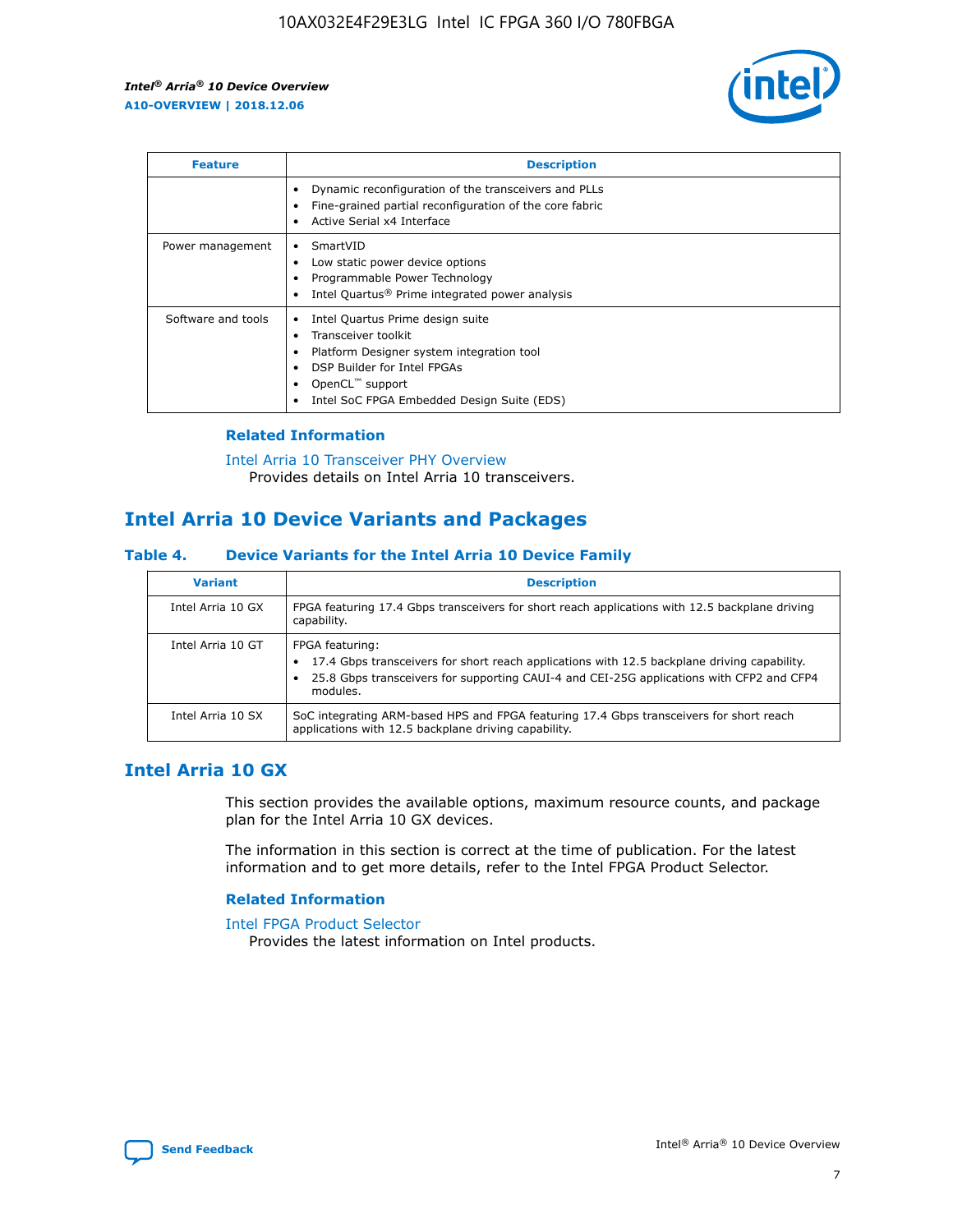| Feature | Description |
| --- | --- |
| | • Dynamic reconfiguration of the transceivers and PLLs<br>• Fine-grained partial reconfiguration of the core fabric<br>• Active Serial x4 Interface |
| Power management | • SmartVID<br>• Low static power device options<br>• Programmable Power Technology<br>• Intel Quartus® Prime integrated power analysis |
| Software and tools | • Intel Quartus Prime design suite<br>• Transceiver toolkit<br>• Platform Designer system integration tool<br>• DSP Builder for Intel FPGAs<br>• OpenCL™ support<br>• Intel SoC FPGA Embedded Design Suite (EDS) |

### Related Information

Intel Arria 10 Transceiver PHY Overview
Provides details on Intel Arria 10 transceivers.

## Intel Arria 10 Device Variants and Packages

**Table 4. Device Variants for the Intel Arria 10 Device Family**

| Variant | Description |
| --- | --- |
| Intel Arria 10 GX | FPGA featuring 17.4 Gbps transceivers for short reach applications with 12.5 backplane driving capability. |
| Intel Arria 10 GT | FPGA featuring:<br>• 17.4 Gbps transceivers for short reach applications with 12.5 backplane driving capability.<br>• 25.8 Gbps transceivers for supporting CAUI-4 and CEI-25G applications with CFP2 and CFP4 modules. |
| Intel Arria 10 SX | SoC integrating ARM-based HPS and FPGA featuring 17.4 Gbps transceivers for short reach applications with 12.5 backplane driving capability. |

## Intel Arria 10 GX

This section provides the available options, maximum resource counts, and package plan for the Intel Arria 10 GX devices.

The information in this section is correct at the time of publication. For the latest information and to get more details, refer to the Intel FPGA Product Selector.

### Related Information

Intel FPGA Product Selector
Provides the latest information on Intel products.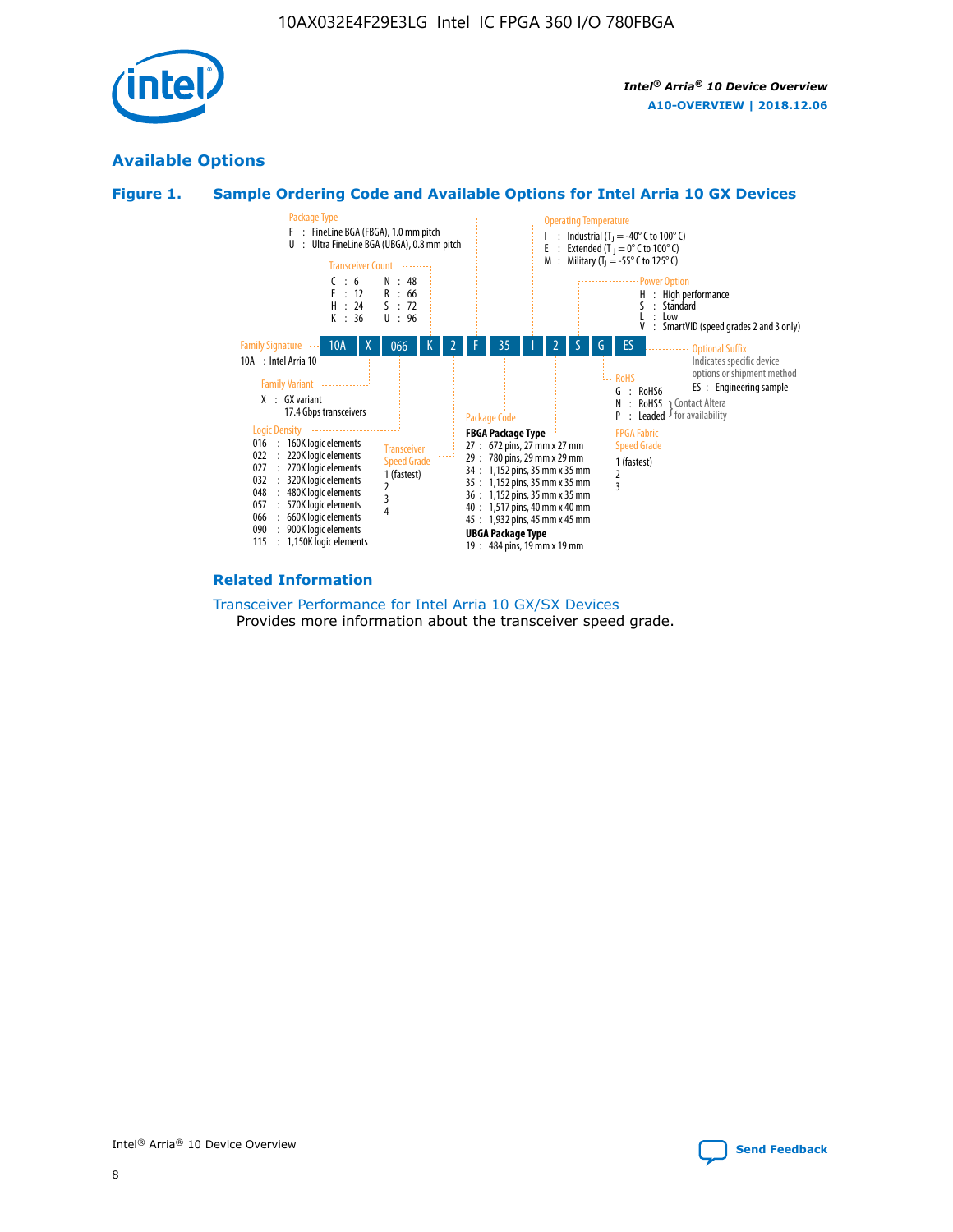## Available Options

### Figure 1. Sample Ordering Code and Available Options for Intel Arria 10 GX Devices

Sample ordering code: 10A X 066 K 2 F 35 I 2 S G ES

**Family Signature**
10A : Intel Arria 10

**Family Variant**
X : GX variant
17.4 Gbps transceivers

**Logic Density**
016 : 160K logic elements
022 : 220K logic elements
027 : 270K logic elements
032 : 320K logic elements
048 : 480K logic elements
057 : 570K logic elements
066 : 660K logic elements
090 : 900K logic elements
115 : 1,150K logic elements

**Transceiver Count**
C : 6
E : 12
H : 24
K : 36
N : 48
R : 66
S : 72
U : 96

**Transceiver Speed Grade**
1 (fastest)
2
3
4

**Package Type**
F : FineLine BGA (FBGA), 1.0 mm pitch
U : Ultra FineLine BGA (UBGA), 0.8 mm pitch

**Package Code**

**FBGA Package Type**
27 : 672 pins, 27 mm x 27 mm
29 : 780 pins, 29 mm x 29 mm
34 : 1,152 pins, 35 mm x 35 mm
35 : 1,152 pins, 35 mm x 35 mm
36 : 1,152 pins, 35 mm x 35 mm
40 : 1,517 pins, 40 mm x 40 mm
45 : 1,932 pins, 45 mm x 45 mm

**UBGA Package Type**
19 : 484 pins, 19 mm x 19 mm

**Operating Temperature**
I : Industrial ($T_J$ = -40° C to 100° C)
E : Extended ($T_J$ = 0° C to 100° C)
M : Military ($T_J$ = -55° C to 125° C)

**FPGA Fabric Speed Grade**
1 (fastest)
2
3

**Power Option**
H : High performance
S : Standard
L : Low
V : SmartVID (speed grades 2 and 3 only)

**RoHS**
G : RoHS6
N : RoHS5 } Contact Altera for availability
P : Leaded } Contact Altera for availability

**Optional Suffix**
Indicates specific device options or shipment method
ES : Engineering sample

### Related Information

Transceiver Performance for Intel Arria 10 GX/SX Devices
Provides more information about the transceiver speed grade.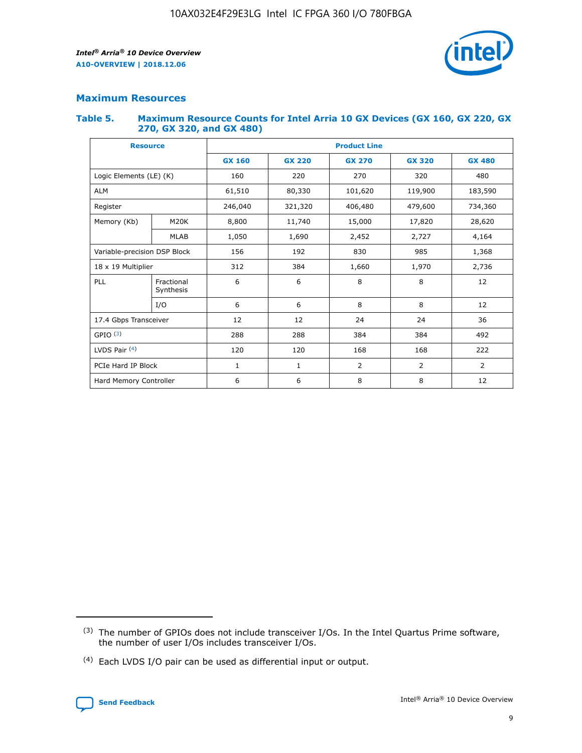## Maximum Resources

### Table 5. Maximum Resource Counts for Intel Arria 10 GX Devices (GX 160, GX 220, GX 270, GX 320, and GX 480)

| Resource | | Product Line | | | | |
|---|---|---|---|---|---|---|
| | | GX 160 | GX 220 | GX 270 | GX 320 | GX 480 |
| Logic Elements (LE) (K) | | 160 | 220 | 270 | 320 | 480 |
| ALM | | 61,510 | 80,330 | 101,620 | 119,900 | 183,590 |
| Register | | 246,040 | 321,320 | 406,480 | 479,600 | 734,360 |
| Memory (Kb) | M20K | 8,800 | 11,740 | 15,000 | 17,820 | 28,620 |
| | MLAB | 1,050 | 1,690 | 2,452 | 2,727 | 4,164 |
| Variable-precision DSP Block | | 156 | 192 | 830 | 985 | 1,368 |
| 18 x 19 Multiplier | | 312 | 384 | 1,660 | 1,970 | 2,736 |
| PLL | Fractional Synthesis | 6 | 6 | 8 | 8 | 12 |
| | I/O | 6 | 6 | 8 | 8 | 12 |
| 17.4 Gbps Transceiver | | 12 | 12 | 24 | 24 | 36 |
| GPIO [(3)] | | 288 | 288 | 384 | 384 | 492 |
| LVDS Pair [(4)] | | 120 | 120 | 168 | 168 | 222 |
| PCIe Hard IP Block | | 1 | 1 | 2 | 2 | 2 |
| Hard Memory Controller | | 6 | 6 | 8 | 8 | 12 |

(3) The number of GPIOs does not include transceiver I/Os. In the Intel Quartus Prime software, the number of user I/Os includes transceiver I/Os.

(4) Each LVDS I/O pair can be used as differential input or output.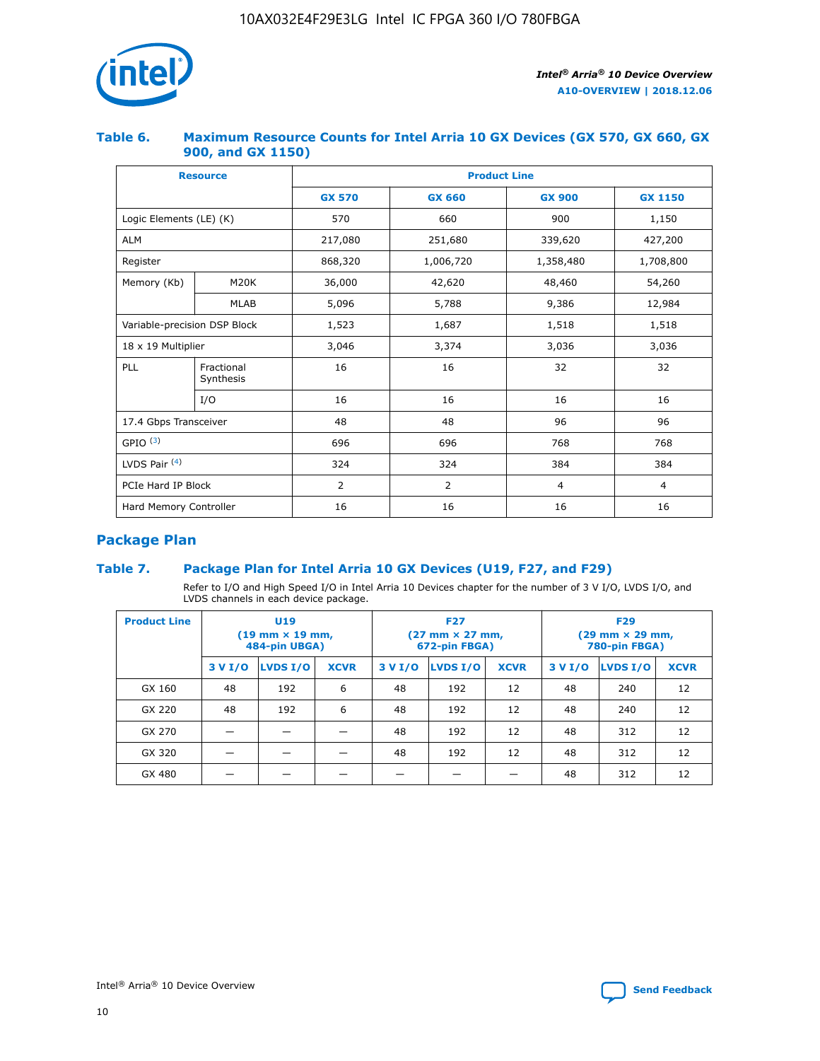### Table 6. Maximum Resource Counts for Intel Arria 10 GX Devices (GX 570, GX 660, GX 900, and GX 1150)

| Resource | | Product Line | | | |
|---|---|---|---|---|---|
| | | GX 570 | GX 660 | GX 900 | GX 1150 |
| Logic Elements (LE) (K) | | 570 | 660 | 900 | 1,150 |
| ALM | | 217,080 | 251,680 | 339,620 | 427,200 |
| Register | | 868,320 | 1,006,720 | 1,358,480 | 1,708,800 |
| Memory (Kb) | M20K | 36,000 | 42,620 | 48,460 | 54,260 |
| | MLAB | 5,096 | 5,788 | 9,386 | 12,984 |
| Variable-precision DSP Block | | 1,523 | 1,687 | 1,518 | 1,518 |
| 18 x 19 Multiplier | | 3,046 | 3,374 | 3,036 | 3,036 |
| PLL | Fractional Synthesis | 16 | 16 | 32 | 32 |
| | I/O | 16 | 16 | 16 | 16 |
| 17.4 Gbps Transceiver | | 48 | 48 | 96 | 96 |
| GPIO [(3)] | | 696 | 696 | 768 | 768 |
| LVDS Pair [(4)] | | 324 | 324 | 384 | 384 |
| PCIe Hard IP Block | | 2 | 2 | 4 | 4 |
| Hard Memory Controller | | 16 | 16 | 16 | 16 |

## Package Plan

### Table 7. Package Plan for Intel Arria 10 GX Devices (U19, F27, and F29)

Refer to I/O and High Speed I/O in Intel Arria 10 Devices chapter for the number of 3 V I/O, LVDS I/O, and LVDS channels in each device package.

| Product Line | U19 (19 mm × 19 mm, 484-pin UBGA) | | | F27 (27 mm × 27 mm, 672-pin FBGA) | | | F29 (29 mm × 29 mm, 780-pin FBGA) | | |
|---|---|---|---|---|---|---|---|---|---|
| | 3 V I/O | LVDS I/O | XCVR | 3 V I/O | LVDS I/O | XCVR | 3 V I/O | LVDS I/O | XCVR |
| GX 160 | 48 | 192 | 6 | 48 | 192 | 12 | 48 | 240 | 12 |
| GX 220 | 48 | 192 | 6 | 48 | 192 | 12 | 48 | 240 | 12 |
| GX 270 | — | — | — | 48 | 192 | 12 | 48 | 312 | 12 |
| GX 320 | — | — | — | 48 | 192 | 12 | 48 | 312 | 12 |
| GX 480 | — | — | — | — | — | — | 48 | 312 | 12 |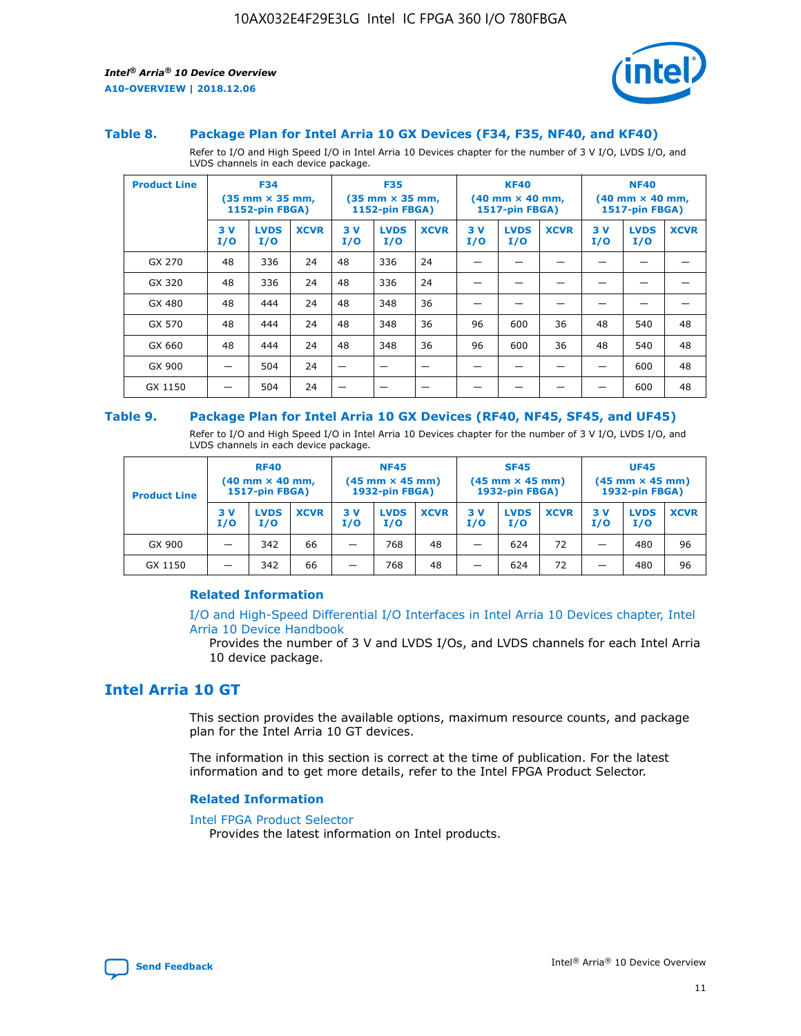### Table 8. Package Plan for Intel Arria 10 GX Devices (F34, F35, NF40, and KF40)

Refer to I/O and High Speed I/O in Intel Arria 10 Devices chapter for the number of 3 V I/O, LVDS I/O, and LVDS channels in each device package.

| Product Line | F34 (35 mm × 35 mm, 1152-pin FBGA) | | | F35 (35 mm × 35 mm, 1152-pin FBGA) | | | KF40 (40 mm × 40 mm, 1517-pin FBGA) | | | NF40 (40 mm × 40 mm, 1517-pin FBGA) | | |
|---|---|---|---|---|---|---|---|---|---|---|---|---|
| | 3 V I/O | LVDS I/O | XCVR | 3 V I/O | LVDS I/O | XCVR | 3 V I/O | LVDS I/O | XCVR | 3 V I/O | LVDS I/O | XCVR |
| GX 270 | 48 | 336 | 24 | 48 | 336 | 24 | — | — | — | — | — | — |
| GX 320 | 48 | 336 | 24 | 48 | 336 | 24 | — | — | — | — | — | — |
| GX 480 | 48 | 444 | 24 | 48 | 348 | 36 | — | — | — | — | — | — |
| GX 570 | 48 | 444 | 24 | 48 | 348 | 36 | 96 | 600 | 36 | 48 | 540 | 48 |
| GX 660 | 48 | 444 | 24 | 48 | 348 | 36 | 96 | 600 | 36 | 48 | 540 | 48 |
| GX 900 | — | 504 | 24 | — | — | — | — | — | — | — | 600 | 48 |
| GX 1150 | — | 504 | 24 | — | — | — | — | — | — | — | 600 | 48 |

### Table 9. Package Plan for Intel Arria 10 GX Devices (RF40, NF45, SF45, and UF45)

Refer to I/O and High Speed I/O in Intel Arria 10 Devices chapter for the number of 3 V I/O, LVDS I/O, and LVDS channels in each device package.

| Product Line | RF40 (40 mm × 40 mm, 1517-pin FBGA) | | | NF45 (45 mm × 45 mm) 1932-pin FBGA) | | | SF45 (45 mm × 45 mm) 1932-pin FBGA) | | | UF45 (45 mm × 45 mm) 1932-pin FBGA) | | |
|---|---|---|---|---|---|---|---|---|---|---|---|---|
| | 3 V I/O | LVDS I/O | XCVR | 3 V I/O | LVDS I/O | XCVR | 3 V I/O | LVDS I/O | XCVR | 3 V I/O | LVDS I/O | XCVR |
| GX 900 | — | 342 | 66 | — | 768 | 48 | — | 624 | 72 | — | 480 | 96 |
| GX 1150 | — | 342 | 66 | — | 768 | 48 | — | 624 | 72 | — | 480 | 96 |

#### Related Information

I/O and High-Speed Differential I/O Interfaces in Intel Arria 10 Devices chapter, Intel Arria 10 Device Handbook
Provides the number of 3 V and LVDS I/Os, and LVDS channels for each Intel Arria 10 device package.

## Intel Arria 10 GT

This section provides the available options, maximum resource counts, and package plan for the Intel Arria 10 GT devices.

The information in this section is correct at the time of publication. For the latest information and to get more details, refer to the Intel FPGA Product Selector.

#### Related Information

Intel FPGA Product Selector
Provides the latest information on Intel products.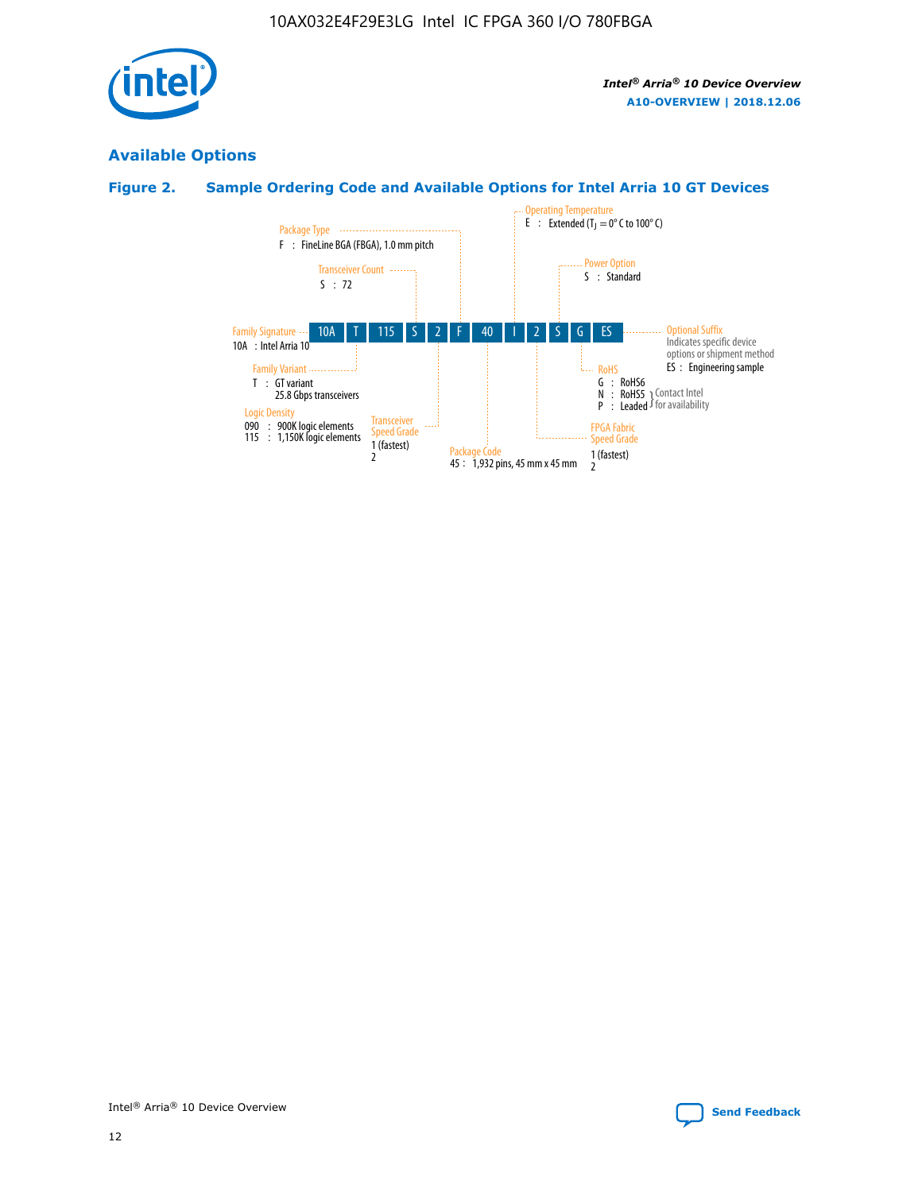## Available Options

### Figure 2. Sample Ordering Code and Available Options for Intel Arria 10 GT Devices

| 10A | T | 115 | S | 2 | F | 40 | I | 2 | S | G | ES |
|---|---|---|---|---|---|---|---|---|---|---|---|

**Family Signature**
10A : Intel Arria 10

**Family Variant**
T : GT variant
25.8 Gbps transceivers

**Logic Density**
090 : 900K logic elements
115 : 1,150K logic elements

**Transceiver Count**
S : 72

**Transceiver Speed Grade**
1 (fastest)
2

**Package Type**
F : FineLine BGA (FBGA), 1.0 mm pitch

**Package Code**
45 : 1,932 pins, 45 mm x 45 mm

**Operating Temperature**
E : Extended ($T_J$ = 0° C to 100° C)

**FPGA Fabric Speed Grade**
1 (fastest)
2

**Power Option**
S : Standard

**RoHS**
G : RoHS6
N : RoHS5 } Contact Intel for availability
P : Leaded } Contact Intel for availability

**Optional Suffix**
Indicates specific device options or shipment method
ES : Engineering sample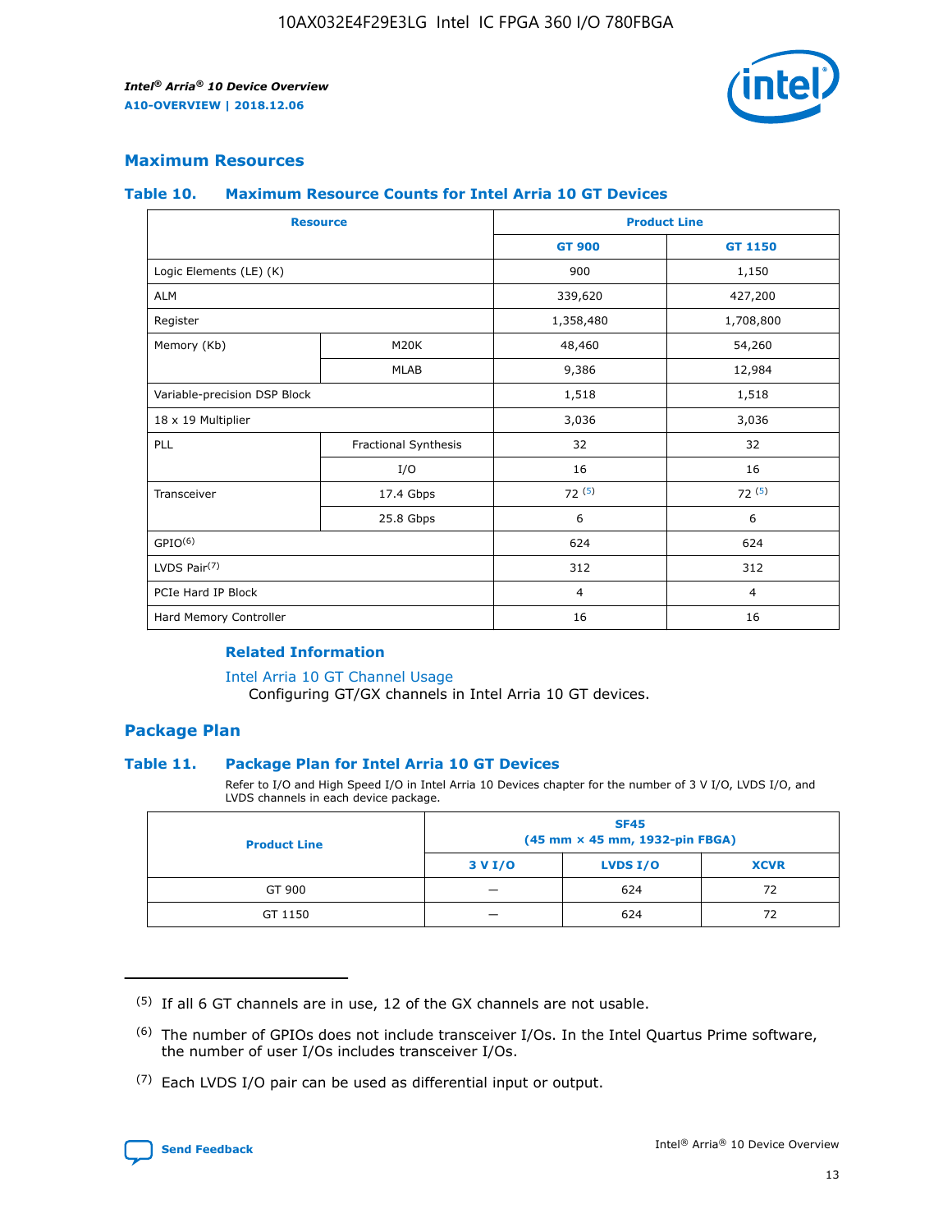## Maximum Resources

### Table 10. Maximum Resource Counts for Intel Arria 10 GT Devices

| Resource | | Product Line | |
|---|---|---|---|
| | | GT 900 | GT 1150 |
| Logic Elements (LE) (K) | | 900 | 1,150 |
| ALM | | 339,620 | 427,200 |
| Register | | 1,358,480 | 1,708,800 |
| Memory (Kb) | M20K | 48,460 | 54,260 |
| | MLAB | 9,386 | 12,984 |
| Variable-precision DSP Block | | 1,518 | 1,518 |
| 18 x 19 Multiplier | | 3,036 | 3,036 |
| PLL | Fractional Synthesis | 32 | 32 |
| | I/O | 16 | 16 |
| Transceiver | 17.4 Gbps | 72 (5) | 72 (5) |
| | 25.8 Gbps | 6 | 6 |
| GPIO(6) | | 624 | 624 |
| LVDS Pair(7) | | 312 | 312 |
| PCIe Hard IP Block | | 4 | 4 |
| Hard Memory Controller | | 16 | 16 |

#### Related Information

Intel Arria 10 GT Channel Usage
Configuring GT/GX channels in Intel Arria 10 GT devices.

## Package Plan

### Table 11. Package Plan for Intel Arria 10 GT Devices

Refer to I/O and High Speed I/O in Intel Arria 10 Devices chapter for the number of 3 V I/O, LVDS I/O, and LVDS channels in each device package.

| Product Line | SF45 (45 mm × 45 mm, 1932-pin FBGA) | | |
|---|---|---|---|
| | 3 V I/O | LVDS I/O | XCVR |
| GT 900 | — | 624 | 72 |
| GT 1150 | — | 624 | 72 |

(5) If all 6 GT channels are in use, 12 of the GX channels are not usable.

(6) The number of GPIOs does not include transceiver I/Os. In the Intel Quartus Prime software, the number of user I/Os includes transceiver I/Os.

(7) Each LVDS I/O pair can be used as differential input or output.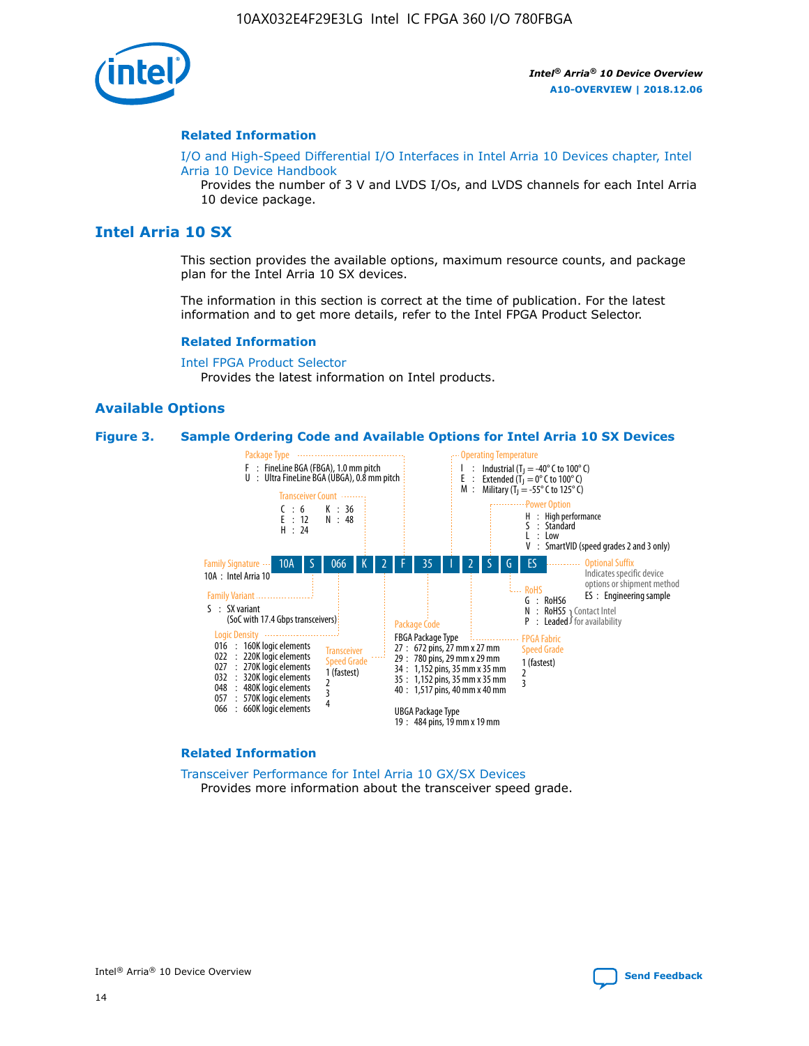## Related Information

I/O and High-Speed Differential I/O Interfaces in Intel Arria 10 Devices chapter, Intel Arria 10 Device Handbook

Provides the number of 3 V and LVDS I/Os, and LVDS channels for each Intel Arria 10 device package.

# Intel Arria 10 SX

This section provides the available options, maximum resource counts, and package plan for the Intel Arria 10 SX devices.

The information in this section is correct at the time of publication. For the latest information and to get more details, refer to the Intel FPGA Product Selector.

## Related Information

Intel FPGA Product Selector

Provides the latest information on Intel products.

## Available Options

**Figure 3. Sample Ordering Code and Available Options for Intel Arria 10 SX Devices**

Sample ordering code: 10A S 066 K 2 F 35 I 2 S G ES

- **Family Signature**
  - 10A : Intel Arria 10
- **Family Variant**
  - S : SX variant (SoC with 17.4 Gbps transceivers)
- **Logic Density**
  - 016 : 160K logic elements
  - 022 : 220K logic elements
  - 027 : 270K logic elements
  - 032 : 320K logic elements
  - 048 : 480K logic elements
  - 057 : 570K logic elements
  - 066 : 660K logic elements
- **Transceiver Count**
  - C : 6
  - E : 12
  - H : 24
  - K : 36
  - N : 48
- **Transceiver Speed Grade**
  - 1 (fastest)
  - 2
  - 3
  - 4
- **Package Type**
  - F : FineLine BGA (FBGA), 1.0 mm pitch
  - U : Ultra FineLine BGA (UBGA), 0.8 mm pitch
- **Package Code**
  - FBGA Package Type
    - 27 : 672 pins, 27 mm x 27 mm
    - 29 : 780 pins, 29 mm x 29 mm
    - 34 : 1,152 pins, 35 mm x 35 mm
    - 35 : 1,152 pins, 35 mm x 35 mm
    - 40 : 1,517 pins, 40 mm x 40 mm
  - UBGA Package Type
    - 19 : 484 pins, 19 mm x 19 mm
- **Operating Temperature**
  - I : Industrial ($T_J$ = -40° C to 100° C)
  - E : Extended ($T_J$ = 0° C to 100° C)
  - M : Military ($T_J$ = -55° C to 125° C)
- **FPGA Fabric Speed Grade**
  - 1 (fastest)
  - 2
  - 3
- **Power Option**
  - H : High performance
  - S : Standard
  - L : Low
  - V : SmartVID (speed grades 2 and 3 only)
- **RoHS**
  - G : RoHS6
  - N : RoHS5 (Contact Intel for availability)
  - P : Leaded (Contact Intel for availability)
- **Optional Suffix**
  - Indicates specific device options or shipment method
  - ES : Engineering sample

## Related Information

Transceiver Performance for Intel Arria 10 GX/SX Devices

Provides more information about the transceiver speed grade.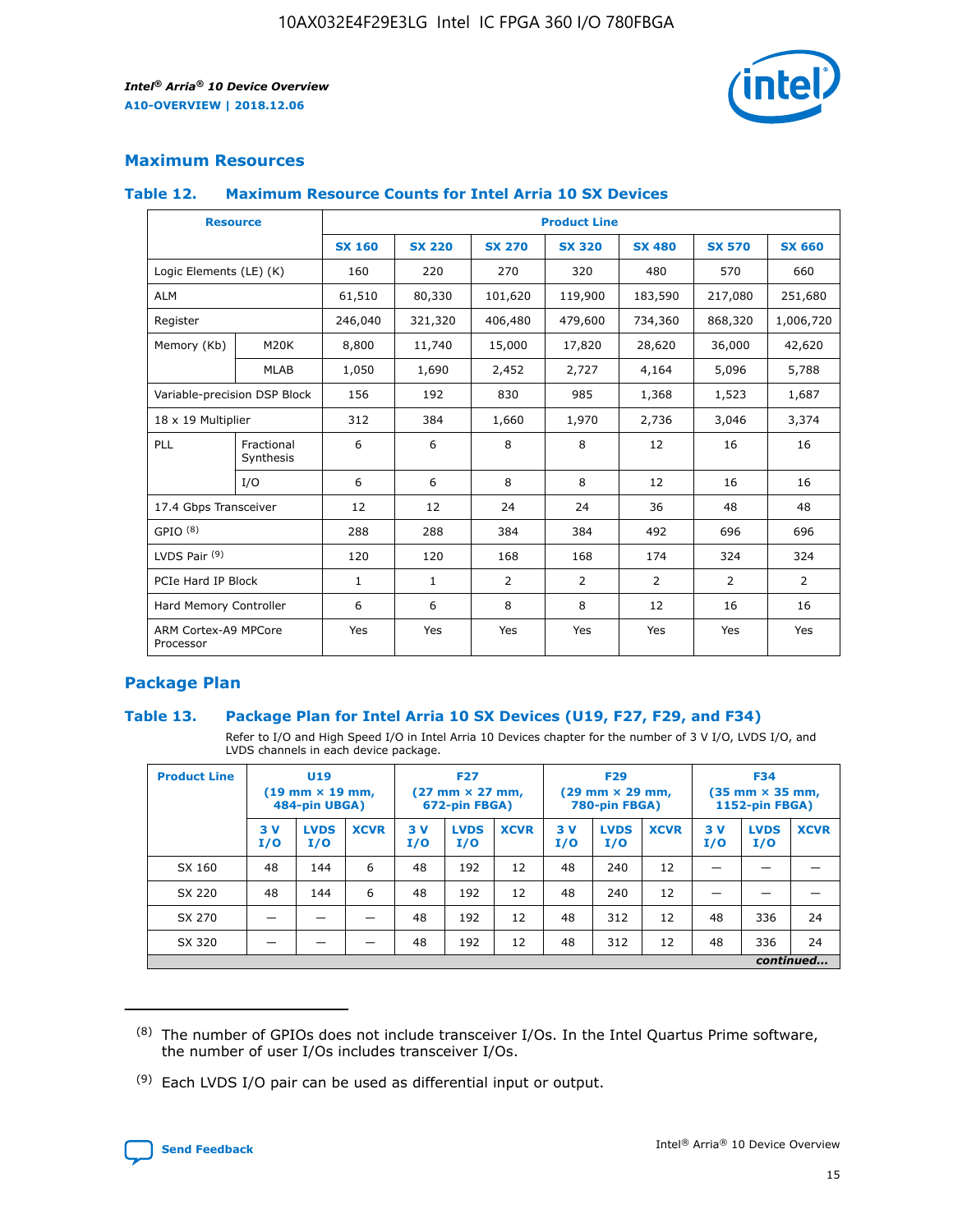## Maximum Resources

### Table 12. Maximum Resource Counts for Intel Arria 10 SX Devices

| Resource | | Product Line | | | | | | |
|---|---|---|---|---|---|---|---|---|
| | | SX 160 | SX 220 | SX 270 | SX 320 | SX 480 | SX 570 | SX 660 |
| Logic Elements (LE) (K) | | 160 | 220 | 270 | 320 | 480 | 570 | 660 |
| ALM | | 61,510 | 80,330 | 101,620 | 119,900 | 183,590 | 217,080 | 251,680 |
| Register | | 246,040 | 321,320 | 406,480 | 479,600 | 734,360 | 868,320 | 1,006,720 |
| Memory (Kb) | M20K | 8,800 | 11,740 | 15,000 | 17,820 | 28,620 | 36,000 | 42,620 |
| | MLAB | 1,050 | 1,690 | 2,452 | 2,727 | 4,164 | 5,096 | 5,788 |
| Variable-precision DSP Block | | 156 | 192 | 830 | 985 | 1,368 | 1,523 | 1,687 |
| 18 x 19 Multiplier | | 312 | 384 | 1,660 | 1,970 | 2,736 | 3,046 | 3,374 |
| PLL | Fractional Synthesis | 6 | 6 | 8 | 8 | 12 | 16 | 16 |
| | I/O | 6 | 6 | 8 | 8 | 12 | 16 | 16 |
| 17.4 Gbps Transceiver | | 12 | 12 | 24 | 24 | 36 | 48 | 48 |
| GPIO [8] | | 288 | 288 | 384 | 384 | 492 | 696 | 696 |
| LVDS Pair [9] | | 120 | 120 | 168 | 168 | 174 | 324 | 324 |
| PCIe Hard IP Block | | 1 | 1 | 2 | 2 | 2 | 2 | 2 |
| Hard Memory Controller | | 6 | 6 | 8 | 8 | 12 | 16 | 16 |
| ARM Cortex-A9 MPCore Processor | | Yes | Yes | Yes | Yes | Yes | Yes | Yes |

## Package Plan

### Table 13. Package Plan for Intel Arria 10 SX Devices (U19, F27, F29, and F34)

Refer to I/O and High Speed I/O in Intel Arria 10 Devices chapter for the number of 3 V I/O, LVDS I/O, and LVDS channels in each device package.

| Product Line | U19 (19 mm × 19 mm, 484-pin UBGA) | | | F27 (27 mm × 27 mm, 672-pin FBGA) | | | F29 (29 mm × 29 mm, 780-pin FBGA) | | | F34 (35 mm × 35 mm, 1152-pin FBGA) | | |
|---|---|---|---|---|---|---|---|---|---|---|---|---|
| | 3 V I/O | LVDS I/O | XCVR | 3 V I/O | LVDS I/O | XCVR | 3 V I/O | LVDS I/O | XCVR | 3 V I/O | LVDS I/O | XCVR |
| SX 160 | 48 | 144 | 6 | 48 | 192 | 12 | 48 | 240 | 12 | — | — | — |
| SX 220 | 48 | 144 | 6 | 48 | 192 | 12 | 48 | 240 | 12 | — | — | — |
| SX 270 | — | — | — | 48 | 192 | 12 | 48 | 312 | 12 | 48 | 336 | 24 |
| SX 320 | — | — | — | 48 | 192 | 12 | 48 | 312 | 12 | 48 | 336 | 24 |

*continued...*

(8) The number of GPIOs does not include transceiver I/Os. In the Intel Quartus Prime software, the number of user I/Os includes transceiver I/Os.

(9) Each LVDS I/O pair can be used as differential input or output.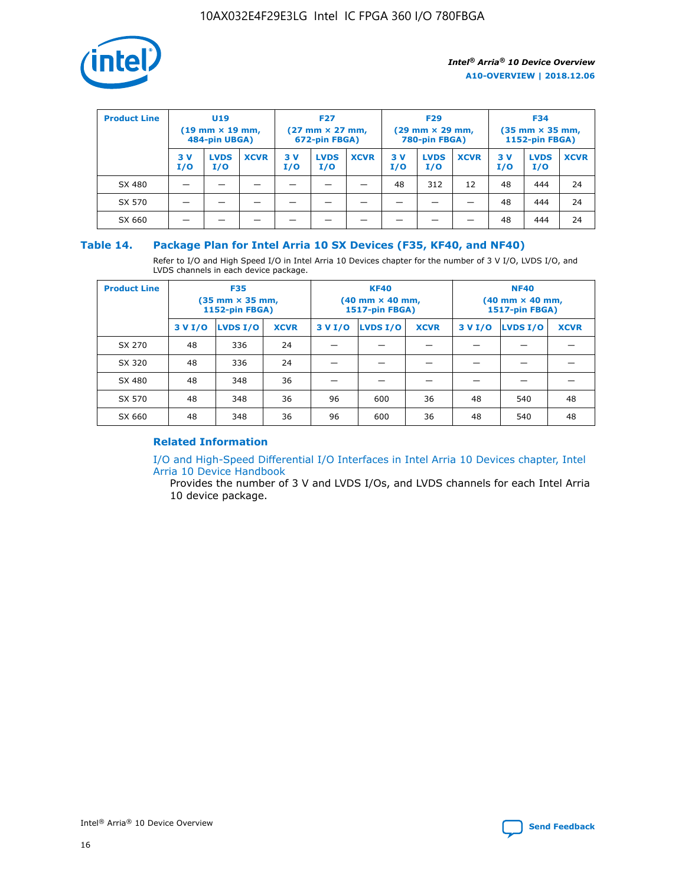| Product Line | U19 (19 mm × 19 mm, 484-pin UBGA) | | | F27 (27 mm × 27 mm, 672-pin FBGA) | | | F29 (29 mm × 29 mm, 780-pin FBGA) | | | F34 (35 mm × 35 mm, 1152-pin FBGA) | | |
|---|---|---|---|---|---|---|---|---|---|---|---|---|
| | 3 V I/O | LVDS I/O | XCVR | 3 V I/O | LVDS I/O | XCVR | 3 V I/O | LVDS I/O | XCVR | 3 V I/O | LVDS I/O | XCVR |
| SX 480 | — | — | — | — | — | — | 48 | 312 | 12 | 48 | 444 | 24 |
| SX 570 | — | — | — | — | — | — | — | — | — | 48 | 444 | 24 |
| SX 660 | — | — | — | — | — | — | — | — | — | 48 | 444 | 24 |

## Table 14. Package Plan for Intel Arria 10 SX Devices (F35, KF40, and NF40)

Refer to I/O and High Speed I/O in Intel Arria 10 Devices chapter for the number of 3 V I/O, LVDS I/O, and LVDS channels in each device package.

| Product Line | F35 (35 mm × 35 mm, 1152-pin FBGA) | | | KF40 (40 mm × 40 mm, 1517-pin FBGA) | | | NF40 (40 mm × 40 mm, 1517-pin FBGA) | | |
|---|---|---|---|---|---|---|---|---|---|
| | 3 V I/O | LVDS I/O | XCVR | 3 V I/O | LVDS I/O | XCVR | 3 V I/O | LVDS I/O | XCVR |
| SX 270 | 48 | 336 | 24 | — | — | — | — | — | — |
| SX 320 | 48 | 336 | 24 | — | — | — | — | — | — |
| SX 480 | 48 | 348 | 36 | — | — | — | — | — | — |
| SX 570 | 48 | 348 | 36 | 96 | 600 | 36 | 48 | 540 | 48 |
| SX 660 | 48 | 348 | 36 | 96 | 600 | 36 | 48 | 540 | 48 |

### Related Information

I/O and High-Speed Differential I/O Interfaces in Intel Arria 10 Devices chapter, Intel Arria 10 Device Handbook

Provides the number of 3 V and LVDS I/Os, and LVDS channels for each Intel Arria 10 device package.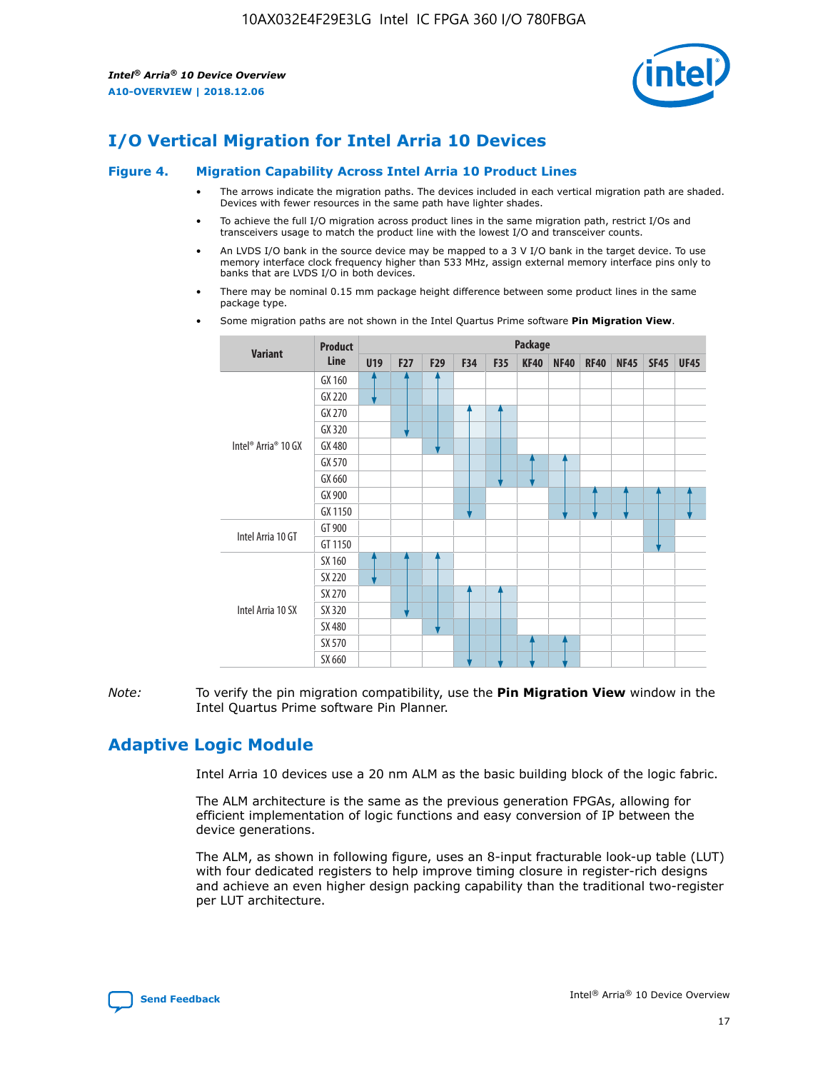# I/O Vertical Migration for Intel Arria 10 Devices

**Figure 4. Migration Capability Across Intel Arria 10 Product Lines**

- The arrows indicate the migration paths. The devices included in each vertical migration path are shaded. Devices with fewer resources in the same path have lighter shades.
- To achieve the full I/O migration across product lines in the same migration path, restrict I/Os and transceivers usage to match the product line with the lowest I/O and transceiver counts.
- An LVDS I/O bank in the source device may be mapped to a 3 V I/O bank in the target device. To use memory interface clock frequency higher than 533 MHz, assign external memory interface pins only to banks that are LVDS I/O in both devices.
- There may be nominal 0.15 mm package height difference between some product lines in the same package type.
- Some migration paths are not shown in the Intel Quartus Prime software **Pin Migration View**.

| Variant | Product Line | Package | | | | | | | | | | |
|---|---|---|---|---|---|---|---|---|---|---|---|---|
| | | U19 | F27 | F29 | F34 | F35 | KF40 | NF40 | RF40 | NF45 | SF45 | UF45 |
| Intel® Arria® 10 GX | GX 160 | | | | | | | | | | | |
| | GX 220 | | | | | | | | | | | |
| | GX 270 | | | | | | | | | | | |
| | GX 320 | | | | | | | | | | | |
| | GX 480 | | | | | | | | | | | |
| | GX 570 | | | | | | | | | | | |
| | GX 660 | | | | | | | | | | | |
| | GX 900 | | | | | | | | | | | |
| | GX 1150 | | | | | | | | | | | |
| Intel Arria 10 GT | GT 900 | | | | | | | | | | | |
| | GT 1150 | | | | | | | | | | | |
| Intel Arria 10 SX | SX 160 | | | | | | | | | | | |
| | SX 220 | | | | | | | | | | | |
| | SX 270 | | | | | | | | | | | |
| | SX 320 | | | | | | | | | | | |
| | SX 480 | | | | | | | | | | | |
| | SX 570 | | | | | | | | | | | |
| | SX 660 | | | | | | | | | | | |

*Note:* To verify the pin migration compatibility, use the **Pin Migration View** window in the Intel Quartus Prime software Pin Planner.

# Adaptive Logic Module

Intel Arria 10 devices use a 20 nm ALM as the basic building block of the logic fabric.

The ALM architecture is the same as the previous generation FPGAs, allowing for efficient implementation of logic functions and easy conversion of IP between the device generations.

The ALM, as shown in following figure, uses an 8-input fracturable look-up table (LUT) with four dedicated registers to help improve timing closure in register-rich designs and achieve an even higher design packing capability than the traditional two-register per LUT architecture.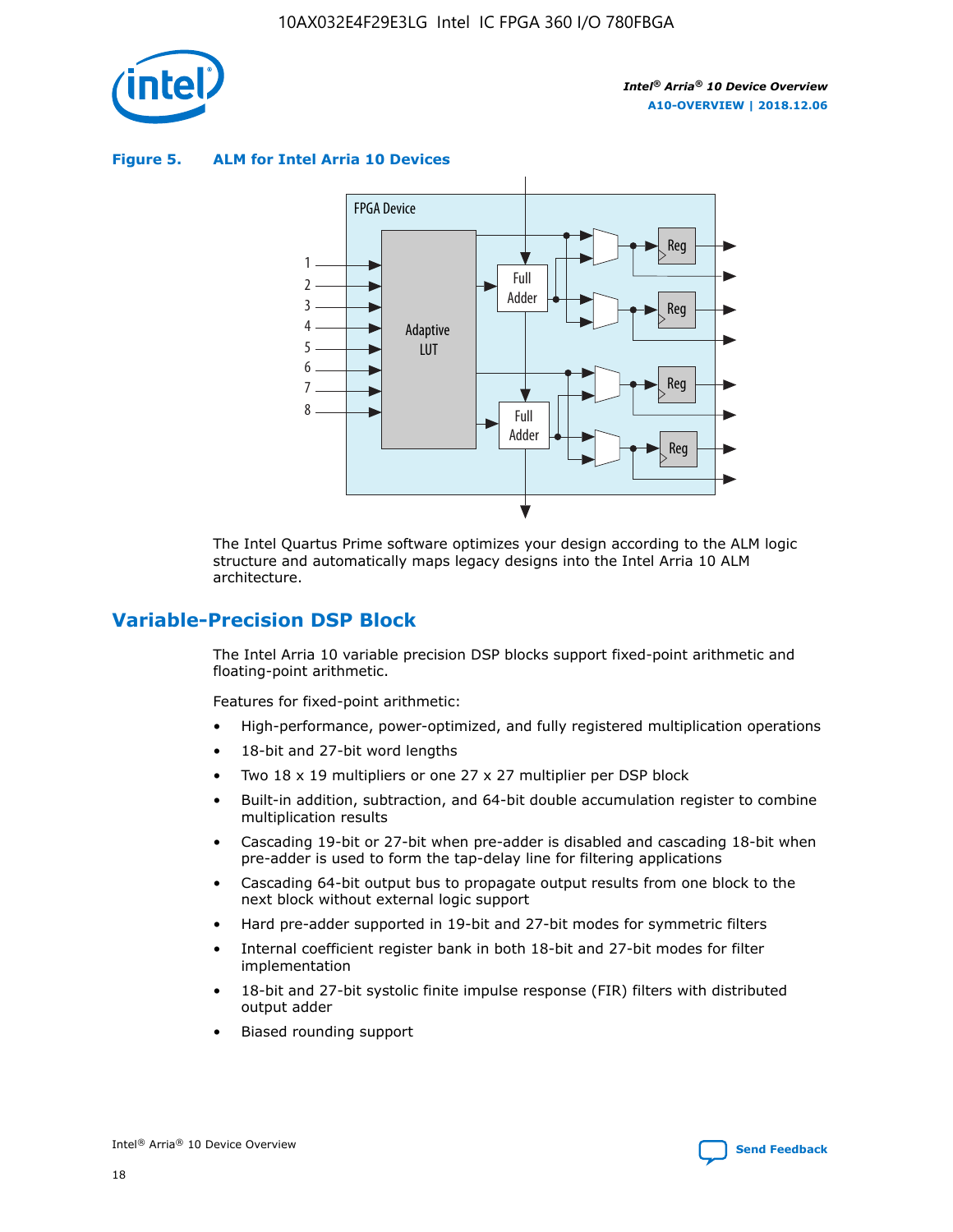**Figure 5. ALM for Intel Arria 10 Devices**

The Intel Quartus Prime software optimizes your design according to the ALM logic structure and automatically maps legacy designs into the Intel Arria 10 ALM architecture.

## Variable-Precision DSP Block

The Intel Arria 10 variable precision DSP blocks support fixed-point arithmetic and floating-point arithmetic.

Features for fixed-point arithmetic:

- High-performance, power-optimized, and fully registered multiplication operations
- 18-bit and 27-bit word lengths
- Two 18 x 19 multipliers or one 27 x 27 multiplier per DSP block
- Built-in addition, subtraction, and 64-bit double accumulation register to combine multiplication results
- Cascading 19-bit or 27-bit when pre-adder is disabled and cascading 18-bit when pre-adder is used to form the tap-delay line for filtering applications
- Cascading 64-bit output bus to propagate output results from one block to the next block without external logic support
- Hard pre-adder supported in 19-bit and 27-bit modes for symmetric filters
- Internal coefficient register bank in both 18-bit and 27-bit modes for filter implementation
- 18-bit and 27-bit systolic finite impulse response (FIR) filters with distributed output adder
- Biased rounding support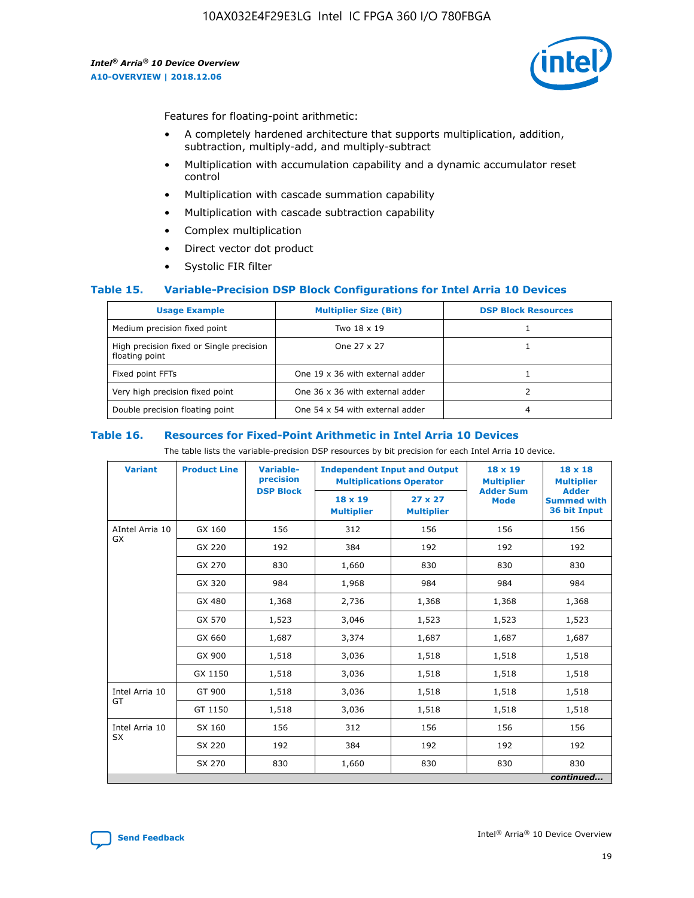Features for floating-point arithmetic:

- A completely hardened architecture that supports multiplication, addition, subtraction, multiply-add, and multiply-subtract
- Multiplication with accumulation capability and a dynamic accumulator reset control
- Multiplication with cascade summation capability
- Multiplication with cascade subtraction capability
- Complex multiplication
- Direct vector dot product
- Systolic FIR filter

### Table 15. Variable-Precision DSP Block Configurations for Intel Arria 10 Devices

| Usage Example | Multiplier Size (Bit) | DSP Block Resources |
|---|---|---|
| Medium precision fixed point | Two 18 x 19 | 1 |
| High precision fixed or Single precision floating point | One 27 x 27 | 1 |
| Fixed point FFTs | One 19 x 36 with external adder | 1 |
| Very high precision fixed point | One 36 x 36 with external adder | 2 |
| Double precision floating point | One 54 x 54 with external adder | 4 |

### Table 16. Resources for Fixed-Point Arithmetic in Intel Arria 10 Devices

The table lists the variable-precision DSP resources by bit precision for each Intel Arria 10 device.

| Variant | Product Line | Variable-precision DSP Block | Independent Input and Output Multiplications Operator | | 18 x 19 Multiplier Adder Sum Mode | 18 x 18 Multiplier Adder Summed with 36 bit Input |
|---|---|---|---|---|---|---|
| | | | 18 x 19 Multiplier | 27 x 27 Multiplier | | |
| AIntel Arria 10 GX | GX 160 | 156 | 312 | 156 | 156 | 156 |
| | GX 220 | 192 | 384 | 192 | 192 | 192 |
| | GX 270 | 830 | 1,660 | 830 | 830 | 830 |
| | GX 320 | 984 | 1,968 | 984 | 984 | 984 |
| | GX 480 | 1,368 | 2,736 | 1,368 | 1,368 | 1,368 |
| | GX 570 | 1,523 | 3,046 | 1,523 | 1,523 | 1,523 |
| | GX 660 | 1,687 | 3,374 | 1,687 | 1,687 | 1,687 |
| | GX 900 | 1,518 | 3,036 | 1,518 | 1,518 | 1,518 |
| | GX 1150 | 1,518 | 3,036 | 1,518 | 1,518 | 1,518 |
| Intel Arria 10 GT | GT 900 | 1,518 | 3,036 | 1,518 | 1,518 | 1,518 |
| | GT 1150 | 1,518 | 3,036 | 1,518 | 1,518 | 1,518 |
| Intel Arria 10 SX | SX 160 | 156 | 312 | 156 | 156 | 156 |
| | SX 220 | 192 | 384 | 192 | 192 | 192 |
| | SX 270 | 830 | 1,660 | 830 | 830 | 830 |

*continued...*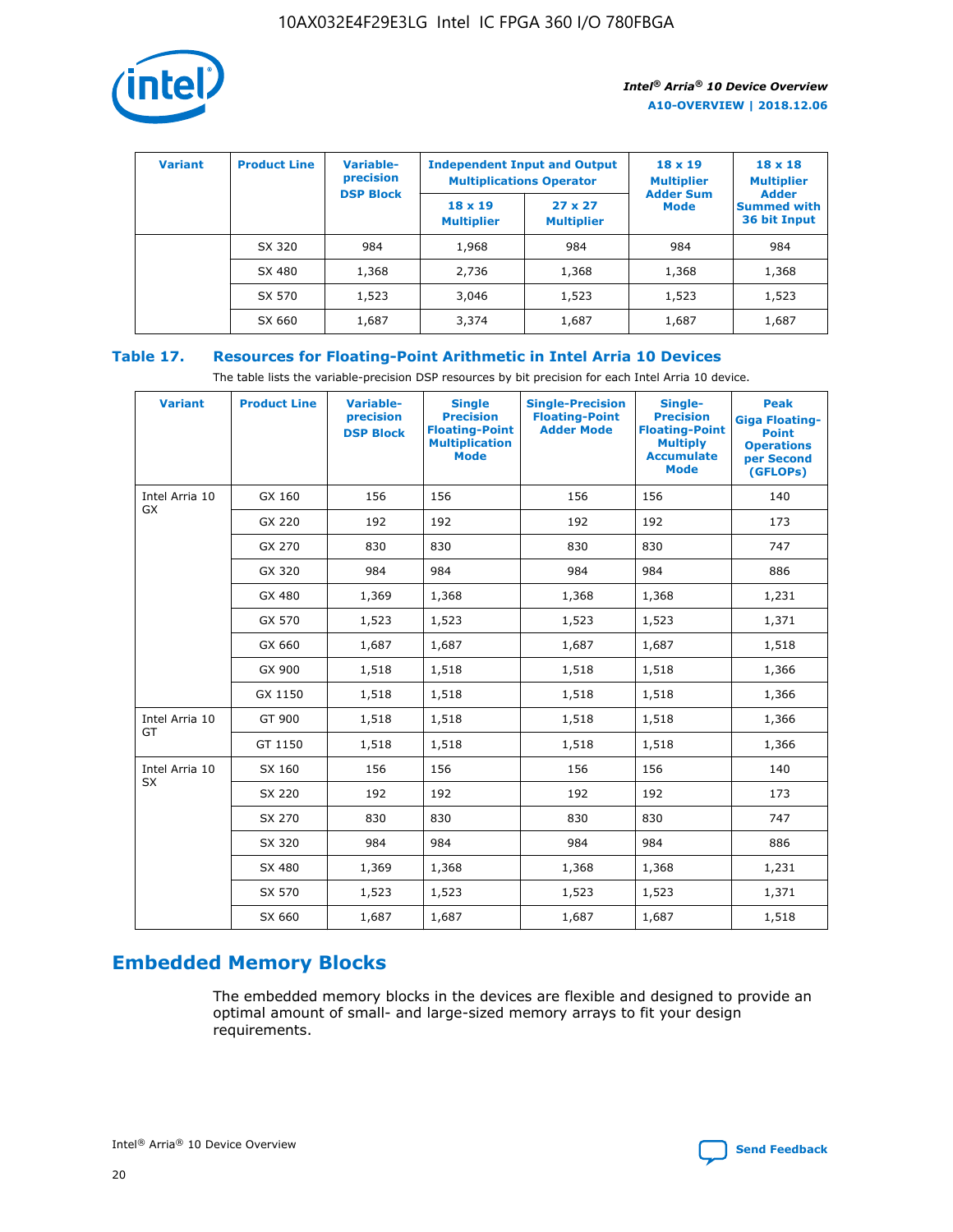| Variant | Product Line | Variable-precision DSP Block | Independent Input and Output Multiplications Operator | | 18 x 19 Multiplier Adder Sum Mode | 18 x 18 Multiplier Adder Summed with 36 bit Input |
|---|---|---|---|---|---|---|
| | | | 18 x 19 Multiplier | 27 x 27 Multiplier | | |
| | SX 320 | 984 | 1,968 | 984 | 984 | 984 |
| | SX 480 | 1,368 | 2,736 | 1,368 | 1,368 | 1,368 |
| | SX 570 | 1,523 | 3,046 | 1,523 | 1,523 | 1,523 |
| | SX 660 | 1,687 | 3,374 | 1,687 | 1,687 | 1,687 |

**Table 17. Resources for Floating-Point Arithmetic in Intel Arria 10 Devices**

The table lists the variable-precision DSP resources by bit precision for each Intel Arria 10 device.

| Variant | Product Line | Variable-precision DSP Block | Single Precision Floating-Point Multiplication Mode | Single-Precision Floating-Point Adder Mode | Single-Precision Floating-Point Multiply Accumulate Mode | Peak Giga Floating-Point Operations per Second (GFLOPs) |
|---|---|---|---|---|---|---|
| Intel Arria 10 GX | GX 160 | 156 | 156 | 156 | 156 | 140 |
| | GX 220 | 192 | 192 | 192 | 192 | 173 |
| | GX 270 | 830 | 830 | 830 | 830 | 747 |
| | GX 320 | 984 | 984 | 984 | 984 | 886 |
| | GX 480 | 1,369 | 1,368 | 1,368 | 1,368 | 1,231 |
| | GX 570 | 1,523 | 1,523 | 1,523 | 1,523 | 1,371 |
| | GX 660 | 1,687 | 1,687 | 1,687 | 1,687 | 1,518 |
| | GX 900 | 1,518 | 1,518 | 1,518 | 1,518 | 1,366 |
| | GX 1150 | 1,518 | 1,518 | 1,518 | 1,518 | 1,366 |
| Intel Arria 10 GT | GT 900 | 1,518 | 1,518 | 1,518 | 1,518 | 1,366 |
| | GT 1150 | 1,518 | 1,518 | 1,518 | 1,518 | 1,366 |
| Intel Arria 10 SX | SX 160 | 156 | 156 | 156 | 156 | 140 |
| | SX 220 | 192 | 192 | 192 | 192 | 173 |
| | SX 270 | 830 | 830 | 830 | 830 | 747 |
| | SX 320 | 984 | 984 | 984 | 984 | 886 |
| | SX 480 | 1,369 | 1,368 | 1,368 | 1,368 | 1,231 |
| | SX 570 | 1,523 | 1,523 | 1,523 | 1,523 | 1,371 |
| | SX 660 | 1,687 | 1,687 | 1,687 | 1,687 | 1,518 |

## Embedded Memory Blocks

The embedded memory blocks in the devices are flexible and designed to provide an optimal amount of small- and large-sized memory arrays to fit your design requirements.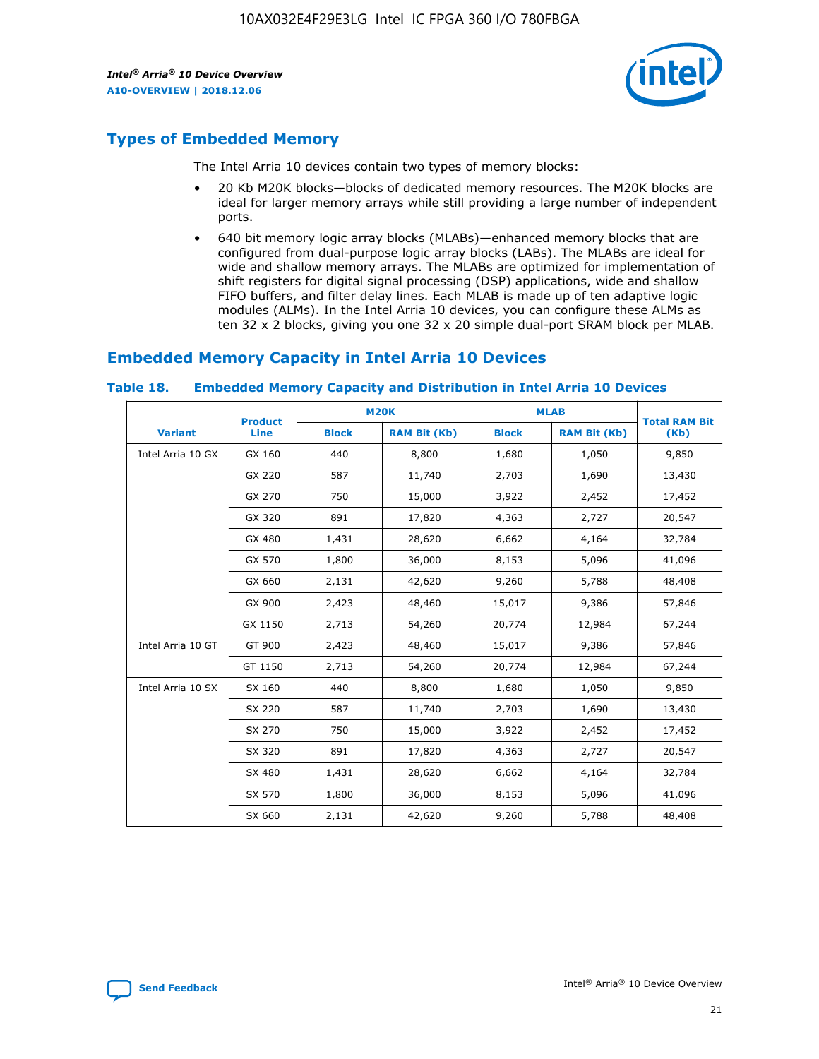## Types of Embedded Memory

The Intel Arria 10 devices contain two types of memory blocks:

- 20 Kb M20K blocks—blocks of dedicated memory resources. The M20K blocks are ideal for larger memory arrays while still providing a large number of independent ports.
- 640 bit memory logic array blocks (MLABs)—enhanced memory blocks that are configured from dual-purpose logic array blocks (LABs). The MLABs are ideal for wide and shallow memory arrays. The MLABs are optimized for implementation of shift registers for digital signal processing (DSP) applications, wide and shallow FIFO buffers, and filter delay lines. Each MLAB is made up of ten adaptive logic modules (ALMs). In the Intel Arria 10 devices, you can configure these ALMs as ten 32 x 2 blocks, giving you one 32 x 20 simple dual-port SRAM block per MLAB.

## Embedded Memory Capacity in Intel Arria 10 Devices

**Table 18. Embedded Memory Capacity and Distribution in Intel Arria 10 Devices**

| Variant | Product Line | M20K | | MLAB | | Total RAM Bit (Kb) |
|---|---|---|---|---|---|---|
| | | Block | RAM Bit (Kb) | Block | RAM Bit (Kb) | |
| Intel Arria 10 GX | GX 160 | 440 | 8,800 | 1,680 | 1,050 | 9,850 |
| | GX 220 | 587 | 11,740 | 2,703 | 1,690 | 13,430 |
| | GX 270 | 750 | 15,000 | 3,922 | 2,452 | 17,452 |
| | GX 320 | 891 | 17,820 | 4,363 | 2,727 | 20,547 |
| | GX 480 | 1,431 | 28,620 | 6,662 | 4,164 | 32,784 |
| | GX 570 | 1,800 | 36,000 | 8,153 | 5,096 | 41,096 |
| | GX 660 | 2,131 | 42,620 | 9,260 | 5,788 | 48,408 |
| | GX 900 | 2,423 | 48,460 | 15,017 | 9,386 | 57,846 |
| | GX 1150 | 2,713 | 54,260 | 20,774 | 12,984 | 67,244 |
| Intel Arria 10 GT | GT 900 | 2,423 | 48,460 | 15,017 | 9,386 | 57,846 |
| | GT 1150 | 2,713 | 54,260 | 20,774 | 12,984 | 67,244 |
| Intel Arria 10 SX | SX 160 | 440 | 8,800 | 1,680 | 1,050 | 9,850 |
| | SX 220 | 587 | 11,740 | 2,703 | 1,690 | 13,430 |
| | SX 270 | 750 | 15,000 | 3,922 | 2,452 | 17,452 |
| | SX 320 | 891 | 17,820 | 4,363 | 2,727 | 20,547 |
| | SX 480 | 1,431 | 28,620 | 6,662 | 4,164 | 32,784 |
| | SX 570 | 1,800 | 36,000 | 8,153 | 5,096 | 41,096 |
| | SX 660 | 2,131 | 42,620 | 9,260 | 5,788 | 48,408 |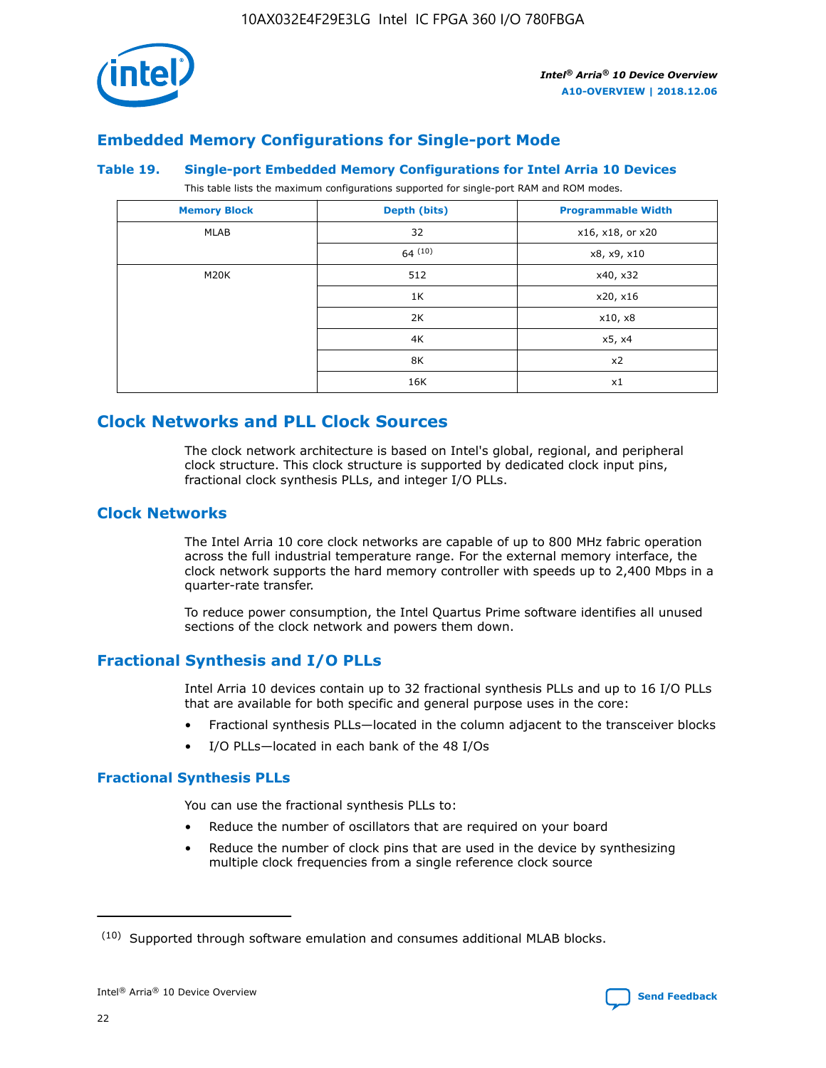## Embedded Memory Configurations for Single-port Mode

### Table 19. Single-port Embedded Memory Configurations for Intel Arria 10 Devices

This table lists the maximum configurations supported for single-port RAM and ROM modes.

| Memory Block | Depth (bits) | Programmable Width |
|---|---|---|
| MLAB | 32 | x16, x18, or x20 |
| | 64 [10] | x8, x9, x10 |
| M20K | 512 | x40, x32 |
| | 1K | x20, x16 |
| | 2K | x10, x8 |
| | 4K | x5, x4 |
| | 8K | x2 |
| | 16K | x1 |

# Clock Networks and PLL Clock Sources

The clock network architecture is based on Intel's global, regional, and peripheral clock structure. This clock structure is supported by dedicated clock input pins, fractional clock synthesis PLLs, and integer I/O PLLs.

## Clock Networks

The Intel Arria 10 core clock networks are capable of up to 800 MHz fabric operation across the full industrial temperature range. For the external memory interface, the clock network supports the hard memory controller with speeds up to 2,400 Mbps in a quarter-rate transfer.

To reduce power consumption, the Intel Quartus Prime software identifies all unused sections of the clock network and powers them down.

## Fractional Synthesis and I/O PLLs

Intel Arria 10 devices contain up to 32 fractional synthesis PLLs and up to 16 I/O PLLs that are available for both specific and general purpose uses in the core:

- Fractional synthesis PLLs—located in the column adjacent to the transceiver blocks
- I/O PLLs—located in each bank of the 48 I/Os

### Fractional Synthesis PLLs

You can use the fractional synthesis PLLs to:

- Reduce the number of oscillators that are required on your board
- Reduce the number of clock pins that are used in the device by synthesizing multiple clock frequencies from a single reference clock source

(10) Supported through software emulation and consumes additional MLAB blocks.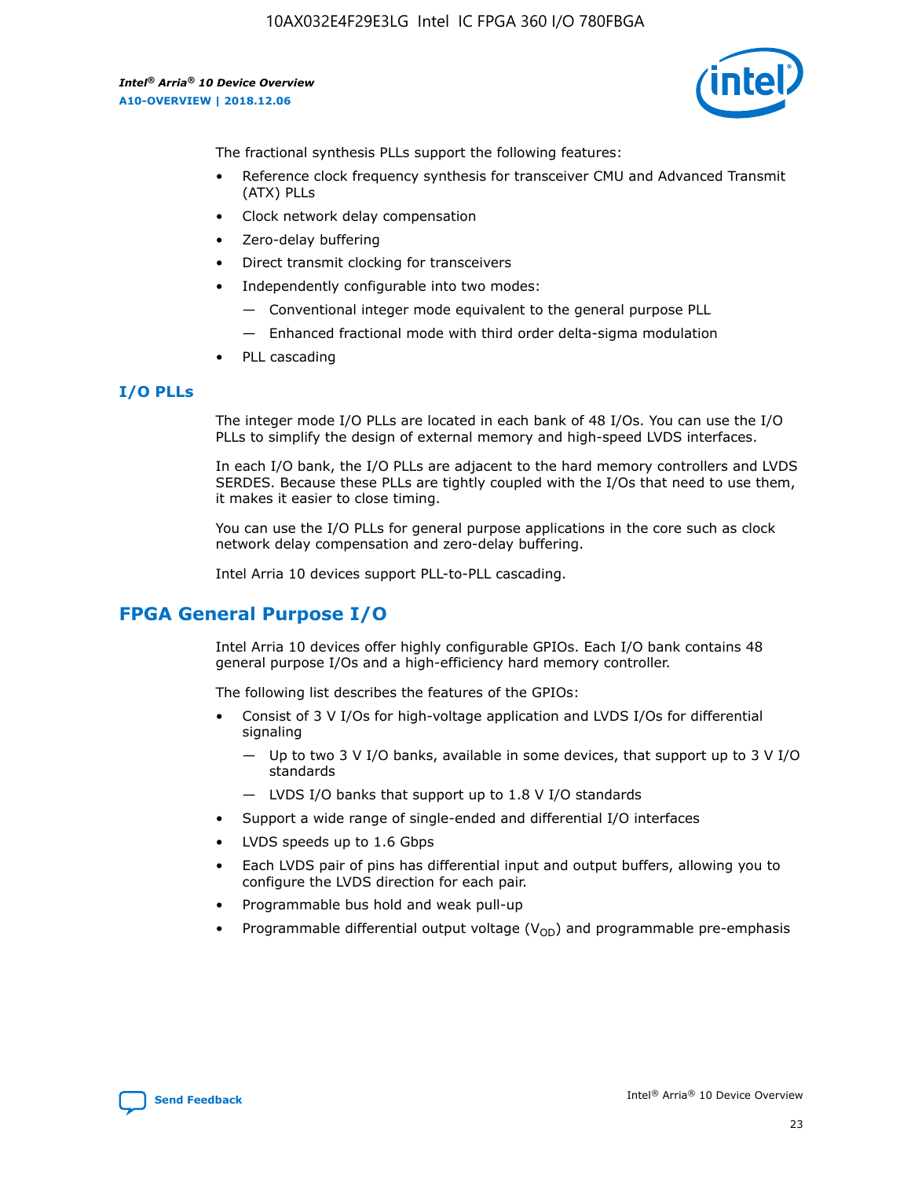The fractional synthesis PLLs support the following features:

- Reference clock frequency synthesis for transceiver CMU and Advanced Transmit (ATX) PLLs
- Clock network delay compensation
- Zero-delay buffering
- Direct transmit clocking for transceivers
- Independently configurable into two modes:
  - Conventional integer mode equivalent to the general purpose PLL
  - Enhanced fractional mode with third order delta-sigma modulation
- PLL cascading

### I/O PLLs

The integer mode I/O PLLs are located in each bank of 48 I/Os. You can use the I/O PLLs to simplify the design of external memory and high-speed LVDS interfaces.

In each I/O bank, the I/O PLLs are adjacent to the hard memory controllers and LVDS SERDES. Because these PLLs are tightly coupled with the I/Os that need to use them, it makes it easier to close timing.

You can use the I/O PLLs for general purpose applications in the core such as clock network delay compensation and zero-delay buffering.

Intel Arria 10 devices support PLL-to-PLL cascading.

## FPGA General Purpose I/O

Intel Arria 10 devices offer highly configurable GPIOs. Each I/O bank contains 48 general purpose I/Os and a high-efficiency hard memory controller.

The following list describes the features of the GPIOs:

- Consist of 3 V I/Os for high-voltage application and LVDS I/Os for differential signaling
  - Up to two 3 V I/O banks, available in some devices, that support up to 3 V I/O standards
  - LVDS I/O banks that support up to 1.8 V I/O standards
- Support a wide range of single-ended and differential I/O interfaces
- LVDS speeds up to 1.6 Gbps
- Each LVDS pair of pins has differential input and output buffers, allowing you to configure the LVDS direction for each pair.
- Programmable bus hold and weak pull-up
- Programmable differential output voltage ($V_{OD}$) and programmable pre-emphasis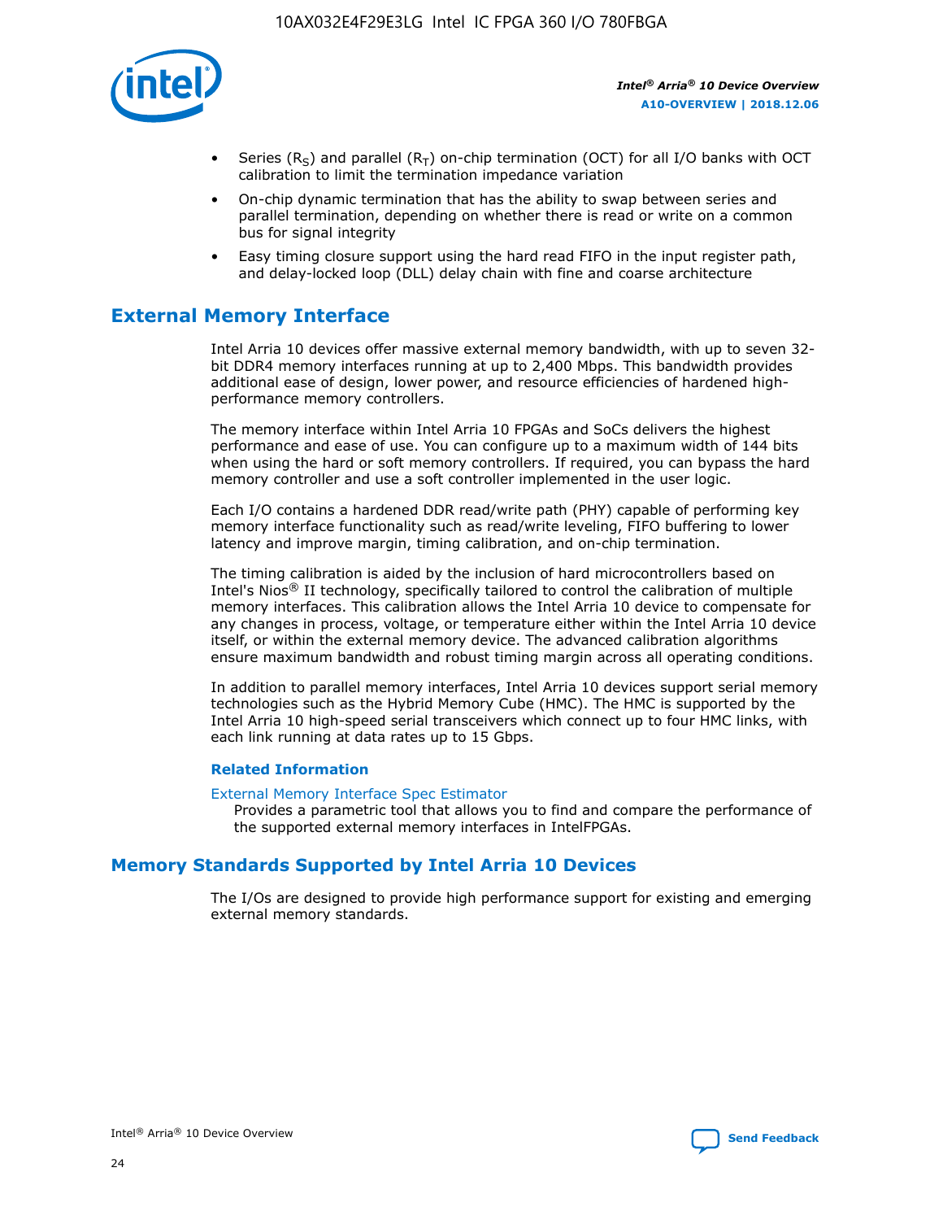- Series ($R_S$) and parallel ($R_T$) on-chip termination (OCT) for all I/O banks with OCT calibration to limit the termination impedance variation
- On-chip dynamic termination that has the ability to swap between series and parallel termination, depending on whether there is read or write on a common bus for signal integrity
- Easy timing closure support using the hard read FIFO in the input register path, and delay-locked loop (DLL) delay chain with fine and coarse architecture

## External Memory Interface

Intel Arria 10 devices offer massive external memory bandwidth, with up to seven 32-bit DDR4 memory interfaces running at up to 2,400 Mbps. This bandwidth provides additional ease of design, lower power, and resource efficiencies of hardened high-performance memory controllers.

The memory interface within Intel Arria 10 FPGAs and SoCs delivers the highest performance and ease of use. You can configure up to a maximum width of 144 bits when using the hard or soft memory controllers. If required, you can bypass the hard memory controller and use a soft controller implemented in the user logic.

Each I/O contains a hardened DDR read/write path (PHY) capable of performing key memory interface functionality such as read/write leveling, FIFO buffering to lower latency and improve margin, timing calibration, and on-chip termination.

The timing calibration is aided by the inclusion of hard microcontrollers based on Intel's Nios® II technology, specifically tailored to control the calibration of multiple memory interfaces. This calibration allows the Intel Arria 10 device to compensate for any changes in process, voltage, or temperature either within the Intel Arria 10 device itself, or within the external memory device. The advanced calibration algorithms ensure maximum bandwidth and robust timing margin across all operating conditions.

In addition to parallel memory interfaces, Intel Arria 10 devices support serial memory technologies such as the Hybrid Memory Cube (HMC). The HMC is supported by the Intel Arria 10 high-speed serial transceivers which connect up to four HMC links, with each link running at data rates up to 15 Gbps.

### Related Information

External Memory Interface Spec Estimator
Provides a parametric tool that allows you to find and compare the performance of the supported external memory interfaces in IntelFPGAs.

## Memory Standards Supported by Intel Arria 10 Devices

The I/Os are designed to provide high performance support for existing and emerging external memory standards.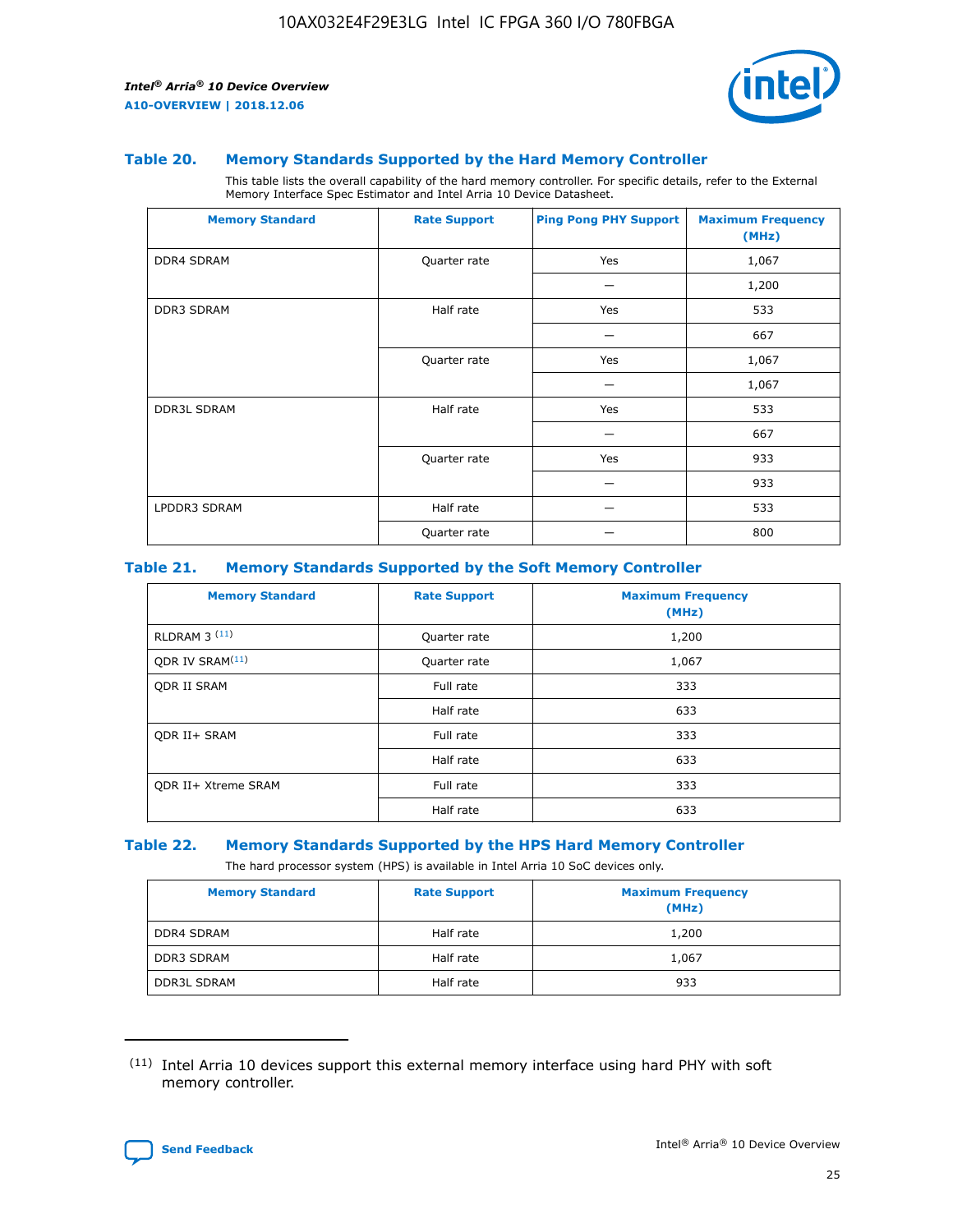#### Table 20. Memory Standards Supported by the Hard Memory Controller

This table lists the overall capability of the hard memory controller. For specific details, refer to the External Memory Interface Spec Estimator and Intel Arria 10 Device Datasheet.

| Memory Standard | Rate Support | Ping Pong PHY Support | Maximum Frequency (MHz) |
|---|---|---|---|
| DDR4 SDRAM | Quarter rate | Yes | 1,067 |
| | | — | 1,200 |
| DDR3 SDRAM | Half rate | Yes | 533 |
| | | — | 667 |
| | Quarter rate | Yes | 1,067 |
| | | — | 1,067 |
| DDR3L SDRAM | Half rate | Yes | 533 |
| | | — | 667 |
| | Quarter rate | Yes | 933 |
| | | — | 933 |
| LPDDR3 SDRAM | Half rate | — | 533 |
| | Quarter rate | — | 800 |

#### Table 21. Memory Standards Supported by the Soft Memory Controller

| Memory Standard | Rate Support | Maximum Frequency (MHz) |
|---|---|---|
| RLDRAM 3 [(11)] | Quarter rate | 1,200 |
| QDR IV SRAM[(11)] | Quarter rate | 1,067 |
| QDR II SRAM | Full rate | 333 |
| | Half rate | 633 |
| QDR II+ SRAM | Full rate | 333 |
| | Half rate | 633 |
| QDR II+ Xtreme SRAM | Full rate | 333 |
| | Half rate | 633 |

#### Table 22. Memory Standards Supported by the HPS Hard Memory Controller

The hard processor system (HPS) is available in Intel Arria 10 SoC devices only.

| Memory Standard | Rate Support | Maximum Frequency (MHz) |
|---|---|---|
| DDR4 SDRAM | Half rate | 1,200 |
| DDR3 SDRAM | Half rate | 1,067 |
| DDR3L SDRAM | Half rate | 933 |

(11) Intel Arria 10 devices support this external memory interface using hard PHY with soft memory controller.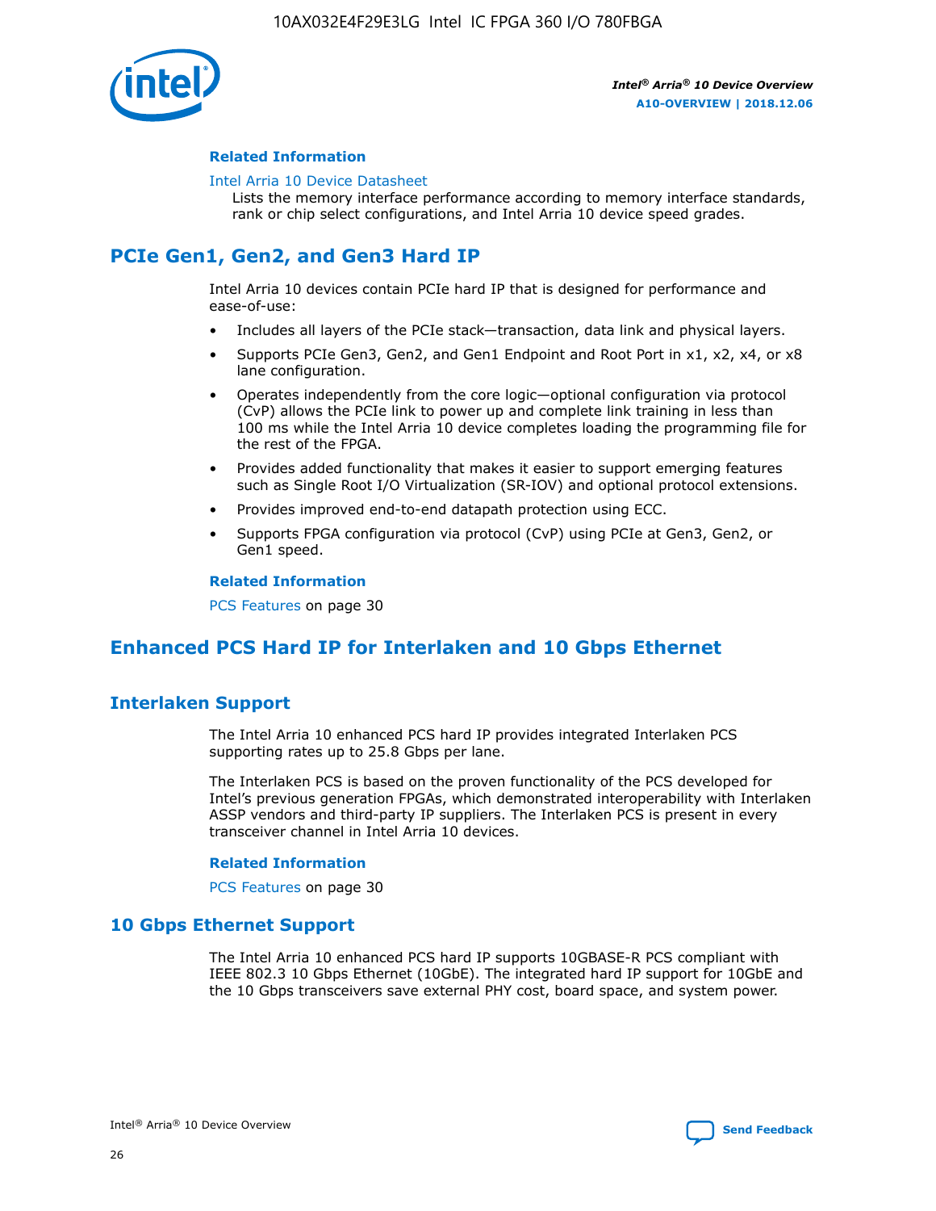**Related Information**

Intel Arria 10 Device Datasheet
Lists the memory interface performance according to memory interface standards, rank or chip select configurations, and Intel Arria 10 device speed grades.

## PCIe Gen1, Gen2, and Gen3 Hard IP

Intel Arria 10 devices contain PCIe hard IP that is designed for performance and ease-of-use:

- Includes all layers of the PCIe stack—transaction, data link and physical layers.
- Supports PCIe Gen3, Gen2, and Gen1 Endpoint and Root Port in x1, x2, x4, or x8 lane configuration.
- Operates independently from the core logic—optional configuration via protocol (CvP) allows the PCIe link to power up and complete link training in less than 100 ms while the Intel Arria 10 device completes loading the programming file for the rest of the FPGA.
- Provides added functionality that makes it easier to support emerging features such as Single Root I/O Virtualization (SR-IOV) and optional protocol extensions.
- Provides improved end-to-end datapath protection using ECC.
- Supports FPGA configuration via protocol (CvP) using PCIe at Gen3, Gen2, or Gen1 speed.

**Related Information**

PCS Features on page 30

## Enhanced PCS Hard IP for Interlaken and 10 Gbps Ethernet

### Interlaken Support

The Intel Arria 10 enhanced PCS hard IP provides integrated Interlaken PCS supporting rates up to 25.8 Gbps per lane.

The Interlaken PCS is based on the proven functionality of the PCS developed for Intel's previous generation FPGAs, which demonstrated interoperability with Interlaken ASSP vendors and third-party IP suppliers. The Interlaken PCS is present in every transceiver channel in Intel Arria 10 devices.

**Related Information**

PCS Features on page 30

### 10 Gbps Ethernet Support

The Intel Arria 10 enhanced PCS hard IP supports 10GBASE-R PCS compliant with IEEE 802.3 10 Gbps Ethernet (10GbE). The integrated hard IP support for 10GbE and the 10 Gbps transceivers save external PHY cost, board space, and system power.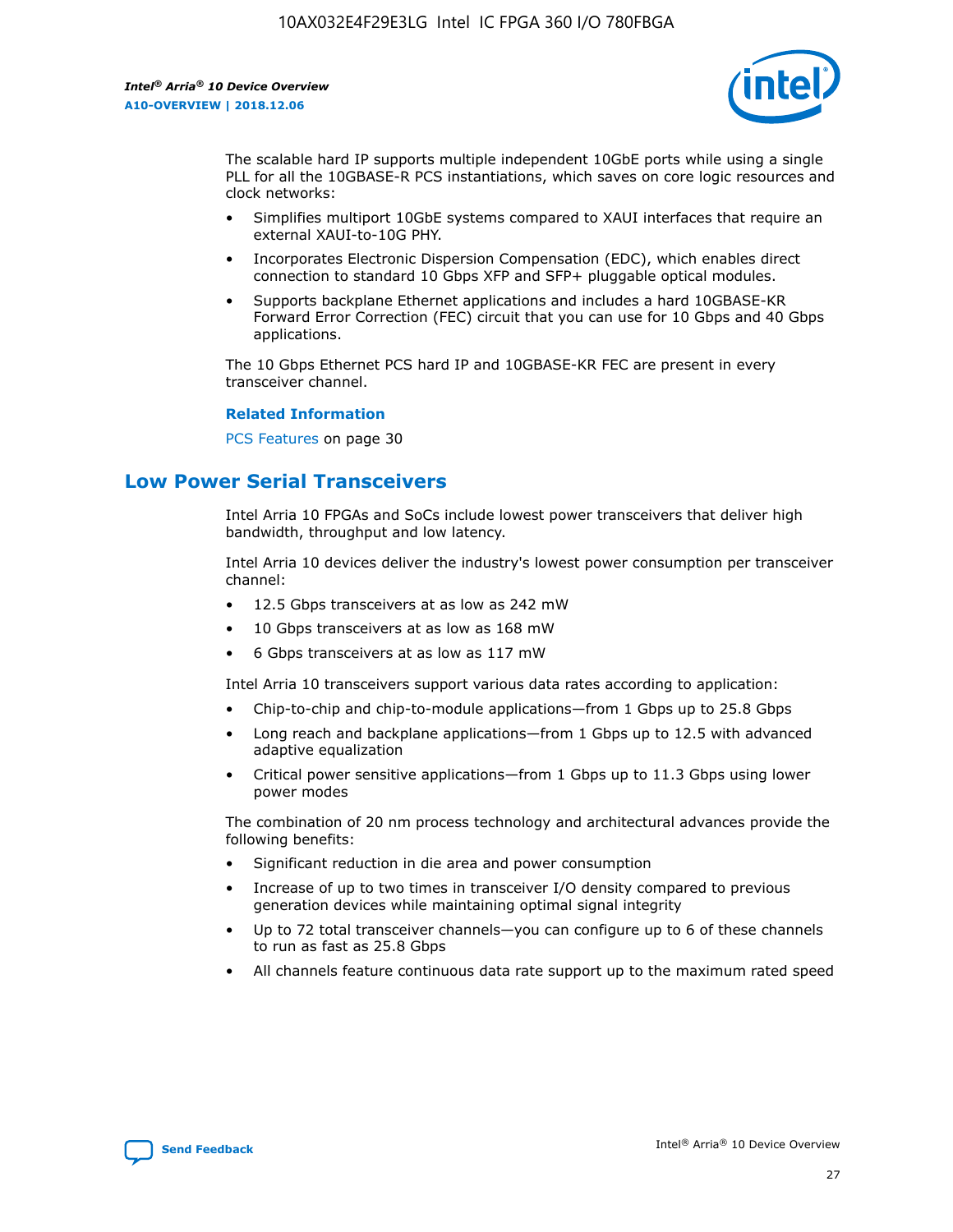The scalable hard IP supports multiple independent 10GbE ports while using a single PLL for all the 10GBASE-R PCS instantiations, which saves on core logic resources and clock networks:

- Simplifies multiport 10GbE systems compared to XAUI interfaces that require an external XAUI-to-10G PHY.
- Incorporates Electronic Dispersion Compensation (EDC), which enables direct connection to standard 10 Gbps XFP and SFP+ pluggable optical modules.
- Supports backplane Ethernet applications and includes a hard 10GBASE-KR Forward Error Correction (FEC) circuit that you can use for 10 Gbps and 40 Gbps applications.

The 10 Gbps Ethernet PCS hard IP and 10GBASE-KR FEC are present in every transceiver channel.

**Related Information**

PCS Features on page 30

## Low Power Serial Transceivers

Intel Arria 10 FPGAs and SoCs include lowest power transceivers that deliver high bandwidth, throughput and low latency.

Intel Arria 10 devices deliver the industry's lowest power consumption per transceiver channel:

- 12.5 Gbps transceivers at as low as 242 mW
- 10 Gbps transceivers at as low as 168 mW
- 6 Gbps transceivers at as low as 117 mW

Intel Arria 10 transceivers support various data rates according to application:

- Chip-to-chip and chip-to-module applications—from 1 Gbps up to 25.8 Gbps
- Long reach and backplane applications—from 1 Gbps up to 12.5 with advanced adaptive equalization
- Critical power sensitive applications—from 1 Gbps up to 11.3 Gbps using lower power modes

The combination of 20 nm process technology and architectural advances provide the following benefits:

- Significant reduction in die area and power consumption
- Increase of up to two times in transceiver I/O density compared to previous generation devices while maintaining optimal signal integrity
- Up to 72 total transceiver channels—you can configure up to 6 of these channels to run as fast as 25.8 Gbps
- All channels feature continuous data rate support up to the maximum rated speed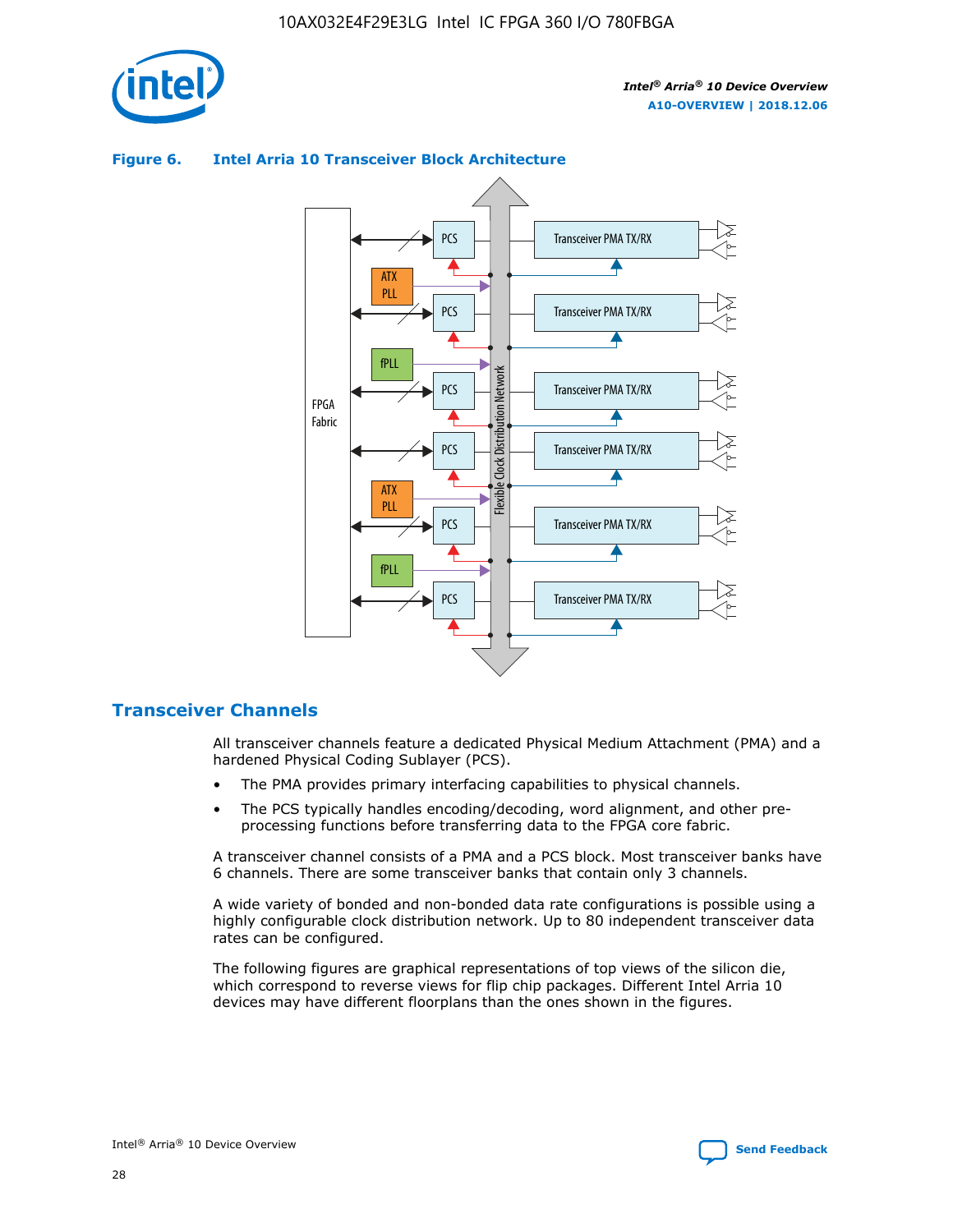**Figure 6. Intel Arria 10 Transceiver Block Architecture**

## Transceiver Channels

All transceiver channels feature a dedicated Physical Medium Attachment (PMA) and a hardened Physical Coding Sublayer (PCS).

- The PMA provides primary interfacing capabilities to physical channels.
- The PCS typically handles encoding/decoding, word alignment, and other pre-processing functions before transferring data to the FPGA core fabric.

A transceiver channel consists of a PMA and a PCS block. Most transceiver banks have 6 channels. There are some transceiver banks that contain only 3 channels.

A wide variety of bonded and non-bonded data rate configurations is possible using a highly configurable clock distribution network. Up to 80 independent transceiver data rates can be configured.

The following figures are graphical representations of top views of the silicon die, which correspond to reverse views for flip chip packages. Different Intel Arria 10 devices may have different floorplans than the ones shown in the figures.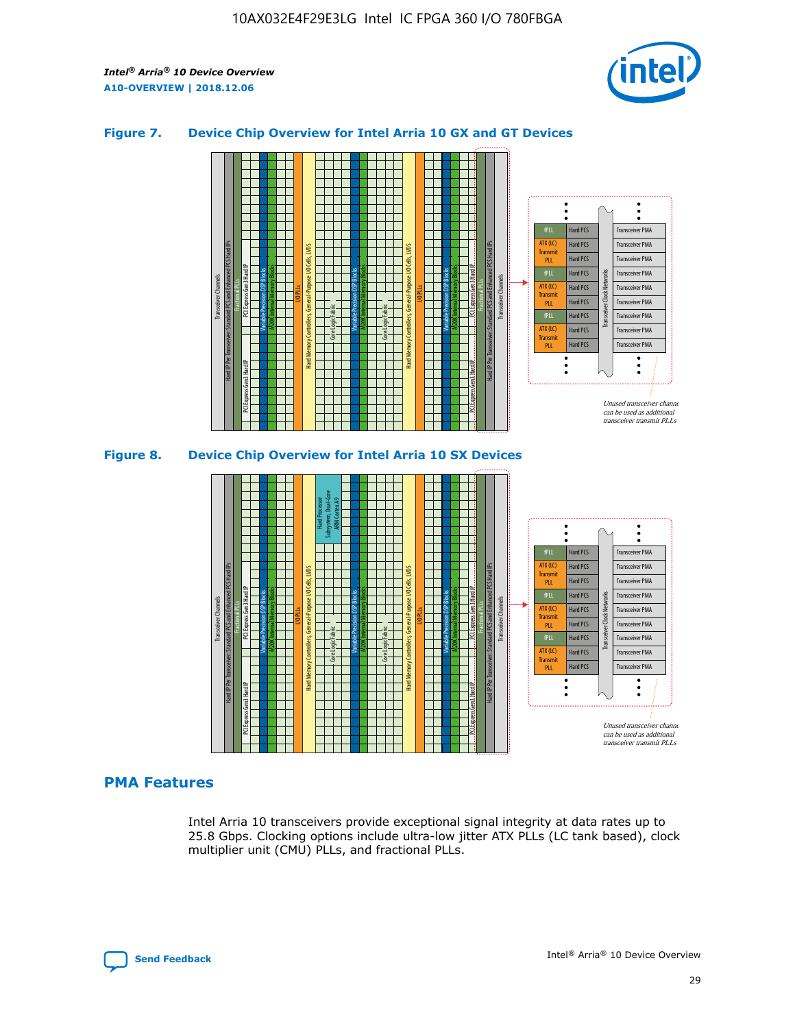### Figure 7. Device Chip Overview for Intel Arria 10 GX and GT Devices

Unused transceiver channels can be used as additional transceiver transmit PLLs

### Figure 8. Device Chip Overview for Intel Arria 10 SX Devices

Unused transceiver channels can be used as additional transceiver transmit PLLs

## PMA Features

Intel Arria 10 transceivers provide exceptional signal integrity at data rates up to 25.8 Gbps. Clocking options include ultra-low jitter ATX PLLs (LC tank based), clock multiplier unit (CMU) PLLs, and fractional PLLs.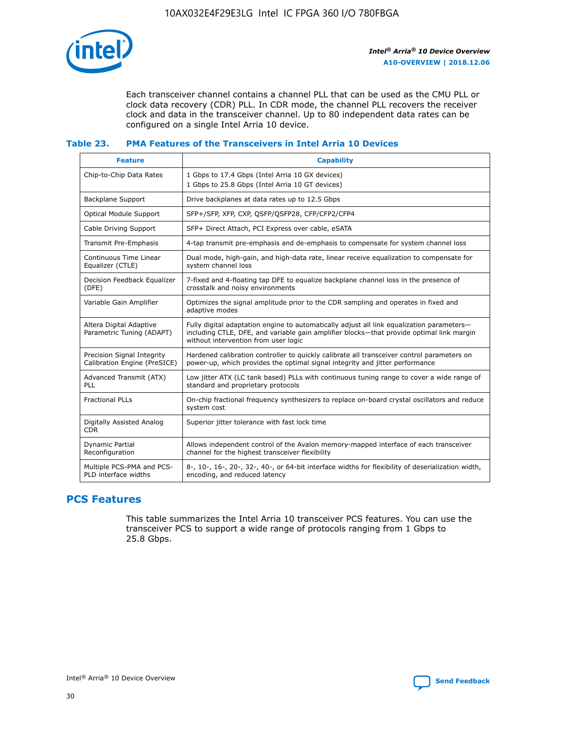Each transceiver channel contains a channel PLL that can be used as the CMU PLL or clock data recovery (CDR) PLL. In CDR mode, the channel PLL recovers the receiver clock and data in the transceiver channel. Up to 80 independent data rates can be configured on a single Intel Arria 10 device.

**Table 23. PMA Features of the Transceivers in Intel Arria 10 Devices**

| Feature | Capability |
| --- | --- |
| Chip-to-Chip Data Rates | 1 Gbps to 17.4 Gbps (Intel Arria 10 GX devices)<br>1 Gbps to 25.8 Gbps (Intel Arria 10 GT devices) |
| Backplane Support | Drive backplanes at data rates up to 12.5 Gbps |
| Optical Module Support | SFP+/SFP, XFP, CXP, QSFP/QSFP28, CFP/CFP2/CFP4 |
| Cable Driving Support | SFP+ Direct Attach, PCI Express over cable, eSATA |
| Transmit Pre-Emphasis | 4-tap transmit pre-emphasis and de-emphasis to compensate for system channel loss |
| Continuous Time Linear Equalizer (CTLE) | Dual mode, high-gain, and high-data rate, linear receive equalization to compensate for system channel loss |
| Decision Feedback Equalizer (DFE) | 7-fixed and 4-floating tap DFE to equalize backplane channel loss in the presence of crosstalk and noisy environments |
| Variable Gain Amplifier | Optimizes the signal amplitude prior to the CDR sampling and operates in fixed and adaptive modes |
| Altera Digital Adaptive Parametric Tuning (ADAPT) | Fully digital adaptation engine to automatically adjust all link equalization parameters—including CTLE, DFE, and variable gain amplifier blocks—that provide optimal link margin without intervention from user logic |
| Precision Signal Integrity Calibration Engine (PreSICE) | Hardened calibration controller to quickly calibrate all transceiver control parameters on power-up, which provides the optimal signal integrity and jitter performance |
| Advanced Transmit (ATX) PLL | Low jitter ATX (LC tank based) PLLs with continuous tuning range to cover a wide range of standard and proprietary protocols |
| Fractional PLLs | On-chip fractional frequency synthesizers to replace on-board crystal oscillators and reduce system cost |
| Digitally Assisted Analog CDR | Superior jitter tolerance with fast lock time |
| Dynamic Partial Reconfiguration | Allows independent control of the Avalon memory-mapped interface of each transceiver channel for the highest transceiver flexibility |
| Multiple PCS-PMA and PCS-PLD interface widths | 8-, 10-, 16-, 20-, 32-, 40-, or 64-bit interface widths for flexibility of deserialization width, encoding, and reduced latency |

## PCS Features

This table summarizes the Intel Arria 10 transceiver PCS features. You can use the transceiver PCS to support a wide range of protocols ranging from 1 Gbps to 25.8 Gbps.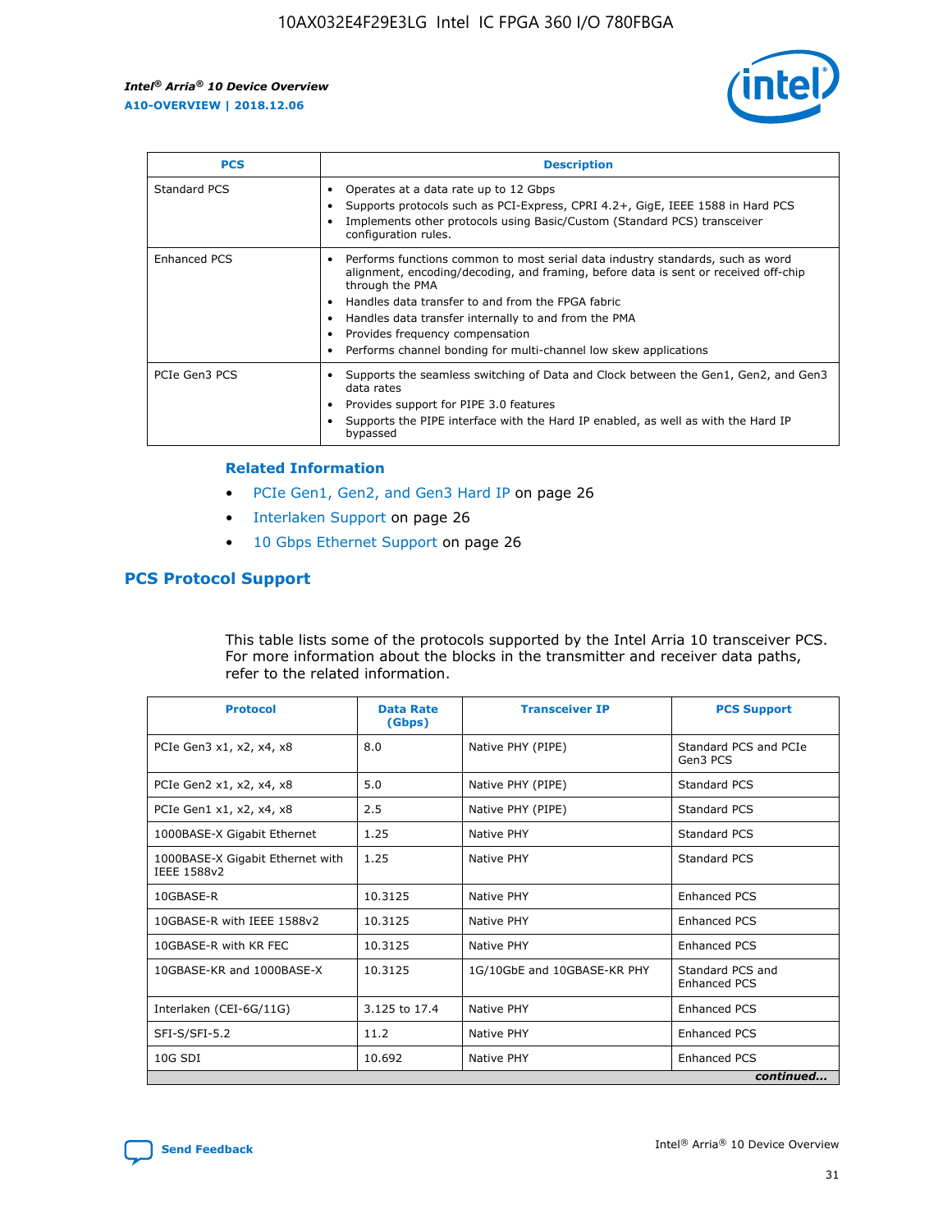| PCS | Description |
|---|---|
| Standard PCS | • Operates at a data rate up to 12 Gbps<br>• Supports protocols such as PCI-Express, CPRI 4.2+, GigE, IEEE 1588 in Hard PCS<br>• Implements other protocols using Basic/Custom (Standard PCS) transceiver configuration rules. |
| Enhanced PCS | • Performs functions common to most serial data industry standards, such as word alignment, encoding/decoding, and framing, before data is sent or received off-chip through the PMA<br>• Handles data transfer to and from the FPGA fabric<br>• Handles data transfer internally to and from the PMA<br>• Provides frequency compensation<br>• Performs channel bonding for multi-channel low skew applications |
| PCIe Gen3 PCS | • Supports the seamless switching of Data and Clock between the Gen1, Gen2, and Gen3 data rates<br>• Provides support for PIPE 3.0 features<br>• Supports the PIPE interface with the Hard IP enabled, as well as with the Hard IP bypassed |

### Related Information

- PCIe Gen1, Gen2, and Gen3 Hard IP on page 26
- Interlaken Support on page 26
- 10 Gbps Ethernet Support on page 26

## PCS Protocol Support

This table lists some of the protocols supported by the Intel Arria 10 transceiver PCS. For more information about the blocks in the transmitter and receiver data paths, refer to the related information.

| Protocol | Data Rate (Gbps) | Transceiver IP | PCS Support |
|---|---|---|---|
| PCIe Gen3 x1, x2, x4, x8 | 8.0 | Native PHY (PIPE) | Standard PCS and PCIe Gen3 PCS |
| PCIe Gen2 x1, x2, x4, x8 | 5.0 | Native PHY (PIPE) | Standard PCS |
| PCIe Gen1 x1, x2, x4, x8 | 2.5 | Native PHY (PIPE) | Standard PCS |
| 1000BASE-X Gigabit Ethernet | 1.25 | Native PHY | Standard PCS |
| 1000BASE-X Gigabit Ethernet with IEEE 1588v2 | 1.25 | Native PHY | Standard PCS |
| 10GBASE-R | 10.3125 | Native PHY | Enhanced PCS |
| 10GBASE-R with IEEE 1588v2 | 10.3125 | Native PHY | Enhanced PCS |
| 10GBASE-R with KR FEC | 10.3125 | Native PHY | Enhanced PCS |
| 10GBASE-KR and 1000BASE-X | 10.3125 | 1G/10GbE and 10GBASE-KR PHY | Standard PCS and Enhanced PCS |
| Interlaken (CEI-6G/11G) | 3.125 to 17.4 | Native PHY | Enhanced PCS |
| SFI-S/SFI-5.2 | 11.2 | Native PHY | Enhanced PCS |
| 10G SDI | 10.692 | Native PHY | Enhanced PCS |

*continued...*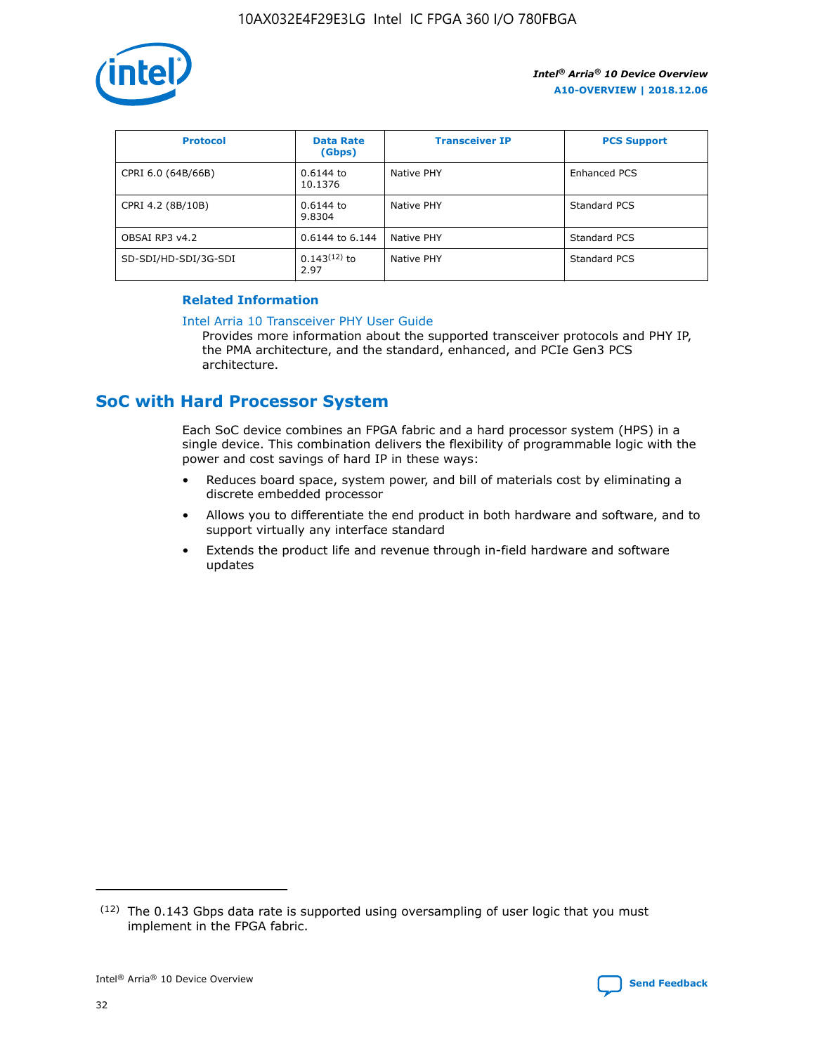| Protocol | Data Rate (Gbps) | Transceiver IP | PCS Support |
|---|---|---|---|
| CPRI 6.0 (64B/66B) | 0.6144 to 10.1376 | Native PHY | Enhanced PCS |
| CPRI 4.2 (8B/10B) | 0.6144 to 9.8304 | Native PHY | Standard PCS |
| OBSAI RP3 v4.2 | 0.6144 to 6.144 | Native PHY | Standard PCS |
| SD-SDI/HD-SDI/3G-SDI | 0.143[12] to 2.97 | Native PHY | Standard PCS |

### Related Information

Intel Arria 10 Transceiver PHY User Guide

Provides more information about the supported transceiver protocols and PHY IP, the PMA architecture, and the standard, enhanced, and PCIe Gen3 PCS architecture.

## SoC with Hard Processor System

Each SoC device combines an FPGA fabric and a hard processor system (HPS) in a single device. This combination delivers the flexibility of programmable logic with the power and cost savings of hard IP in these ways:

- Reduces board space, system power, and bill of materials cost by eliminating a discrete embedded processor
- Allows you to differentiate the end product in both hardware and software, and to support virtually any interface standard
- Extends the product life and revenue through in-field hardware and software updates

[12] The 0.143 Gbps data rate is supported using oversampling of user logic that you must implement in the FPGA fabric.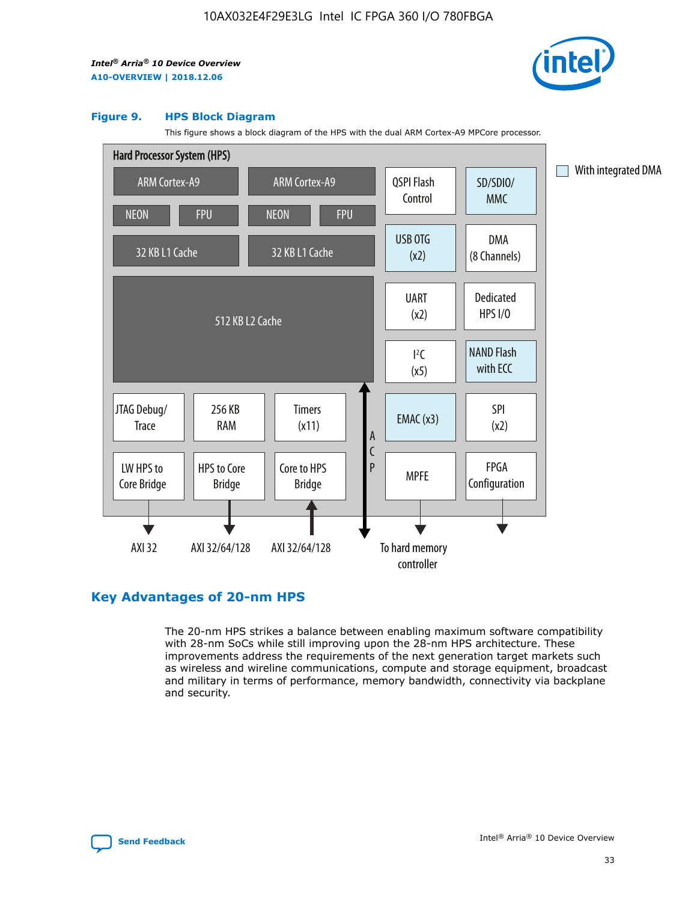**Figure 9. HPS Block Diagram**

This figure shows a block diagram of the HPS with the dual ARM Cortex-A9 MPCore processor.

Hard Processor System (HPS)

ARM Cortex-A9 | ARM Cortex-A9 | QSPI Flash Control | SD/SDIO/MMC

NEON | FPU | NEON | FPU

32 KB L1 Cache | 32 KB L1 Cache | USB OTG (x2) | DMA (8 Channels)

512 KB L2 Cache | UART (x2) | Dedicated HPS I/O | I²C (x5) | NAND Flash with ECC

JTAG Debug/Trace | 256 KB RAM | Timers (x11) | ACP | EMAC (x3) | SPI (x2)

LW HPS to Core Bridge | HPS to Core Bridge | Core to HPS Bridge | MPFE | FPGA Configuration

AXI 32 | AXI 32/64/128 | AXI 32/64/128 | To hard memory controller

With integrated DMA

## Key Advantages of 20-nm HPS

The 20-nm HPS strikes a balance between enabling maximum software compatibility with 28-nm SoCs while still improving upon the 28-nm HPS architecture. These improvements address the requirements of the next generation target markets such as wireless and wireline communications, compute and storage equipment, broadcast and military in terms of performance, memory bandwidth, connectivity via backplane and security.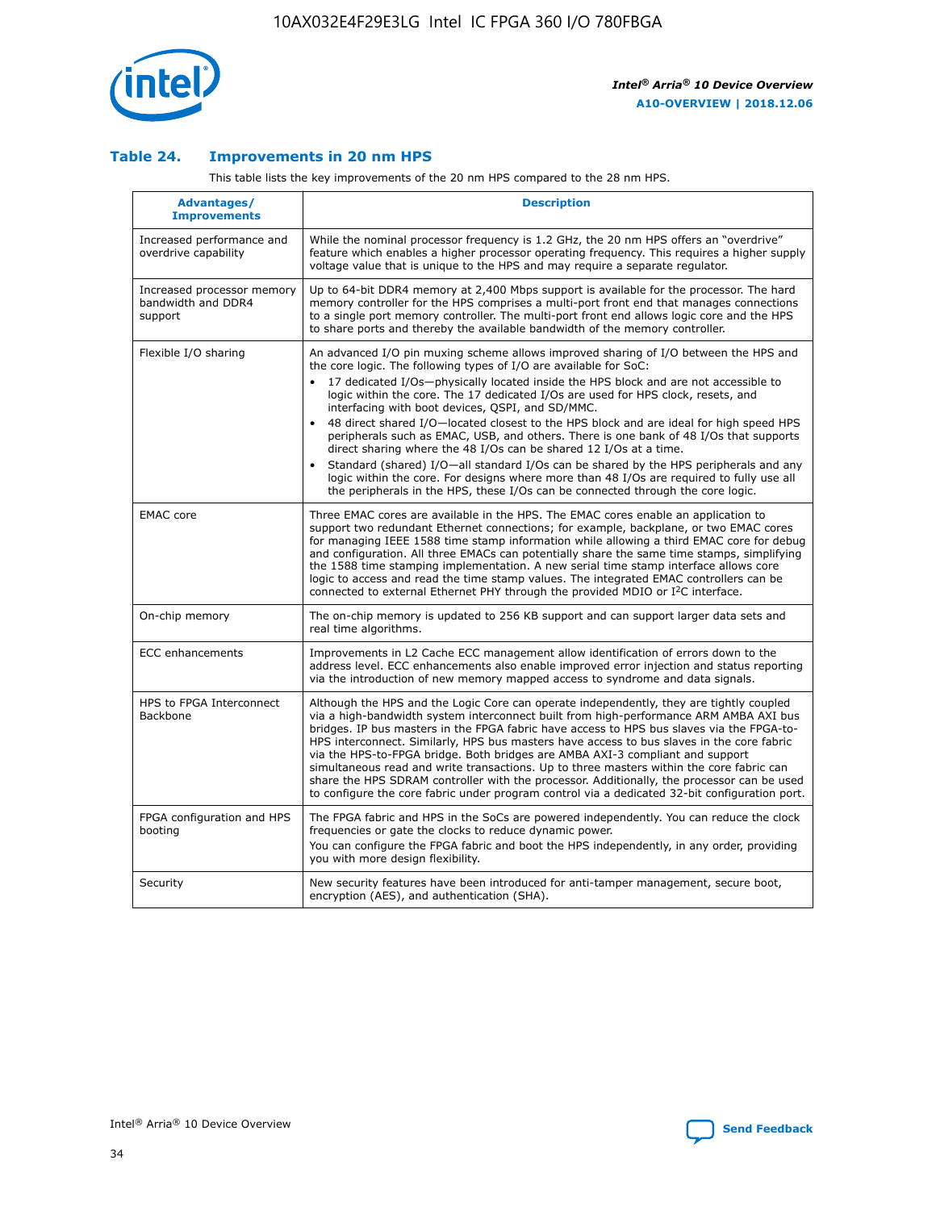### Table 24. Improvements in 20 nm HPS

This table lists the key improvements of the 20 nm HPS compared to the 28 nm HPS.

| Advantages/ Improvements | Description |
|---|---|
| Increased performance and overdrive capability | While the nominal processor frequency is 1.2 GHz, the 20 nm HPS offers an "overdrive" feature which enables a higher processor operating frequency. This requires a higher supply voltage value that is unique to the HPS and may require a separate regulator. |
| Increased processor memory bandwidth and DDR4 support | Up to 64-bit DDR4 memory at 2,400 Mbps support is available for the processor. The hard memory controller for the HPS comprises a multi-port front end that manages connections to a single port memory controller. The multi-port front end allows logic core and the HPS to share ports and thereby the available bandwidth of the memory controller. |
| Flexible I/O sharing | An advanced I/O pin muxing scheme allows improved sharing of I/O between the HPS and the core logic. The following types of I/O are available for SoC:<br>• 17 dedicated I/Os—physically located inside the HPS block and are not accessible to logic within the core. The 17 dedicated I/Os are used for HPS clock, resets, and interfacing with boot devices, QSPI, and SD/MMC.<br>• 48 direct shared I/O—located closest to the HPS block and are ideal for high speed HPS peripherals such as EMAC, USB, and others. There is one bank of 48 I/Os that supports direct sharing where the 48 I/Os can be shared 12 I/Os at a time.<br>• Standard (shared) I/O—all standard I/Os can be shared by the HPS peripherals and any logic within the core. For designs where more than 48 I/Os are required to fully use all the peripherals in the HPS, these I/Os can be connected through the core logic. |
| EMAC core | Three EMAC cores are available in the HPS. The EMAC cores enable an application to support two redundant Ethernet connections; for example, backplane, or two EMAC cores for managing IEEE 1588 time stamp information while allowing a third EMAC core for debug and configuration. All three EMACs can potentially share the same time stamps, simplifying the 1588 time stamping implementation. A new serial time stamp interface allows core logic to access and read the time stamp values. The integrated EMAC controllers can be connected to external Ethernet PHY through the provided MDIO or I²C interface. |
| On-chip memory | The on-chip memory is updated to 256 KB support and can support larger data sets and real time algorithms. |
| ECC enhancements | Improvements in L2 Cache ECC management allow identification of errors down to the address level. ECC enhancements also enable improved error injection and status reporting via the introduction of new memory mapped access to syndrome and data signals. |
| HPS to FPGA Interconnect Backbone | Although the HPS and the Logic Core can operate independently, they are tightly coupled via a high-bandwidth system interconnect built from high-performance ARM AMBA AXI bus bridges. IP bus masters in the FPGA fabric have access to HPS bus slaves via the FPGA-to-HPS interconnect. Similarly, HPS bus masters have access to bus slaves in the core fabric via the HPS-to-FPGA bridge. Both bridges are AMBA AXI-3 compliant and support simultaneous read and write transactions. Up to three masters within the core fabric can share the HPS SDRAM controller with the processor. Additionally, the processor can be used to configure the core fabric under program control via a dedicated 32-bit configuration port. |
| FPGA configuration and HPS booting | The FPGA fabric and HPS in the SoCs are powered independently. You can reduce the clock frequencies or gate the clocks to reduce dynamic power.<br>You can configure the FPGA fabric and boot the HPS independently, in any order, providing you with more design flexibility. |
| Security | New security features have been introduced for anti-tamper management, secure boot, encryption (AES), and authentication (SHA). |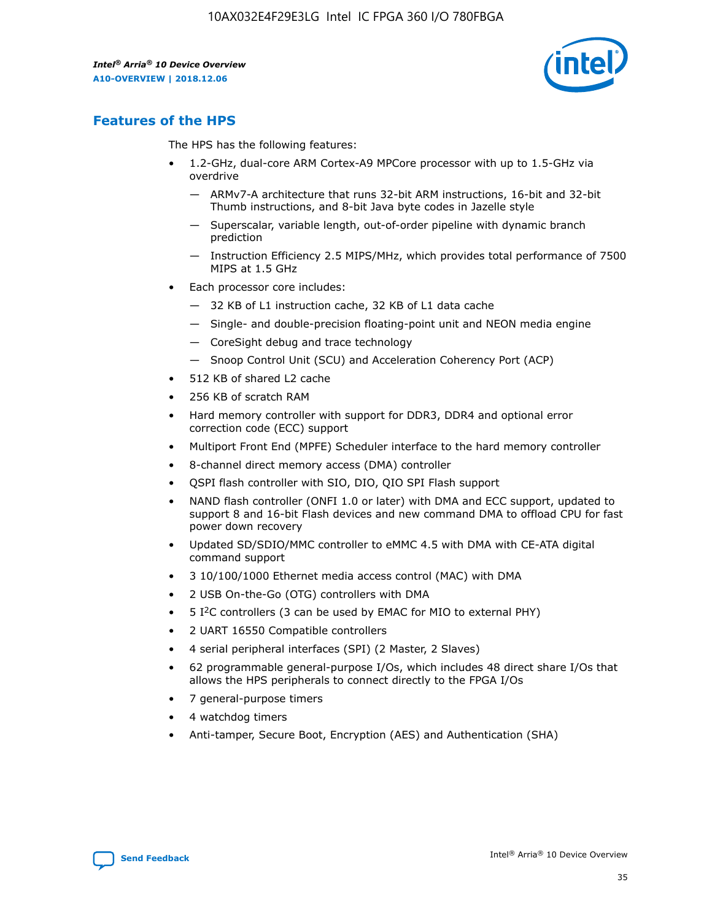## Features of the HPS

The HPS has the following features:

- 1.2-GHz, dual-core ARM Cortex-A9 MPCore processor with up to 1.5-GHz via overdrive
  - — ARMv7-A architecture that runs 32-bit ARM instructions, 16-bit and 32-bit Thumb instructions, and 8-bit Java byte codes in Jazelle style
  - — Superscalar, variable length, out-of-order pipeline with dynamic branch prediction
  - — Instruction Efficiency 2.5 MIPS/MHz, which provides total performance of 7500 MIPS at 1.5 GHz
- Each processor core includes:
  - — 32 KB of L1 instruction cache, 32 KB of L1 data cache
  - — Single- and double-precision floating-point unit and NEON media engine
  - — CoreSight debug and trace technology
  - — Snoop Control Unit (SCU) and Acceleration Coherency Port (ACP)
- 512 KB of shared L2 cache
- 256 KB of scratch RAM
- Hard memory controller with support for DDR3, DDR4 and optional error correction code (ECC) support
- Multiport Front End (MPFE) Scheduler interface to the hard memory controller
- 8-channel direct memory access (DMA) controller
- QSPI flash controller with SIO, DIO, QIO SPI Flash support
- NAND flash controller (ONFI 1.0 or later) with DMA and ECC support, updated to support 8 and 16-bit Flash devices and new command DMA to offload CPU for fast power down recovery
- Updated SD/SDIO/MMC controller to eMMC 4.5 with DMA with CE-ATA digital command support
- 3 10/100/1000 Ethernet media access control (MAC) with DMA
- 2 USB On-the-Go (OTG) controllers with DMA
- 5 I²C controllers (3 can be used by EMAC for MIO to external PHY)
- 2 UART 16550 Compatible controllers
- 4 serial peripheral interfaces (SPI) (2 Master, 2 Slaves)
- 62 programmable general-purpose I/Os, which includes 48 direct share I/Os that allows the HPS peripherals to connect directly to the FPGA I/Os
- 7 general-purpose timers
- 4 watchdog timers
- Anti-tamper, Secure Boot, Encryption (AES) and Authentication (SHA)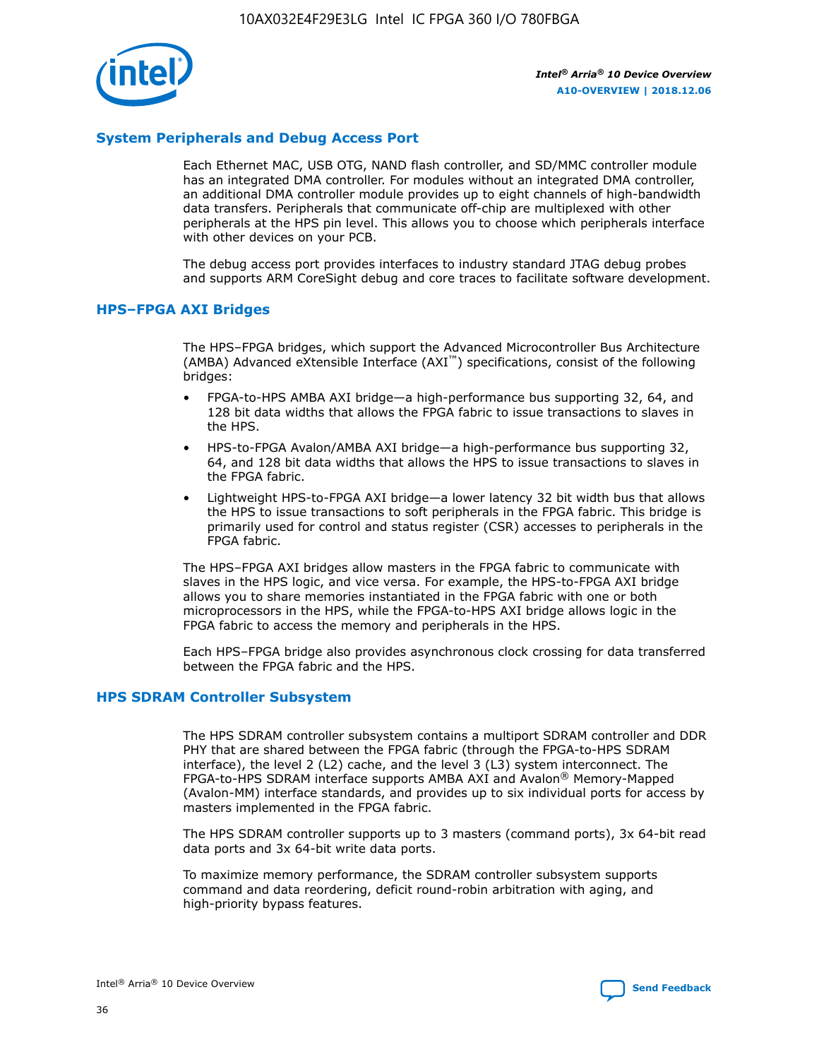## System Peripherals and Debug Access Port

Each Ethernet MAC, USB OTG, NAND flash controller, and SD/MMC controller module has an integrated DMA controller. For modules without an integrated DMA controller, an additional DMA controller module provides up to eight channels of high-bandwidth data transfers. Peripherals that communicate off-chip are multiplexed with other peripherals at the HPS pin level. This allows you to choose which peripherals interface with other devices on your PCB.

The debug access port provides interfaces to industry standard JTAG debug probes and supports ARM CoreSight debug and core traces to facilitate software development.

## HPS–FPGA AXI Bridges

The HPS–FPGA bridges, which support the Advanced Microcontroller Bus Architecture (AMBA) Advanced eXtensible Interface (AXI™) specifications, consist of the following bridges:

- FPGA-to-HPS AMBA AXI bridge—a high-performance bus supporting 32, 64, and 128 bit data widths that allows the FPGA fabric to issue transactions to slaves in the HPS.
- HPS-to-FPGA Avalon/AMBA AXI bridge—a high-performance bus supporting 32, 64, and 128 bit data widths that allows the HPS to issue transactions to slaves in the FPGA fabric.
- Lightweight HPS-to-FPGA AXI bridge—a lower latency 32 bit width bus that allows the HPS to issue transactions to soft peripherals in the FPGA fabric. This bridge is primarily used for control and status register (CSR) accesses to peripherals in the FPGA fabric.

The HPS–FPGA AXI bridges allow masters in the FPGA fabric to communicate with slaves in the HPS logic, and vice versa. For example, the HPS-to-FPGA AXI bridge allows you to share memories instantiated in the FPGA fabric with one or both microprocessors in the HPS, while the FPGA-to-HPS AXI bridge allows logic in the FPGA fabric to access the memory and peripherals in the HPS.

Each HPS–FPGA bridge also provides asynchronous clock crossing for data transferred between the FPGA fabric and the HPS.

## HPS SDRAM Controller Subsystem

The HPS SDRAM controller subsystem contains a multiport SDRAM controller and DDR PHY that are shared between the FPGA fabric (through the FPGA-to-HPS SDRAM interface), the level 2 (L2) cache, and the level 3 (L3) system interconnect. The FPGA-to-HPS SDRAM interface supports AMBA AXI and Avalon® Memory-Mapped (Avalon-MM) interface standards, and provides up to six individual ports for access by masters implemented in the FPGA fabric.

The HPS SDRAM controller supports up to 3 masters (command ports), 3x 64-bit read data ports and 3x 64-bit write data ports.

To maximize memory performance, the SDRAM controller subsystem supports command and data reordering, deficit round-robin arbitration with aging, and high-priority bypass features.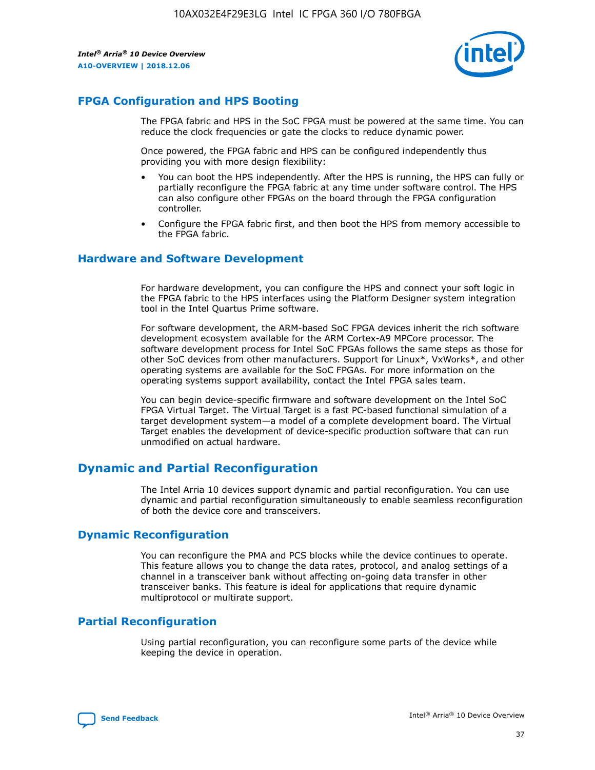## FPGA Configuration and HPS Booting

The FPGA fabric and HPS in the SoC FPGA must be powered at the same time. You can reduce the clock frequencies or gate the clocks to reduce dynamic power.

Once powered, the FPGA fabric and HPS can be configured independently thus providing you with more design flexibility:

- You can boot the HPS independently. After the HPS is running, the HPS can fully or partially reconfigure the FPGA fabric at any time under software control. The HPS can also configure other FPGAs on the board through the FPGA configuration controller.
- Configure the FPGA fabric first, and then boot the HPS from memory accessible to the FPGA fabric.

## Hardware and Software Development

For hardware development, you can configure the HPS and connect your soft logic in the FPGA fabric to the HPS interfaces using the Platform Designer system integration tool in the Intel Quartus Prime software.

For software development, the ARM-based SoC FPGA devices inherit the rich software development ecosystem available for the ARM Cortex-A9 MPCore processor. The software development process for Intel SoC FPGAs follows the same steps as those for other SoC devices from other manufacturers. Support for Linux*, VxWorks*, and other operating systems are available for the SoC FPGAs. For more information on the operating systems support availability, contact the Intel FPGA sales team.

You can begin device-specific firmware and software development on the Intel SoC FPGA Virtual Target. The Virtual Target is a fast PC-based functional simulation of a target development system—a model of a complete development board. The Virtual Target enables the development of device-specific production software that can run unmodified on actual hardware.

# Dynamic and Partial Reconfiguration

The Intel Arria 10 devices support dynamic and partial reconfiguration. You can use dynamic and partial reconfiguration simultaneously to enable seamless reconfiguration of both the device core and transceivers.

## Dynamic Reconfiguration

You can reconfigure the PMA and PCS blocks while the device continues to operate. This feature allows you to change the data rates, protocol, and analog settings of a channel in a transceiver bank without affecting on-going data transfer in other transceiver banks. This feature is ideal for applications that require dynamic multiprotocol or multirate support.

## Partial Reconfiguration

Using partial reconfiguration, you can reconfigure some parts of the device while keeping the device in operation.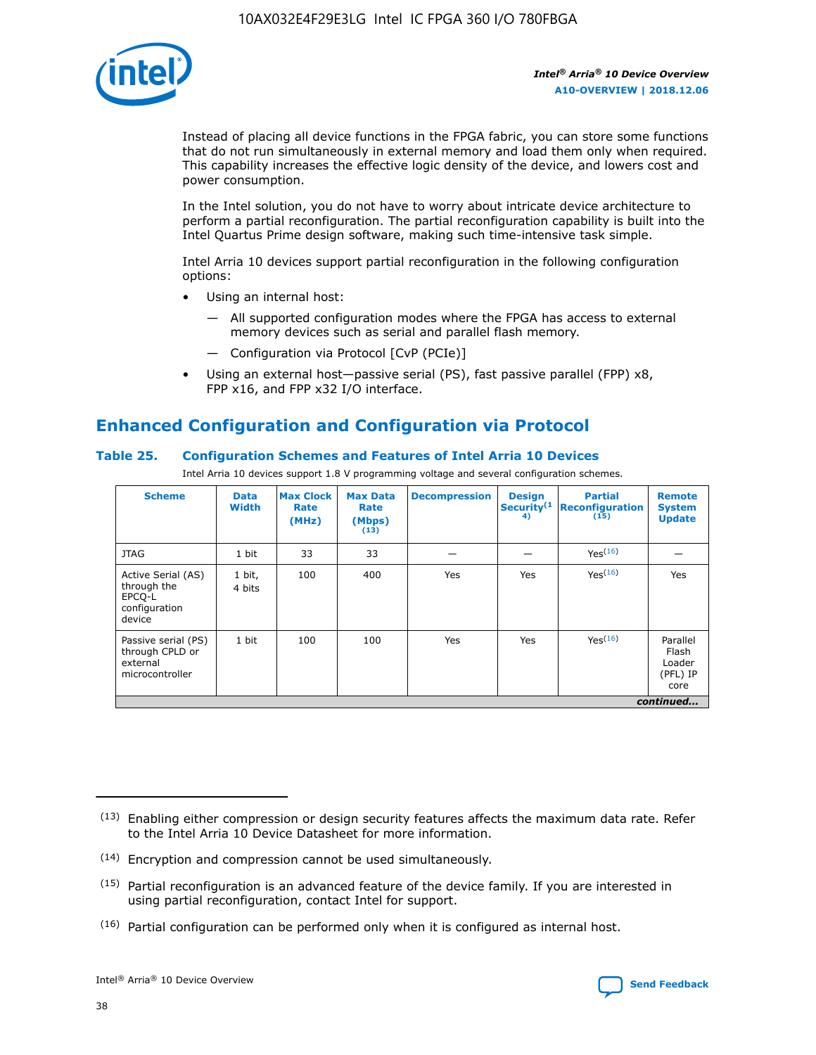Instead of placing all device functions in the FPGA fabric, you can store some functions that do not run simultaneously in external memory and load them only when required. This capability increases the effective logic density of the device, and lowers cost and power consumption.

In the Intel solution, you do not have to worry about intricate device architecture to perform a partial reconfiguration. The partial reconfiguration capability is built into the Intel Quartus Prime design software, making such time-intensive task simple.

Intel Arria 10 devices support partial reconfiguration in the following configuration options:

- Using an internal host:
  - — All supported configuration modes where the FPGA has access to external memory devices such as serial and parallel flash memory.
  - — Configuration via Protocol [CvP (PCIe)]
- Using an external host—passive serial (PS), fast passive parallel (FPP) x8, FPP x16, and FPP x32 I/O interface.

## Enhanced Configuration and Configuration via Protocol

### Table 25. Configuration Schemes and Features of Intel Arria 10 Devices

Intel Arria 10 devices support 1.8 V programming voltage and several configuration schemes.

| Scheme | Data Width | Max Clock Rate (MHz) | Max Data Rate (Mbps) (13) | Decompression | Design Security(14) | Partial Reconfiguration (15) | Remote System Update |
|---|---|---|---|---|---|---|---|
| JTAG | 1 bit | 33 | 33 | — | — | Yes(16) | — |
| Active Serial (AS) through the EPCQ-L configuration device | 1 bit, 4 bits | 100 | 400 | Yes | Yes | Yes(16) | Yes |
| Passive serial (PS) through CPLD or external microcontroller | 1 bit | 100 | 100 | Yes | Yes | Yes(16) | Parallel Flash Loader (PFL) IP core |

*continued...*

(13) Enabling either compression or design security features affects the maximum data rate. Refer to the Intel Arria 10 Device Datasheet for more information.

(14) Encryption and compression cannot be used simultaneously.

(15) Partial reconfiguration is an advanced feature of the device family. If you are interested in using partial reconfiguration, contact Intel for support.

(16) Partial configuration can be performed only when it is configured as internal host.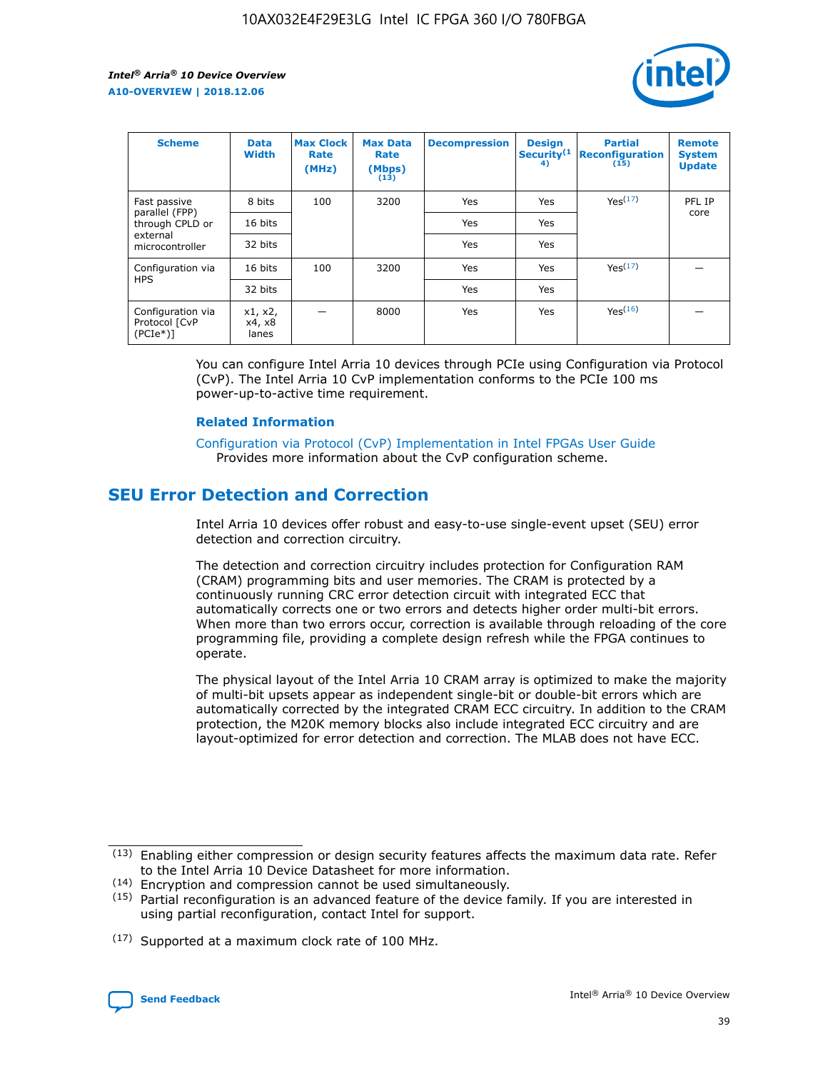| Scheme | Data Width | Max Clock Rate (MHz) | Max Data Rate (Mbps) (13) | Decompression | Design Security(14) | Partial Reconfiguration (15) | Remote System Update |
|---|---|---|---|---|---|---|---|
| Fast passive parallel (FPP) through CPLD or external microcontroller | 8 bits | 100 | 3200 | Yes | Yes | Yes(17) | PFL IP core |
| | 16 bits | | | Yes | Yes | | |
| | 32 bits | | | Yes | Yes | | |
| Configuration via HPS | 16 bits | 100 | 3200 | Yes | Yes | Yes(17) | — |
| | 32 bits | | | Yes | Yes | | |
| Configuration via Protocol [CvP (PCIe*)] | x1, x2, x4, x8 lanes | — | 8000 | Yes | Yes | Yes(16) | — |

You can configure Intel Arria 10 devices through PCIe using Configuration via Protocol (CvP). The Intel Arria 10 CvP implementation conforms to the PCIe 100 ms power-up-to-active time requirement.

**Related Information**

Configuration via Protocol (CvP) Implementation in Intel FPGAs User Guide
Provides more information about the CvP configuration scheme.

## SEU Error Detection and Correction

Intel Arria 10 devices offer robust and easy-to-use single-event upset (SEU) error detection and correction circuitry.

The detection and correction circuitry includes protection for Configuration RAM (CRAM) programming bits and user memories. The CRAM is protected by a continuously running CRC error detection circuit with integrated ECC that automatically corrects one or two errors and detects higher order multi-bit errors. When more than two errors occur, correction is available through reloading of the core programming file, providing a complete design refresh while the FPGA continues to operate.

The physical layout of the Intel Arria 10 CRAM array is optimized to make the majority of multi-bit upsets appear as independent single-bit or double-bit errors which are automatically corrected by the integrated CRAM ECC circuitry. In addition to the CRAM protection, the M20K memory blocks also include integrated ECC circuitry and are layout-optimized for error detection and correction. The MLAB does not have ECC.

(13) Enabling either compression or design security features affects the maximum data rate. Refer to the Intel Arria 10 Device Datasheet for more information.

(14) Encryption and compression cannot be used simultaneously.

(15) Partial reconfiguration is an advanced feature of the device family. If you are interested in using partial reconfiguration, contact Intel for support.

(17) Supported at a maximum clock rate of 100 MHz.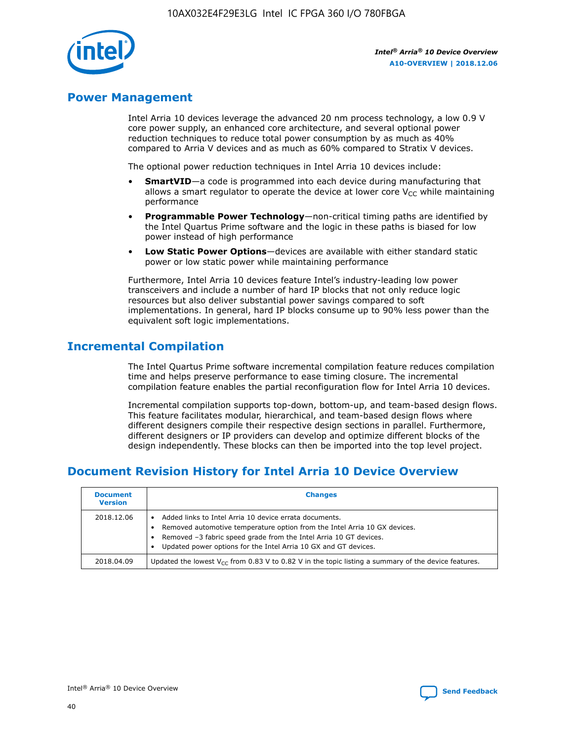## Power Management

Intel Arria 10 devices leverage the advanced 20 nm process technology, a low 0.9 V core power supply, an enhanced core architecture, and several optional power reduction techniques to reduce total power consumption by as much as 40% compared to Arria V devices and as much as 60% compared to Stratix V devices.

The optional power reduction techniques in Intel Arria 10 devices include:

- **SmartVID**—a code is programmed into each device during manufacturing that allows a smart regulator to operate the device at lower core $V_{CC}$ while maintaining performance
- **Programmable Power Technology**—non-critical timing paths are identified by the Intel Quartus Prime software and the logic in these paths is biased for low power instead of high performance
- **Low Static Power Options**—devices are available with either standard static power or low static power while maintaining performance

Furthermore, Intel Arria 10 devices feature Intel's industry-leading low power transceivers and include a number of hard IP blocks that not only reduce logic resources but also deliver substantial power savings compared to soft implementations. In general, hard IP blocks consume up to 90% less power than the equivalent soft logic implementations.

## Incremental Compilation

The Intel Quartus Prime software incremental compilation feature reduces compilation time and helps preserve performance to ease timing closure. The incremental compilation feature enables the partial reconfiguration flow for Intel Arria 10 devices.

Incremental compilation supports top-down, bottom-up, and team-based design flows. This feature facilitates modular, hierarchical, and team-based design flows where different designers compile their respective design sections in parallel. Furthermore, different designers or IP providers can develop and optimize different blocks of the design independently. These blocks can then be imported into the top level project.

## Document Revision History for Intel Arria 10 Device Overview

| Document Version | Changes |
| --- | --- |
| 2018.12.06 | • Added links to Intel Arria 10 device errata documents.<br>• Removed automotive temperature option from the Intel Arria 10 GX devices.<br>• Removed –3 fabric speed grade from the Intel Arria 10 GT devices.<br>• Updated power options for the Intel Arria 10 GX and GT devices. |
| 2018.04.09 | Updated the lowest $V_{CC}$ from 0.83 V to 0.82 V in the topic listing a summary of the device features. |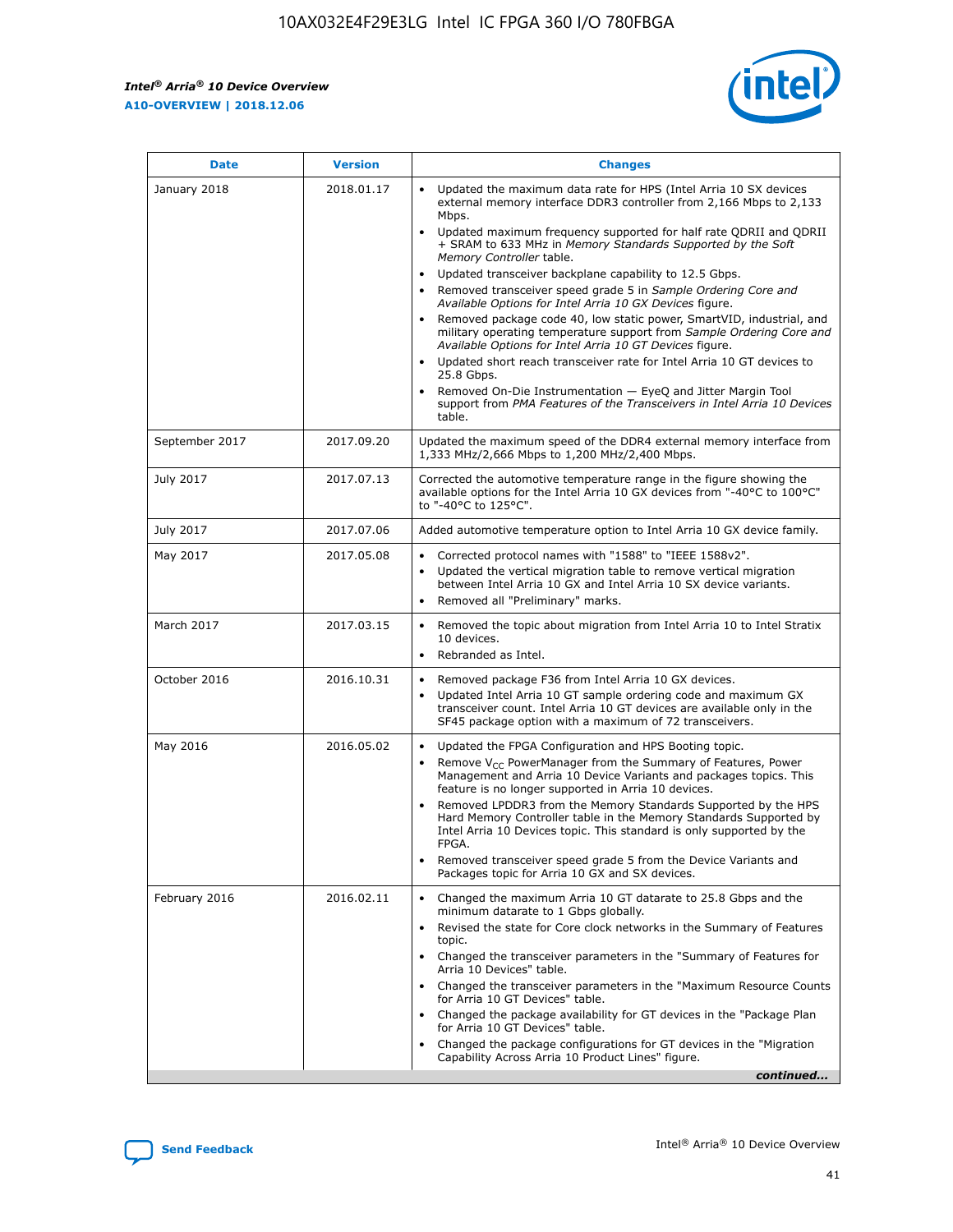| Date | Version | Changes |
| --- | --- | --- |
| January 2018 | 2018.01.17 | • Updated the maximum data rate for HPS (Intel Arria 10 SX devices external memory interface DDR3 controller from 2,166 Mbps to 2,133 Mbps.<br>• Updated maximum frequency supported for half rate QDRII and QDRII + SRAM to 633 MHz in *Memory Standards Supported by the Soft Memory Controller* table.<br>• Updated transceiver backplane capability to 12.5 Gbps.<br>• Removed transceiver speed grade 5 in *Sample Ordering Core and Available Options for Intel Arria 10 GX Devices* figure.<br>• Removed package code 40, low static power, SmartVID, industrial, and military operating temperature support from *Sample Ordering Core and Available Options for Intel Arria 10 GT Devices* figure.<br>• Updated short reach transceiver rate for Intel Arria 10 GT devices to 25.8 Gbps.<br>• Removed On-Die Instrumentation — EyeQ and Jitter Margin Tool support from *PMA Features of the Transceivers in Intel Arria 10 Devices* table. |
| September 2017 | 2017.09.20 | Updated the maximum speed of the DDR4 external memory interface from 1,333 MHz/2,666 Mbps to 1,200 MHz/2,400 Mbps. |
| July 2017 | 2017.07.13 | Corrected the automotive temperature range in the figure showing the available options for the Intel Arria 10 GX devices from "-40°C to 100°C" to "-40°C to 125°C". |
| July 2017 | 2017.07.06 | Added automotive temperature option to Intel Arria 10 GX device family. |
| May 2017 | 2017.05.08 | • Corrected protocol names with "1588" to "IEEE 1588v2".<br>• Updated the vertical migration table to remove vertical migration between Intel Arria 10 GX and Intel Arria 10 SX device variants.<br>• Removed all "Preliminary" marks. |
| March 2017 | 2017.03.15 | • Removed the topic about migration from Intel Arria 10 to Intel Stratix 10 devices.<br>• Rebranded as Intel. |
| October 2016 | 2016.10.31 | • Removed package F36 from Intel Arria 10 GX devices.<br>• Updated Intel Arria 10 GT sample ordering code and maximum GX transceiver count. Intel Arria 10 GT devices are available only in the SF45 package option with a maximum of 72 transceivers. |
| May 2016 | 2016.05.02 | • Updated the FPGA Configuration and HPS Booting topic.<br>• Remove $V_{CC}$ PowerManager from the Summary of Features, Power Management and Arria 10 Device Variants and packages topics. This feature is no longer supported in Arria 10 devices.<br>• Removed LPDDR3 from the Memory Standards Supported by the HPS Hard Memory Controller table in the Memory Standards Supported by Intel Arria 10 Devices topic. This standard is only supported by the FPGA.<br>• Removed transceiver speed grade 5 from the Device Variants and Packages topic for Arria 10 GX and SX devices. |
| February 2016 | 2016.02.11 | • Changed the maximum Arria 10 GT datarate to 25.8 Gbps and the minimum datarate to 1 Gbps globally.<br>• Revised the state for Core clock networks in the Summary of Features topic.<br>• Changed the transceiver parameters in the "Summary of Features for Arria 10 Devices" table.<br>• Changed the transceiver parameters in the "Maximum Resource Counts for Arria 10 GT Devices" table.<br>• Changed the package availability for GT devices in the "Package Plan for Arria 10 GT Devices" table.<br>• Changed the package configurations for GT devices in the "Migration Capability Across Arria 10 Product Lines" figure. |

*continued...*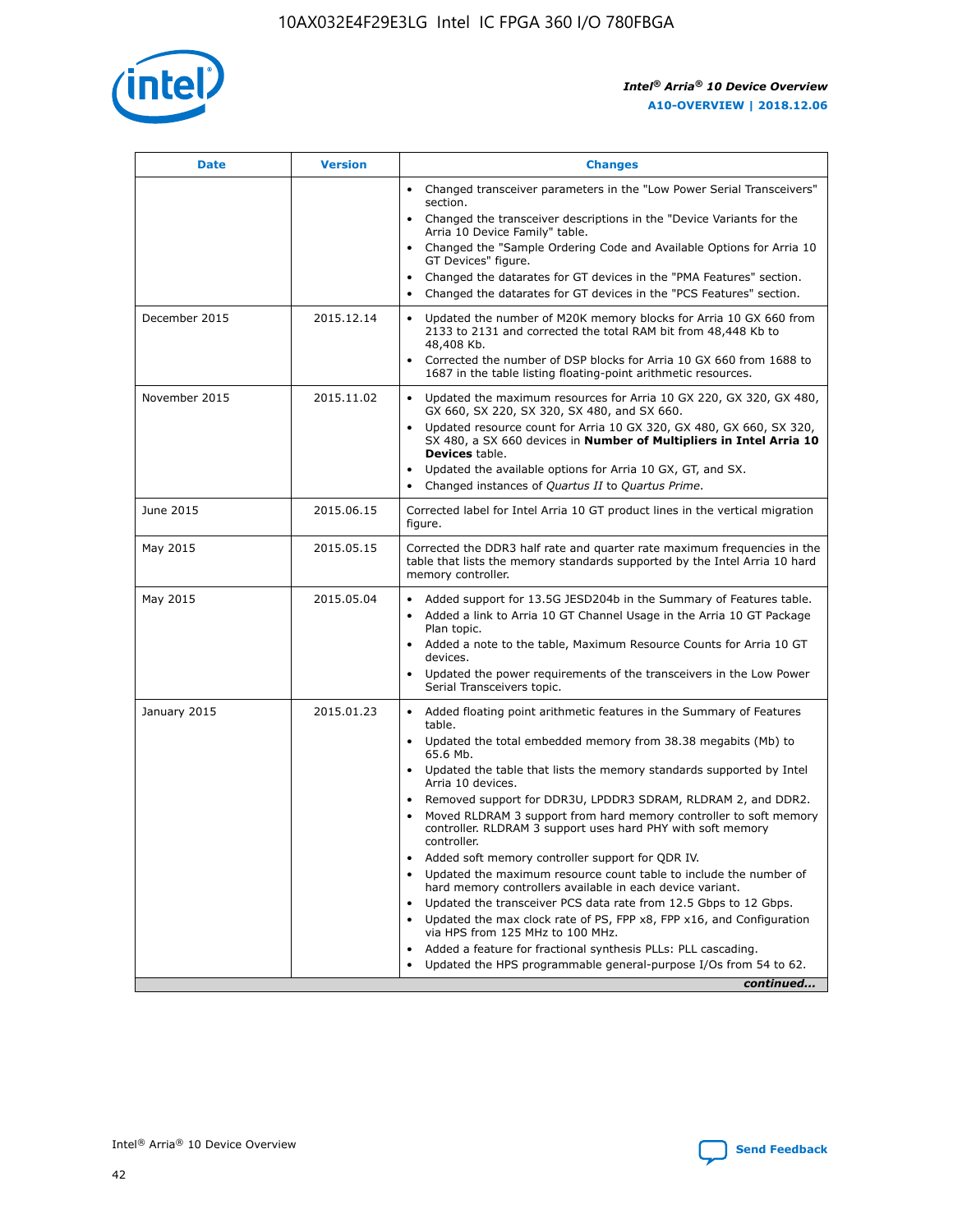| Date | Version | Changes |
| --- | --- | --- |
| | | • Changed transceiver parameters in the "Low Power Serial Transceivers" section.<br>• Changed the transceiver descriptions in the "Device Variants for the Arria 10 Device Family" table.<br>• Changed the "Sample Ordering Code and Available Options for Arria 10 GT Devices" figure.<br>• Changed the datarates for GT devices in the "PMA Features" section.<br>• Changed the datarates for GT devices in the "PCS Features" section. |
| December 2015 | 2015.12.14 | • Updated the number of M20K memory blocks for Arria 10 GX 660 from 2133 to 2131 and corrected the total RAM bit from 48,448 Kb to 48,408 Kb.<br>• Corrected the number of DSP blocks for Arria 10 GX 660 from 1688 to 1687 in the table listing floating-point arithmetic resources. |
| November 2015 | 2015.11.02 | • Updated the maximum resources for Arria 10 GX 220, GX 320, GX 480, GX 660, SX 220, SX 320, SX 480, and SX 660.<br>• Updated resource count for Arria 10 GX 320, GX 480, GX 660, SX 320, SX 480, a SX 660 devices in **Number of Multipliers in Intel Arria 10 Devices** table.<br>• Updated the available options for Arria 10 GX, GT, and SX.<br>• Changed instances of *Quartus II* to *Quartus Prime*. |
| June 2015 | 2015.06.15 | Corrected label for Intel Arria 10 GT product lines in the vertical migration figure. |
| May 2015 | 2015.05.15 | Corrected the DDR3 half rate and quarter rate maximum frequencies in the table that lists the memory standards supported by the Intel Arria 10 hard memory controller. |
| May 2015 | 2015.05.04 | • Added support for 13.5G JESD204b in the Summary of Features table.<br>• Added a link to Arria 10 GT Channel Usage in the Arria 10 GT Package Plan topic.<br>• Added a note to the table, Maximum Resource Counts for Arria 10 GT devices.<br>• Updated the power requirements of the transceivers in the Low Power Serial Transceivers topic. |
| January 2015 | 2015.01.23 | • Added floating point arithmetic features in the Summary of Features table.<br>• Updated the total embedded memory from 38.38 megabits (Mb) to 65.6 Mb.<br>• Updated the table that lists the memory standards supported by Intel Arria 10 devices.<br>• Removed support for DDR3U, LPDDR3 SDRAM, RLDRAM 2, and DDR2.<br>• Moved RLDRAM 3 support from hard memory controller to soft memory controller. RLDRAM 3 support uses hard PHY with soft memory controller.<br>• Added soft memory controller support for QDR IV.<br>• Updated the maximum resource count table to include the number of hard memory controllers available in each device variant.<br>• Updated the transceiver PCS data rate from 12.5 Gbps to 12 Gbps.<br>• Updated the max clock rate of PS, FPP x8, FPP x16, and Configuration via HPS from 125 MHz to 100 MHz.<br>• Added a feature for fractional synthesis PLLs: PLL cascading.<br>• Updated the HPS programmable general-purpose I/Os from 54 to 62. |

*continued...*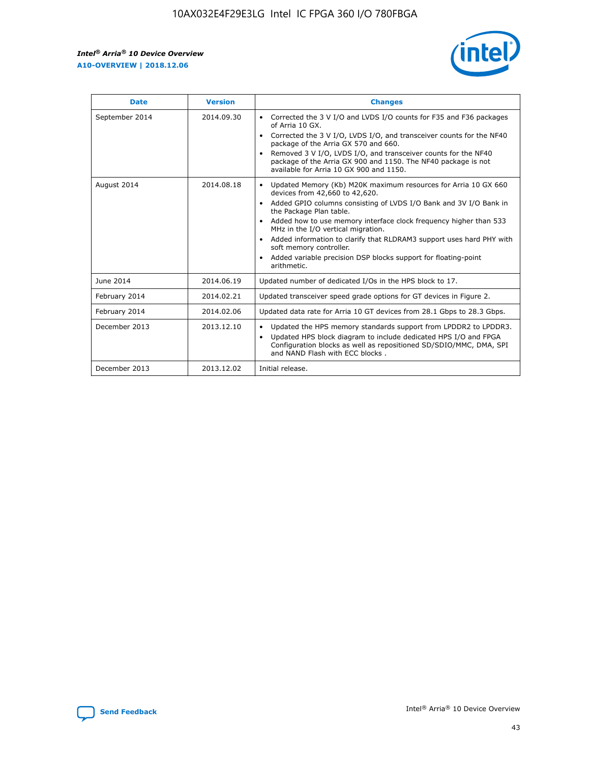| Date | Version | Changes |
| --- | --- | --- |
| September 2014 | 2014.09.30 | • Corrected the 3 V I/O and LVDS I/O counts for F35 and F36 packages of Arria 10 GX.<br>• Corrected the 3 V I/O, LVDS I/O, and transceiver counts for the NF40 package of the Arria GX 570 and 660.<br>• Removed 3 V I/O, LVDS I/O, and transceiver counts for the NF40 package of the Arria GX 900 and 1150. The NF40 package is not available for Arria 10 GX 900 and 1150. |
| August 2014 | 2014.08.18 | • Updated Memory (Kb) M20K maximum resources for Arria 10 GX 660 devices from 42,660 to 42,620.<br>• Added GPIO columns consisting of LVDS I/O Bank and 3V I/O Bank in the Package Plan table.<br>• Added how to use memory interface clock frequency higher than 533 MHz in the I/O vertical migration.<br>• Added information to clarify that RLDRAM3 support uses hard PHY with soft memory controller.<br>• Added variable precision DSP blocks support for floating-point arithmetic. |
| June 2014 | 2014.06.19 | Updated number of dedicated I/Os in the HPS block to 17. |
| February 2014 | 2014.02.21 | Updated transceiver speed grade options for GT devices in Figure 2. |
| February 2014 | 2014.02.06 | Updated data rate for Arria 10 GT devices from 28.1 Gbps to 28.3 Gbps. |
| December 2013 | 2013.12.10 | • Updated the HPS memory standards support from LPDDR2 to LPDDR3.<br>• Updated HPS block diagram to include dedicated HPS I/O and FPGA Configuration blocks as well as repositioned SD/SDIO/MMC, DMA, SPI and NAND Flash with ECC blocks . |
| December 2013 | 2013.12.02 | Initial release. |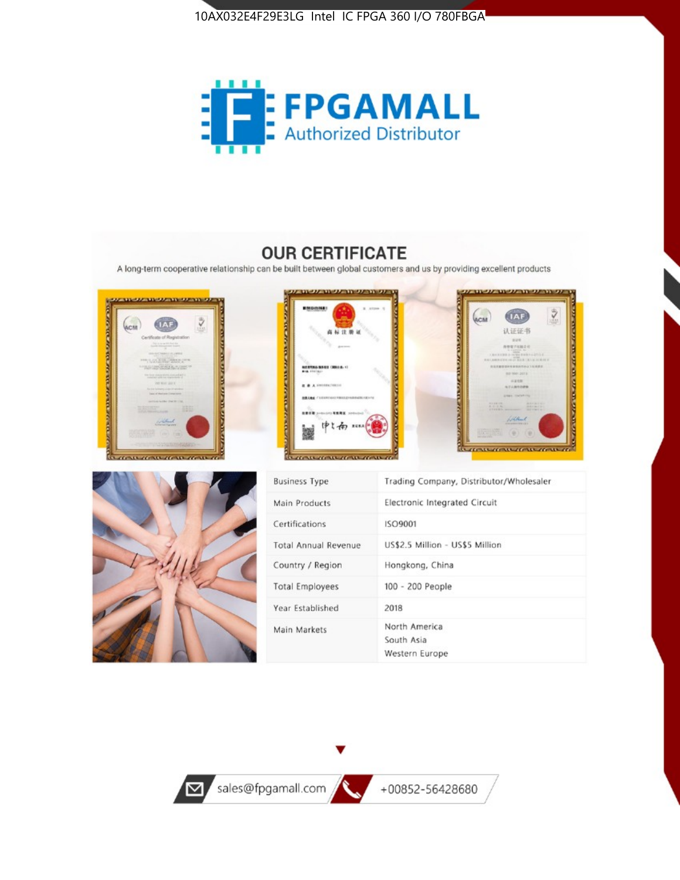FPGAMALL
Authorized Distributor

## OUR CERTIFICATE

A long-term cooperative relationship can be built between global customers and us by providing excellent products

| | |
|---|---|
| Business Type | Trading Company, Distributor/Wholesaler |
| Main Products | Electronic Integrated Circuit |
| Certifications | ISO9001 |
| Total Annual Revenue | US$2.5 Million - US$5 Million |
| Country / Region | Hongkong, China |
| Total Employees | 100 - 200 People |
| Year Established | 2018 |
| Main Markets | North America<br>South Asia<br>Western Europe |

sales@fpgamall.com

+00852-56428680